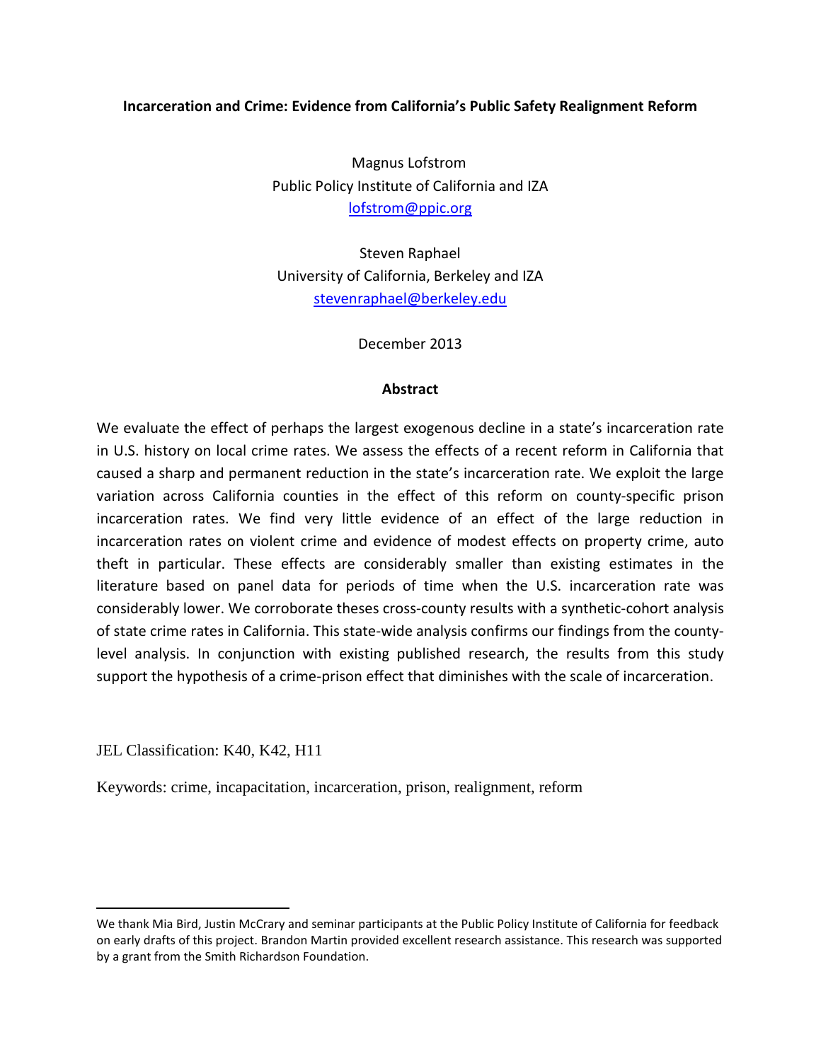# Incarceration and Crime: Evidence from California's Public Safety Realignment Reform

Magnus Lofstrom
Public Policy Institute of California and IZA
lofstrom@ppic.org

Steven Raphael
University of California, Berkeley and IZA
stevenraphael@berkeley.edu

December 2013

## Abstract

We evaluate the effect of perhaps the largest exogenous decline in a state's incarceration rate in U.S. history on local crime rates. We assess the effects of a recent reform in California that caused a sharp and permanent reduction in the state's incarceration rate. We exploit the large variation across California counties in the effect of this reform on county-specific prison incarceration rates. We find very little evidence of an effect of the large reduction in incarceration rates on violent crime and evidence of modest effects on property crime, auto theft in particular. These effects are considerably smaller than existing estimates in the literature based on panel data for periods of time when the U.S. incarceration rate was considerably lower. We corroborate theses cross-county results with a synthetic-cohort analysis of state crime rates in California. This state-wide analysis confirms our findings from the county-level analysis. In conjunction with existing published research, the results from this study support the hypothesis of a crime-prison effect that diminishes with the scale of incarceration.

JEL Classification: K40, K42, H11

Keywords: crime, incapacitation, incarceration, prison, realignment, reform

---

We thank Mia Bird, Justin McCrary and seminar participants at the Public Policy Institute of California for feedback on early drafts of this project. Brandon Martin provided excellent research assistance. This research was supported by a grant from the Smith Richardson Foundation.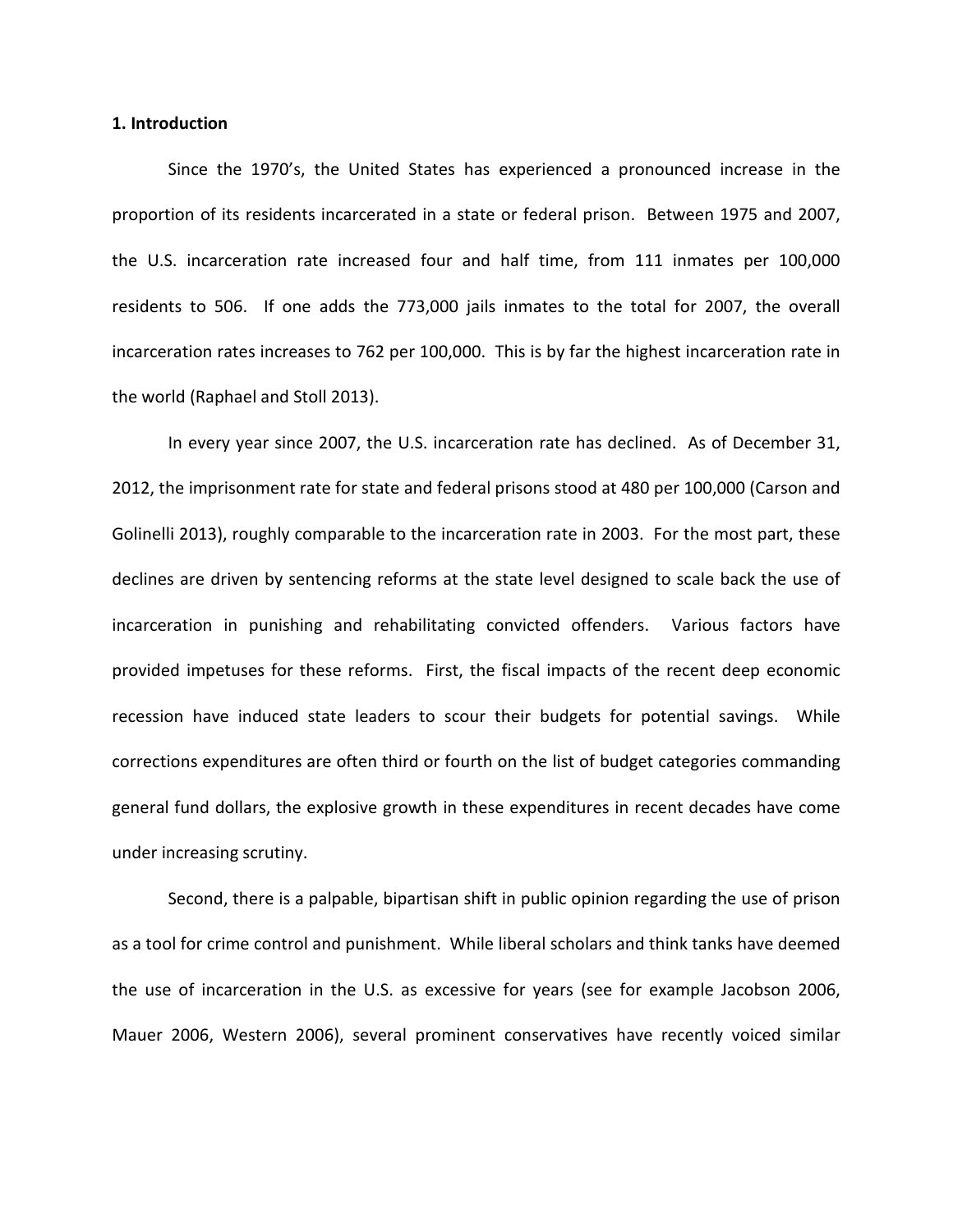**1. Introduction**

Since the 1970's, the United States has experienced a pronounced increase in the proportion of its residents incarcerated in a state or federal prison. Between 1975 and 2007, the U.S. incarceration rate increased four and half time, from 111 inmates per 100,000 residents to 506. If one adds the 773,000 jails inmates to the total for 2007, the overall incarceration rates increases to 762 per 100,000. This is by far the highest incarceration rate in the world (Raphael and Stoll 2013).

In every year since 2007, the U.S. incarceration rate has declined. As of December 31, 2012, the imprisonment rate for state and federal prisons stood at 480 per 100,000 (Carson and Golinelli 2013), roughly comparable to the incarceration rate in 2003. For the most part, these declines are driven by sentencing reforms at the state level designed to scale back the use of incarceration in punishing and rehabilitating convicted offenders. Various factors have provided impetuses for these reforms. First, the fiscal impacts of the recent deep economic recession have induced state leaders to scour their budgets for potential savings. While corrections expenditures are often third or fourth on the list of budget categories commanding general fund dollars, the explosive growth in these expenditures in recent decades have come under increasing scrutiny.

Second, there is a palpable, bipartisan shift in public opinion regarding the use of prison as a tool for crime control and punishment. While liberal scholars and think tanks have deemed the use of incarceration in the U.S. as excessive for years (see for example Jacobson 2006, Mauer 2006, Western 2006), several prominent conservatives have recently voiced similar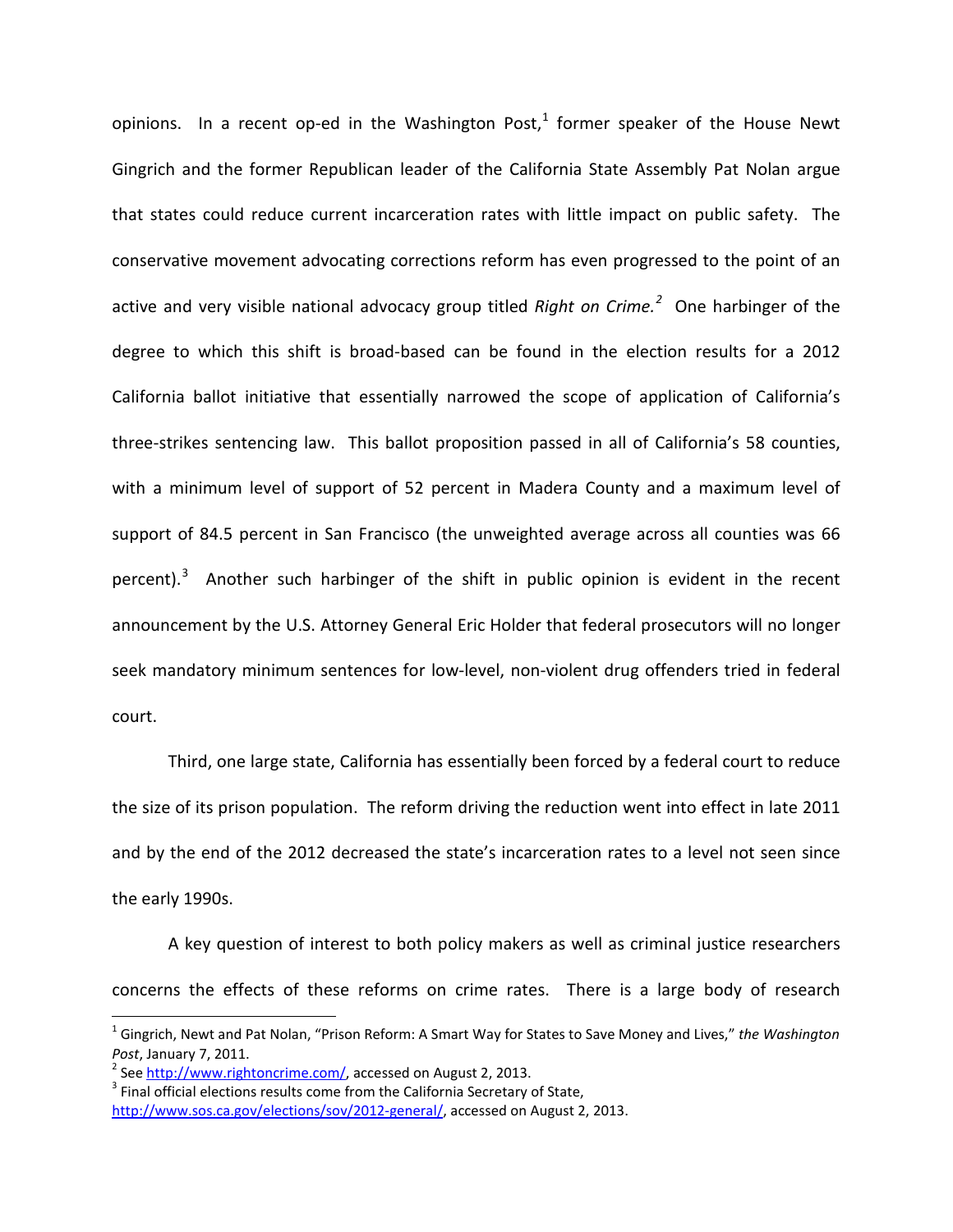opinions. In a recent op-ed in the Washington Post,[1] former speaker of the House Newt Gingrich and the former Republican leader of the California State Assembly Pat Nolan argue that states could reduce current incarceration rates with little impact on public safety. The conservative movement advocating corrections reform has even progressed to the point of an active and very visible national advocacy group titled *Right on Crime.*[2] One harbinger of the degree to which this shift is broad-based can be found in the election results for a 2012 California ballot initiative that essentially narrowed the scope of application of California's three-strikes sentencing law. This ballot proposition passed in all of California's 58 counties, with a minimum level of support of 52 percent in Madera County and a maximum level of support of 84.5 percent in San Francisco (the unweighted average across all counties was 66 percent).[3] Another such harbinger of the shift in public opinion is evident in the recent announcement by the U.S. Attorney General Eric Holder that federal prosecutors will no longer seek mandatory minimum sentences for low-level, non-violent drug offenders tried in federal court.

Third, one large state, California has essentially been forced by a federal court to reduce the size of its prison population. The reform driving the reduction went into effect in late 2011 and by the end of the 2012 decreased the state's incarceration rates to a level not seen since the early 1990s.

A key question of interest to both policy makers as well as criminal justice researchers concerns the effects of these reforms on crime rates. There is a large body of research

---

[1] Gingrich, Newt and Pat Nolan, "Prison Reform: A Smart Way for States to Save Money and Lives," *the Washington Post*, January 7, 2011.

[2] See http://www.rightoncrime.com/, accessed on August 2, 2013.

[3] Final official elections results come from the California Secretary of State, http://www.sos.ca.gov/elections/sov/2012-general/, accessed on August 2, 2013.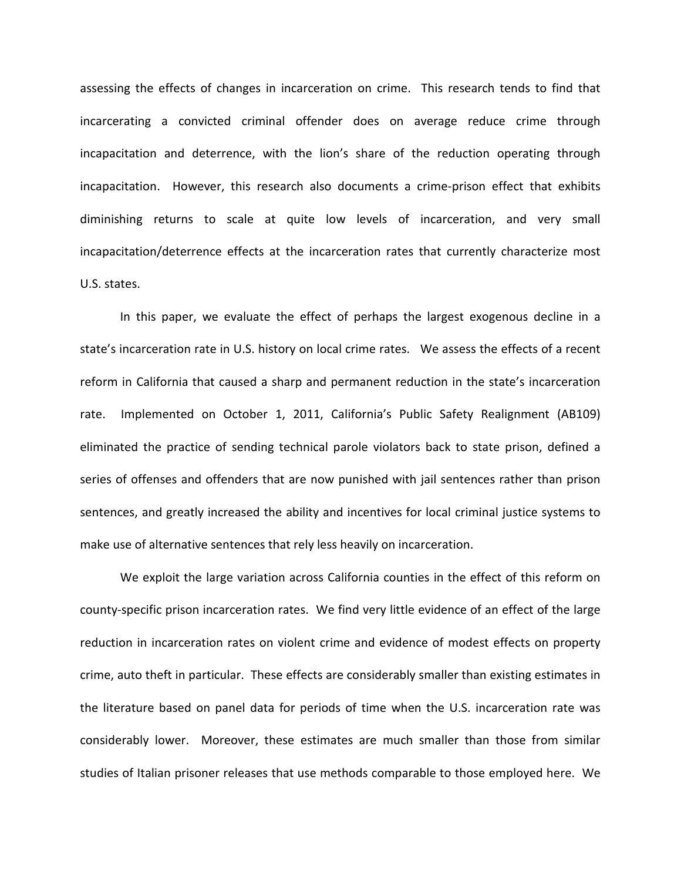assessing the effects of changes in incarceration on crime. This research tends to find that incarcerating a convicted criminal offender does on average reduce crime through incapacitation and deterrence, with the lion's share of the reduction operating through incapacitation. However, this research also documents a crime-prison effect that exhibits diminishing returns to scale at quite low levels of incarceration, and very small incapacitation/deterrence effects at the incarceration rates that currently characterize most U.S. states.

In this paper, we evaluate the effect of perhaps the largest exogenous decline in a state's incarceration rate in U.S. history on local crime rates. We assess the effects of a recent reform in California that caused a sharp and permanent reduction in the state's incarceration rate. Implemented on October 1, 2011, California's Public Safety Realignment (AB109) eliminated the practice of sending technical parole violators back to state prison, defined a series of offenses and offenders that are now punished with jail sentences rather than prison sentences, and greatly increased the ability and incentives for local criminal justice systems to make use of alternative sentences that rely less heavily on incarceration.

We exploit the large variation across California counties in the effect of this reform on county-specific prison incarceration rates. We find very little evidence of an effect of the large reduction in incarceration rates on violent crime and evidence of modest effects on property crime, auto theft in particular. These effects are considerably smaller than existing estimates in the literature based on panel data for periods of time when the U.S. incarceration rate was considerably lower. Moreover, these estimates are much smaller than those from similar studies of Italian prisoner releases that use methods comparable to those employed here. We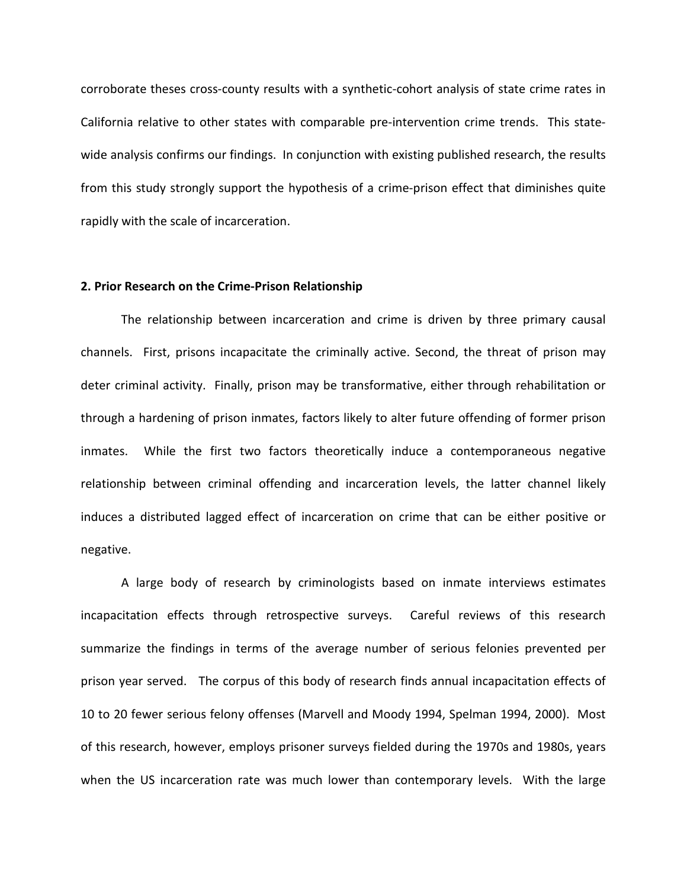corroborate theses cross-county results with a synthetic-cohort analysis of state crime rates in California relative to other states with comparable pre-intervention crime trends. This state-wide analysis confirms our findings. In conjunction with existing published research, the results from this study strongly support the hypothesis of a crime-prison effect that diminishes quite rapidly with the scale of incarceration.

## 2. Prior Research on the Crime-Prison Relationship

The relationship between incarceration and crime is driven by three primary causal channels. First, prisons incapacitate the criminally active. Second, the threat of prison may deter criminal activity. Finally, prison may be transformative, either through rehabilitation or through a hardening of prison inmates, factors likely to alter future offending of former prison inmates. While the first two factors theoretically induce a contemporaneous negative relationship between criminal offending and incarceration levels, the latter channel likely induces a distributed lagged effect of incarceration on crime that can be either positive or negative.

A large body of research by criminologists based on inmate interviews estimates incapacitation effects through retrospective surveys. Careful reviews of this research summarize the findings in terms of the average number of serious felonies prevented per prison year served. The corpus of this body of research finds annual incapacitation effects of 10 to 20 fewer serious felony offenses (Marvell and Moody 1994, Spelman 1994, 2000). Most of this research, however, employs prisoner surveys fielded during the 1970s and 1980s, years when the US incarceration rate was much lower than contemporary levels. With the large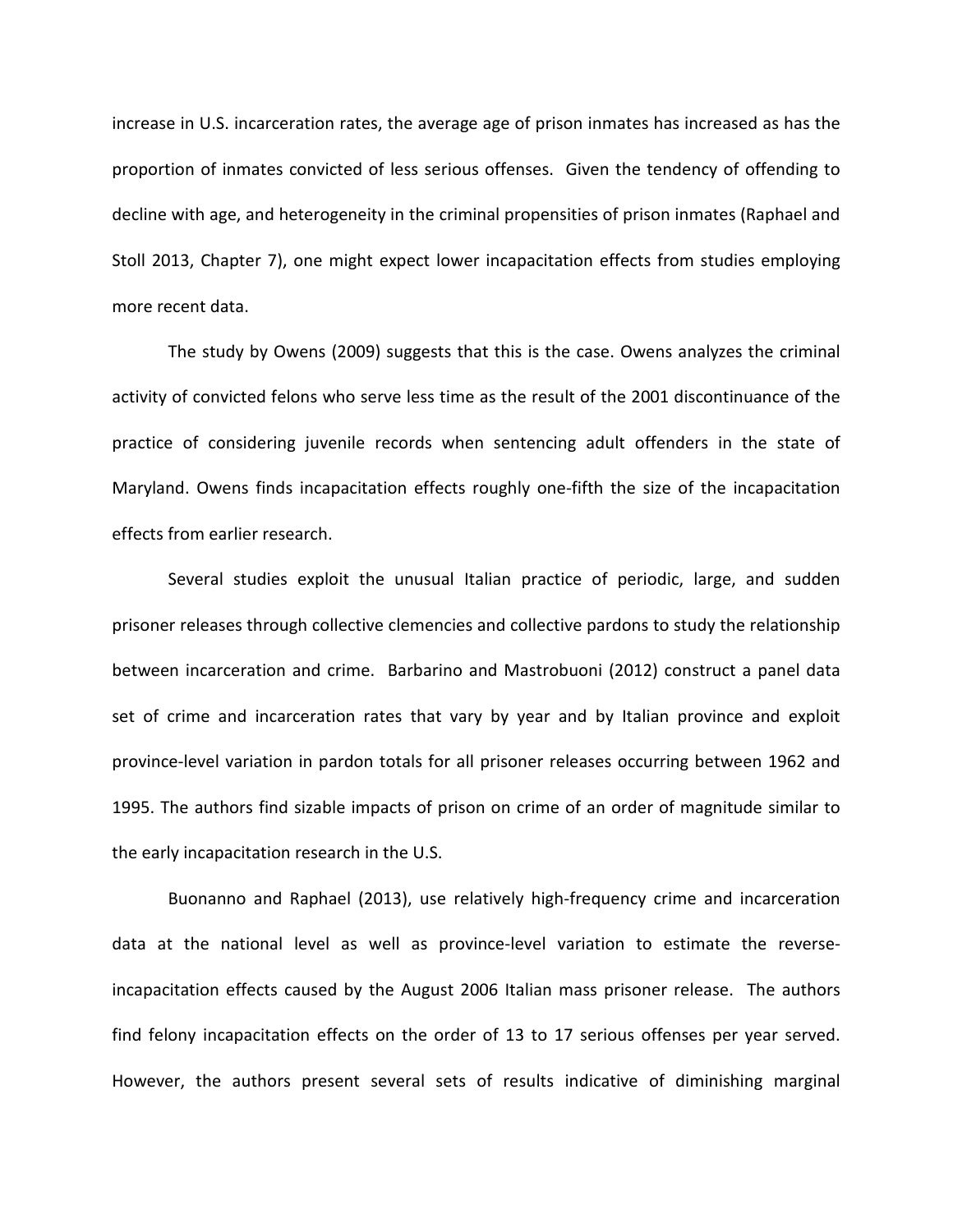increase in U.S. incarceration rates, the average age of prison inmates has increased as has the proportion of inmates convicted of less serious offenses. Given the tendency of offending to decline with age, and heterogeneity in the criminal propensities of prison inmates (Raphael and Stoll 2013, Chapter 7), one might expect lower incapacitation effects from studies employing more recent data.

The study by Owens (2009) suggests that this is the case. Owens analyzes the criminal activity of convicted felons who serve less time as the result of the 2001 discontinuance of the practice of considering juvenile records when sentencing adult offenders in the state of Maryland. Owens finds incapacitation effects roughly one-fifth the size of the incapacitation effects from earlier research.

Several studies exploit the unusual Italian practice of periodic, large, and sudden prisoner releases through collective clemencies and collective pardons to study the relationship between incarceration and crime. Barbarino and Mastrobuoni (2012) construct a panel data set of crime and incarceration rates that vary by year and by Italian province and exploit province-level variation in pardon totals for all prisoner releases occurring between 1962 and 1995. The authors find sizable impacts of prison on crime of an order of magnitude similar to the early incapacitation research in the U.S.

Buonanno and Raphael (2013), use relatively high-frequency crime and incarceration data at the national level as well as province-level variation to estimate the reverse-incapacitation effects caused by the August 2006 Italian mass prisoner release. The authors find felony incapacitation effects on the order of 13 to 17 serious offenses per year served. However, the authors present several sets of results indicative of diminishing marginal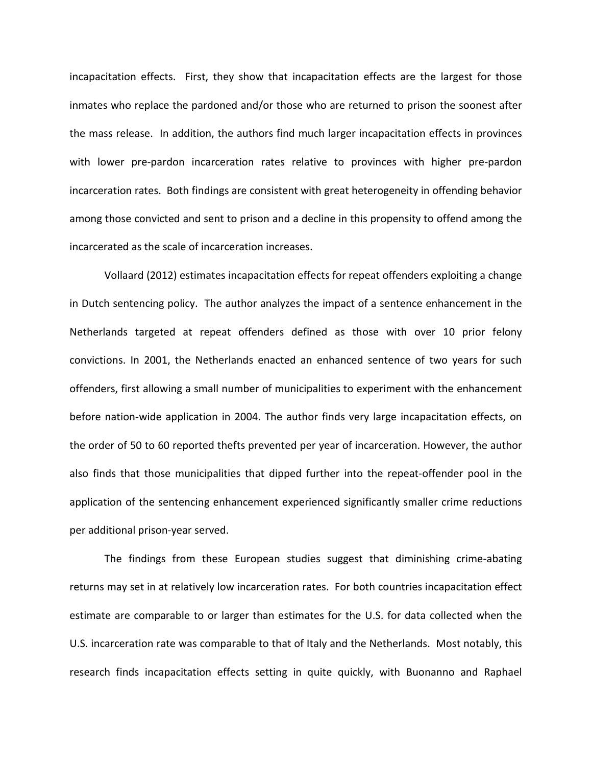incapacitation effects. First, they show that incapacitation effects are the largest for those inmates who replace the pardoned and/or those who are returned to prison the soonest after the mass release. In addition, the authors find much larger incapacitation effects in provinces with lower pre-pardon incarceration rates relative to provinces with higher pre-pardon incarceration rates. Both findings are consistent with great heterogeneity in offending behavior among those convicted and sent to prison and a decline in this propensity to offend among the incarcerated as the scale of incarceration increases.

Vollaard (2012) estimates incapacitation effects for repeat offenders exploiting a change in Dutch sentencing policy. The author analyzes the impact of a sentence enhancement in the Netherlands targeted at repeat offenders defined as those with over 10 prior felony convictions. In 2001, the Netherlands enacted an enhanced sentence of two years for such offenders, first allowing a small number of municipalities to experiment with the enhancement before nation-wide application in 2004. The author finds very large incapacitation effects, on the order of 50 to 60 reported thefts prevented per year of incarceration. However, the author also finds that those municipalities that dipped further into the repeat-offender pool in the application of the sentencing enhancement experienced significantly smaller crime reductions per additional prison-year served.

The findings from these European studies suggest that diminishing crime-abating returns may set in at relatively low incarceration rates. For both countries incapacitation effect estimate are comparable to or larger than estimates for the U.S. for data collected when the U.S. incarceration rate was comparable to that of Italy and the Netherlands. Most notably, this research finds incapacitation effects setting in quite quickly, with Buonanno and Raphael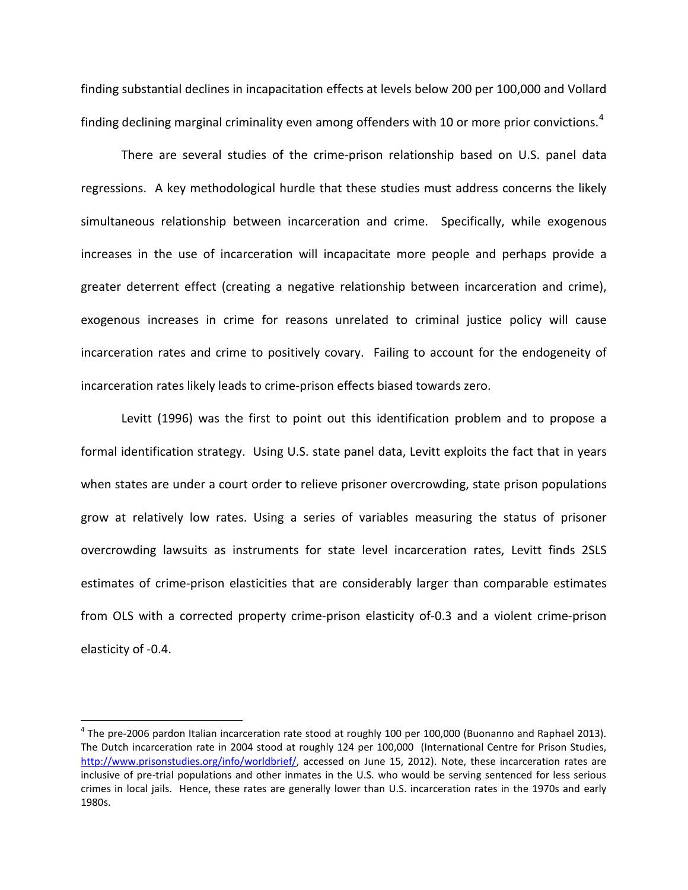finding substantial declines in incapacitation effects at levels below 200 per 100,000 and Vollard finding declining marginal criminality even among offenders with 10 or more prior convictions.[4]

There are several studies of the crime-prison relationship based on U.S. panel data regressions. A key methodological hurdle that these studies must address concerns the likely simultaneous relationship between incarceration and crime. Specifically, while exogenous increases in the use of incarceration will incapacitate more people and perhaps provide a greater deterrent effect (creating a negative relationship between incarceration and crime), exogenous increases in crime for reasons unrelated to criminal justice policy will cause incarceration rates and crime to positively covary. Failing to account for the endogeneity of incarceration rates likely leads to crime-prison effects biased towards zero.

Levitt (1996) was the first to point out this identification problem and to propose a formal identification strategy. Using U.S. state panel data, Levitt exploits the fact that in years when states are under a court order to relieve prisoner overcrowding, state prison populations grow at relatively low rates. Using a series of variables measuring the status of prisoner overcrowding lawsuits as instruments for state level incarceration rates, Levitt finds 2SLS estimates of crime-prison elasticities that are considerably larger than comparable estimates from OLS with a corrected property crime-prison elasticity of-0.3 and a violent crime-prison elasticity of -0.4.

---

[4] The pre-2006 pardon Italian incarceration rate stood at roughly 100 per 100,000 (Buonanno and Raphael 2013). The Dutch incarceration rate in 2004 stood at roughly 124 per 100,000 (International Centre for Prison Studies, http://www.prisonstudies.org/info/worldbrief/, accessed on June 15, 2012). Note, these incarceration rates are inclusive of pre-trial populations and other inmates in the U.S. who would be serving sentenced for less serious crimes in local jails. Hence, these rates are generally lower than U.S. incarceration rates in the 1970s and early 1980s.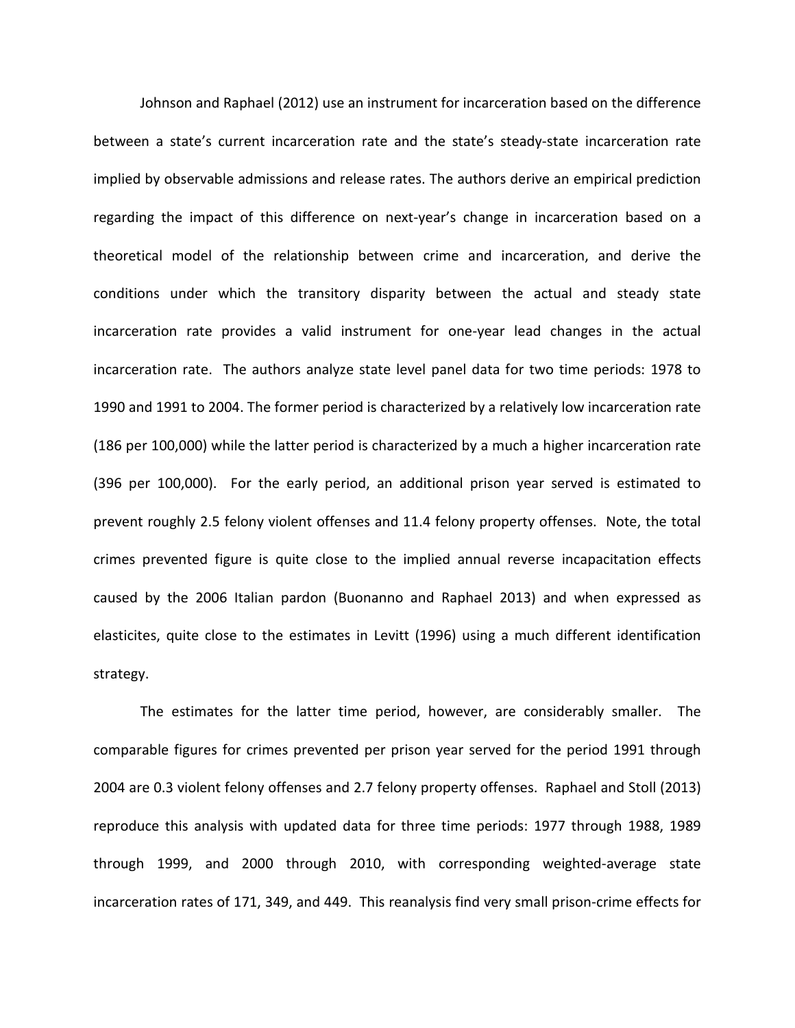Johnson and Raphael (2012) use an instrument for incarceration based on the difference between a state's current incarceration rate and the state's steady-state incarceration rate implied by observable admissions and release rates. The authors derive an empirical prediction regarding the impact of this difference on next-year's change in incarceration based on a theoretical model of the relationship between crime and incarceration, and derive the conditions under which the transitory disparity between the actual and steady state incarceration rate provides a valid instrument for one-year lead changes in the actual incarceration rate. The authors analyze state level panel data for two time periods: 1978 to 1990 and 1991 to 2004. The former period is characterized by a relatively low incarceration rate (186 per 100,000) while the latter period is characterized by a much a higher incarceration rate (396 per 100,000). For the early period, an additional prison year served is estimated to prevent roughly 2.5 felony violent offenses and 11.4 felony property offenses. Note, the total crimes prevented figure is quite close to the implied annual reverse incapacitation effects caused by the 2006 Italian pardon (Buonanno and Raphael 2013) and when expressed as elasticites, quite close to the estimates in Levitt (1996) using a much different identification strategy.

The estimates for the latter time period, however, are considerably smaller. The comparable figures for crimes prevented per prison year served for the period 1991 through 2004 are 0.3 violent felony offenses and 2.7 felony property offenses. Raphael and Stoll (2013) reproduce this analysis with updated data for three time periods: 1977 through 1988, 1989 through 1999, and 2000 through 2010, with corresponding weighted-average state incarceration rates of 171, 349, and 449. This reanalysis find very small prison-crime effects for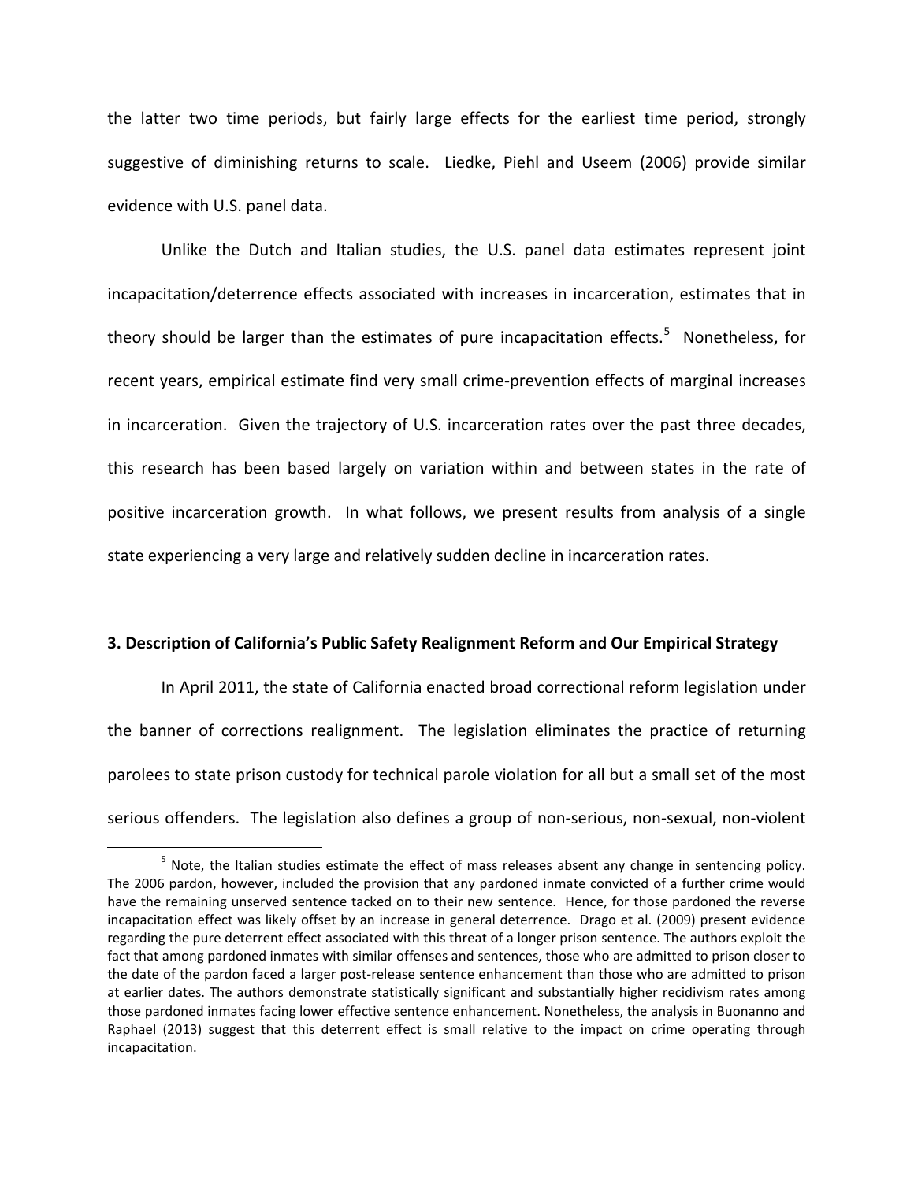the latter two time periods, but fairly large effects for the earliest time period, strongly suggestive of diminishing returns to scale. Liedke, Piehl and Useem (2006) provide similar evidence with U.S. panel data.

Unlike the Dutch and Italian studies, the U.S. panel data estimates represent joint incapacitation/deterrence effects associated with increases in incarceration, estimates that in theory should be larger than the estimates of pure incapacitation effects.[5] Nonetheless, for recent years, empirical estimate find very small crime-prevention effects of marginal increases in incarceration. Given the trajectory of U.S. incarceration rates over the past three decades, this research has been based largely on variation within and between states in the rate of positive incarceration growth. In what follows, we present results from analysis of a single state experiencing a very large and relatively sudden decline in incarceration rates.

## 3. Description of California's Public Safety Realignment Reform and Our Empirical Strategy

In April 2011, the state of California enacted broad correctional reform legislation under the banner of corrections realignment. The legislation eliminates the practice of returning parolees to state prison custody for technical parole violation for all but a small set of the most serious offenders. The legislation also defines a group of non-serious, non-sexual, non-violent

[5] Note, the Italian studies estimate the effect of mass releases absent any change in sentencing policy. The 2006 pardon, however, included the provision that any pardoned inmate convicted of a further crime would have the remaining unserved sentence tacked on to their new sentence. Hence, for those pardoned the reverse incapacitation effect was likely offset by an increase in general deterrence. Drago et al. (2009) present evidence regarding the pure deterrent effect associated with this threat of a longer prison sentence. The authors exploit the fact that among pardoned inmates with similar offenses and sentences, those who are admitted to prison closer to the date of the pardon faced a larger post-release sentence enhancement than those who are admitted to prison at earlier dates. The authors demonstrate statistically significant and substantially higher recidivism rates among those pardoned inmates facing lower effective sentence enhancement. Nonetheless, the analysis in Buonanno and Raphael (2013) suggest that this deterrent effect is small relative to the impact on crime operating through incapacitation.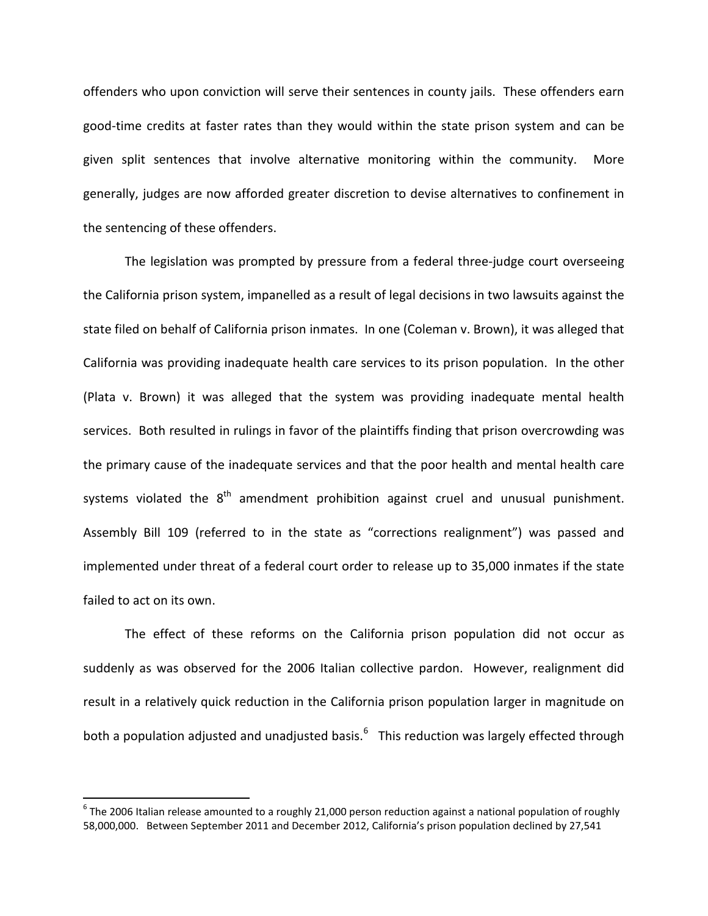offenders who upon conviction will serve their sentences in county jails. These offenders earn good-time credits at faster rates than they would within the state prison system and can be given split sentences that involve alternative monitoring within the community. More generally, judges are now afforded greater discretion to devise alternatives to confinement in the sentencing of these offenders.

The legislation was prompted by pressure from a federal three-judge court overseeing the California prison system, impanelled as a result of legal decisions in two lawsuits against the state filed on behalf of California prison inmates. In one (Coleman v. Brown), it was alleged that California was providing inadequate health care services to its prison population. In the other (Plata v. Brown) it was alleged that the system was providing inadequate mental health services. Both resulted in rulings in favor of the plaintiffs finding that prison overcrowding was the primary cause of the inadequate services and that the poor health and mental health care systems violated the 8th amendment prohibition against cruel and unusual punishment. Assembly Bill 109 (referred to in the state as "corrections realignment") was passed and implemented under threat of a federal court order to release up to 35,000 inmates if the state failed to act on its own.

The effect of these reforms on the California prison population did not occur as suddenly as was observed for the 2006 Italian collective pardon. However, realignment did result in a relatively quick reduction in the California prison population larger in magnitude on both a population adjusted and unadjusted basis.[6] This reduction was largely effected through

[6] The 2006 Italian release amounted to a roughly 21,000 person reduction against a national population of roughly 58,000,000. Between September 2011 and December 2012, California's prison population declined by 27,541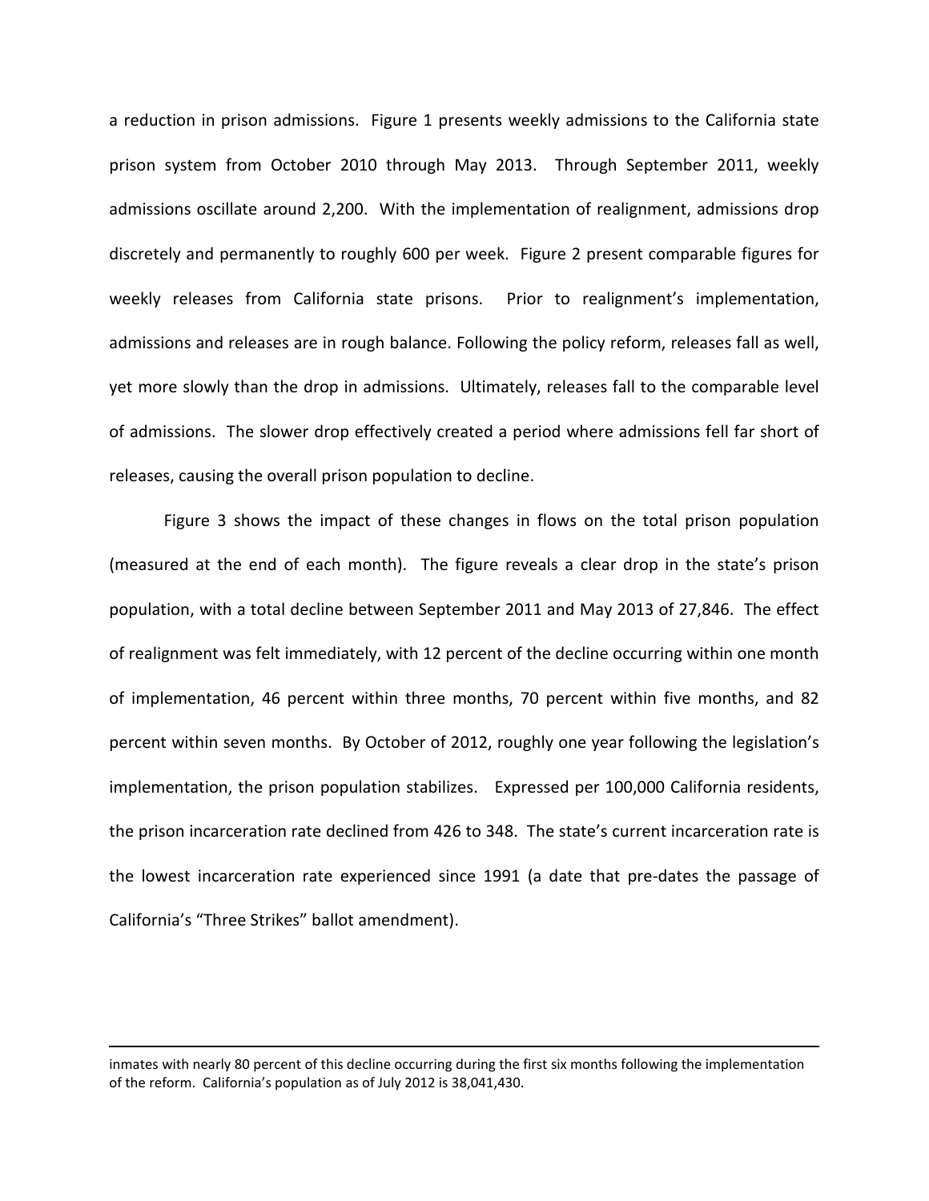a reduction in prison admissions. Figure 1 presents weekly admissions to the California state prison system from October 2010 through May 2013. Through September 2011, weekly admissions oscillate around 2,200. With the implementation of realignment, admissions drop discretely and permanently to roughly 600 per week. Figure 2 present comparable figures for weekly releases from California state prisons. Prior to realignment's implementation, admissions and releases are in rough balance. Following the policy reform, releases fall as well, yet more slowly than the drop in admissions. Ultimately, releases fall to the comparable level of admissions. The slower drop effectively created a period where admissions fell far short of releases, causing the overall prison population to decline.

Figure 3 shows the impact of these changes in flows on the total prison population (measured at the end of each month). The figure reveals a clear drop in the state's prison population, with a total decline between September 2011 and May 2013 of 27,846. The effect of realignment was felt immediately, with 12 percent of the decline occurring within one month of implementation, 46 percent within three months, 70 percent within five months, and 82 percent within seven months. By October of 2012, roughly one year following the legislation's implementation, the prison population stabilizes. Expressed per 100,000 California residents, the prison incarceration rate declined from 426 to 348. The state's current incarceration rate is the lowest incarceration rate experienced since 1991 (a date that pre-dates the passage of California's "Three Strikes" ballot amendment).

---

inmates with nearly 80 percent of this decline occurring during the first six months following the implementation of the reform. California's population as of July 2012 is 38,041,430.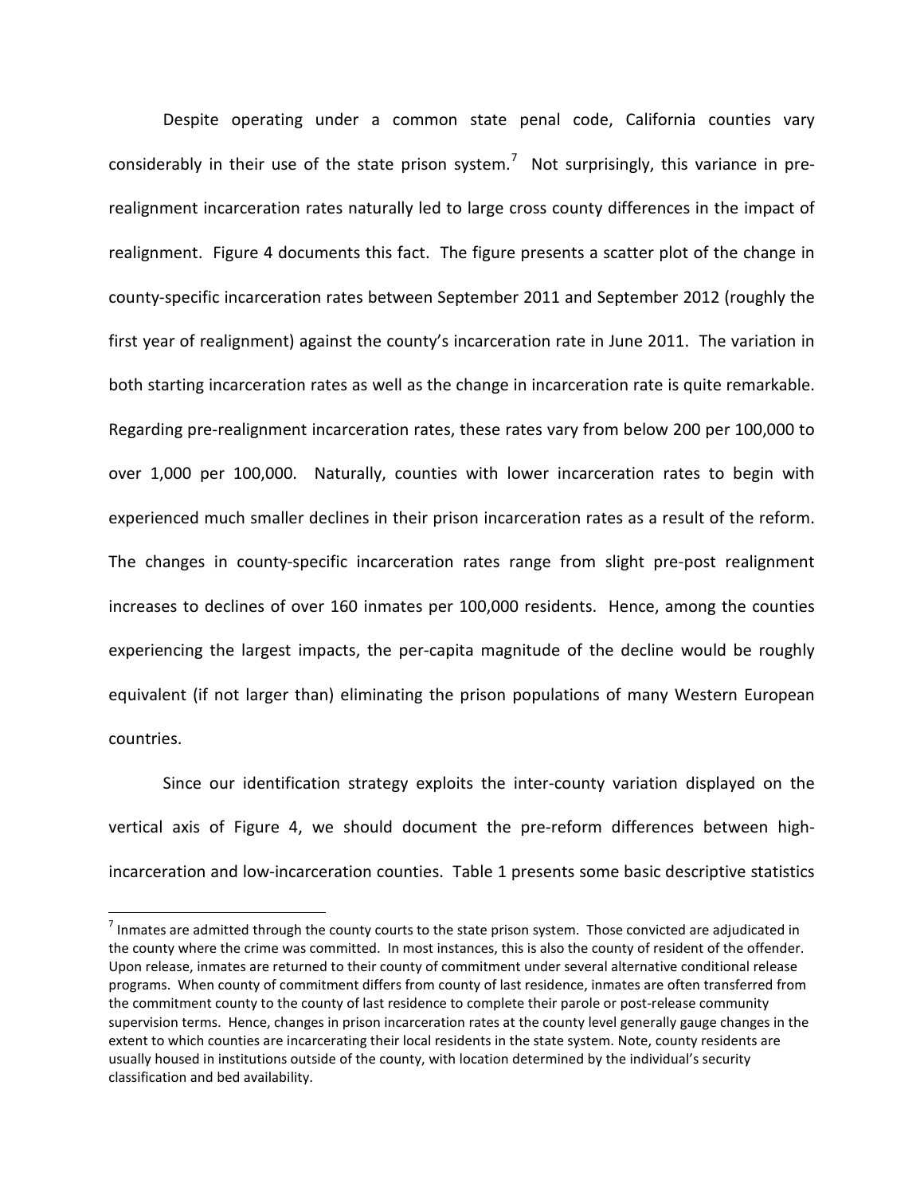Despite operating under a common state penal code, California counties vary considerably in their use of the state prison system.[7] Not surprisingly, this variance in pre-realignment incarceration rates naturally led to large cross county differences in the impact of realignment. Figure 4 documents this fact. The figure presents a scatter plot of the change in county-specific incarceration rates between September 2011 and September 2012 (roughly the first year of realignment) against the county's incarceration rate in June 2011. The variation in both starting incarceration rates as well as the change in incarceration rate is quite remarkable. Regarding pre-realignment incarceration rates, these rates vary from below 200 per 100,000 to over 1,000 per 100,000. Naturally, counties with lower incarceration rates to begin with experienced much smaller declines in their prison incarceration rates as a result of the reform. The changes in county-specific incarceration rates range from slight pre-post realignment increases to declines of over 160 inmates per 100,000 residents. Hence, among the counties experiencing the largest impacts, the per-capita magnitude of the decline would be roughly equivalent (if not larger than) eliminating the prison populations of many Western European countries.

Since our identification strategy exploits the inter-county variation displayed on the vertical axis of Figure 4, we should document the pre-reform differences between high-incarceration and low-incarceration counties. Table 1 presents some basic descriptive statistics

[7] Inmates are admitted through the county courts to the state prison system. Those convicted are adjudicated in the county where the crime was committed. In most instances, this is also the county of resident of the offender. Upon release, inmates are returned to their county of commitment under several alternative conditional release programs. When county of commitment differs from county of last residence, inmates are often transferred from the commitment county to the county of last residence to complete their parole or post-release community supervision terms. Hence, changes in prison incarceration rates at the county level generally gauge changes in the extent to which counties are incarcerating their local residents in the state system. Note, county residents are usually housed in institutions outside of the county, with location determined by the individual's security classification and bed availability.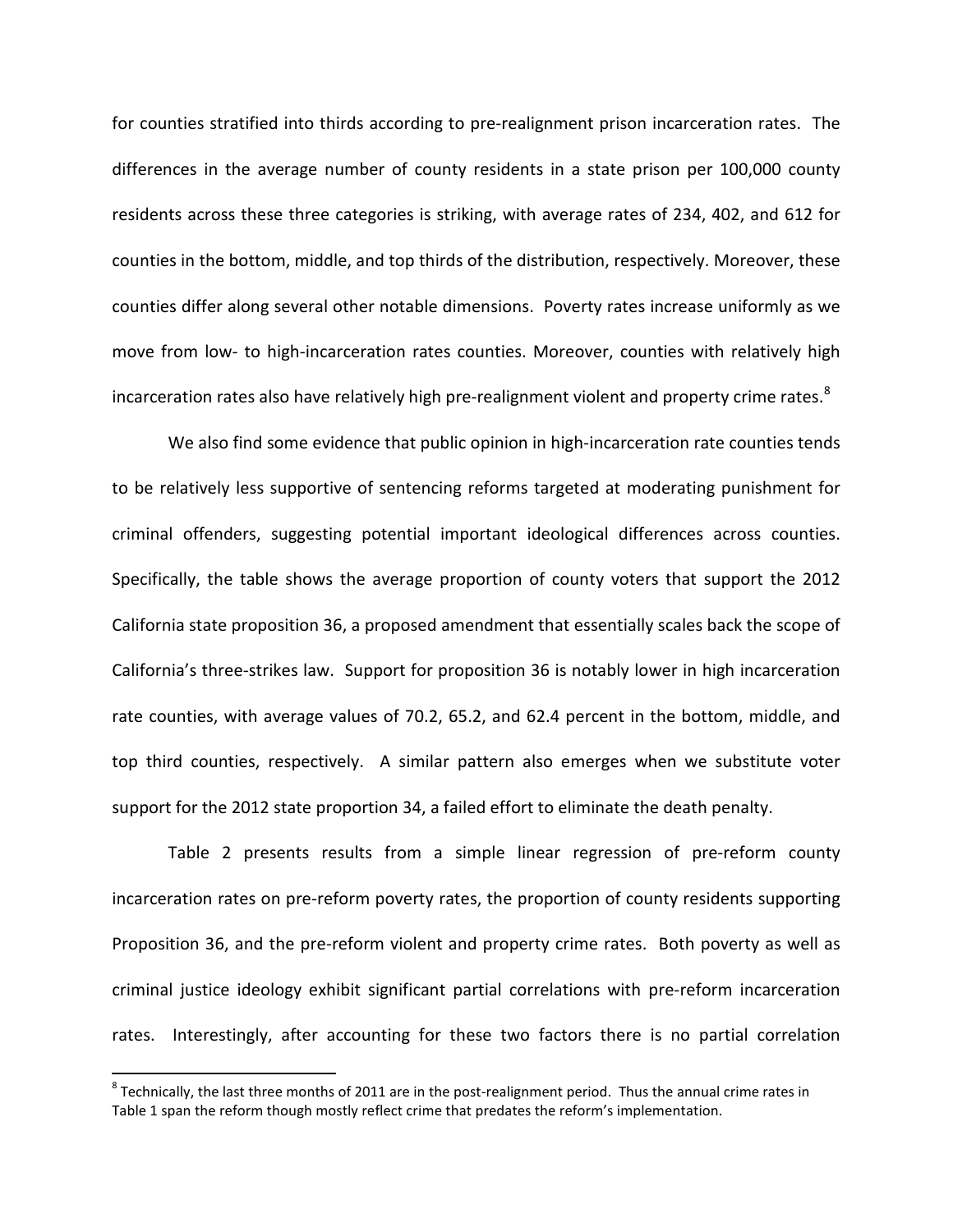for counties stratified into thirds according to pre-realignment prison incarceration rates. The differences in the average number of county residents in a state prison per 100,000 county residents across these three categories is striking, with average rates of 234, 402, and 612 for counties in the bottom, middle, and top thirds of the distribution, respectively. Moreover, these counties differ along several other notable dimensions. Poverty rates increase uniformly as we move from low- to high-incarceration rates counties. Moreover, counties with relatively high incarceration rates also have relatively high pre-realignment violent and property crime rates.[8]

We also find some evidence that public opinion in high-incarceration rate counties tends to be relatively less supportive of sentencing reforms targeted at moderating punishment for criminal offenders, suggesting potential important ideological differences across counties. Specifically, the table shows the average proportion of county voters that support the 2012 California state proposition 36, a proposed amendment that essentially scales back the scope of California's three-strikes law. Support for proposition 36 is notably lower in high incarceration rate counties, with average values of 70.2, 65.2, and 62.4 percent in the bottom, middle, and top third counties, respectively. A similar pattern also emerges when we substitute voter support for the 2012 state proportion 34, a failed effort to eliminate the death penalty.

Table 2 presents results from a simple linear regression of pre-reform county incarceration rates on pre-reform poverty rates, the proportion of county residents supporting Proposition 36, and the pre-reform violent and property crime rates. Both poverty as well as criminal justice ideology exhibit significant partial correlations with pre-reform incarceration rates. Interestingly, after accounting for these two factors there is no partial correlation

[8] Technically, the last three months of 2011 are in the post-realignment period. Thus the annual crime rates in Table 1 span the reform though mostly reflect crime that predates the reform's implementation.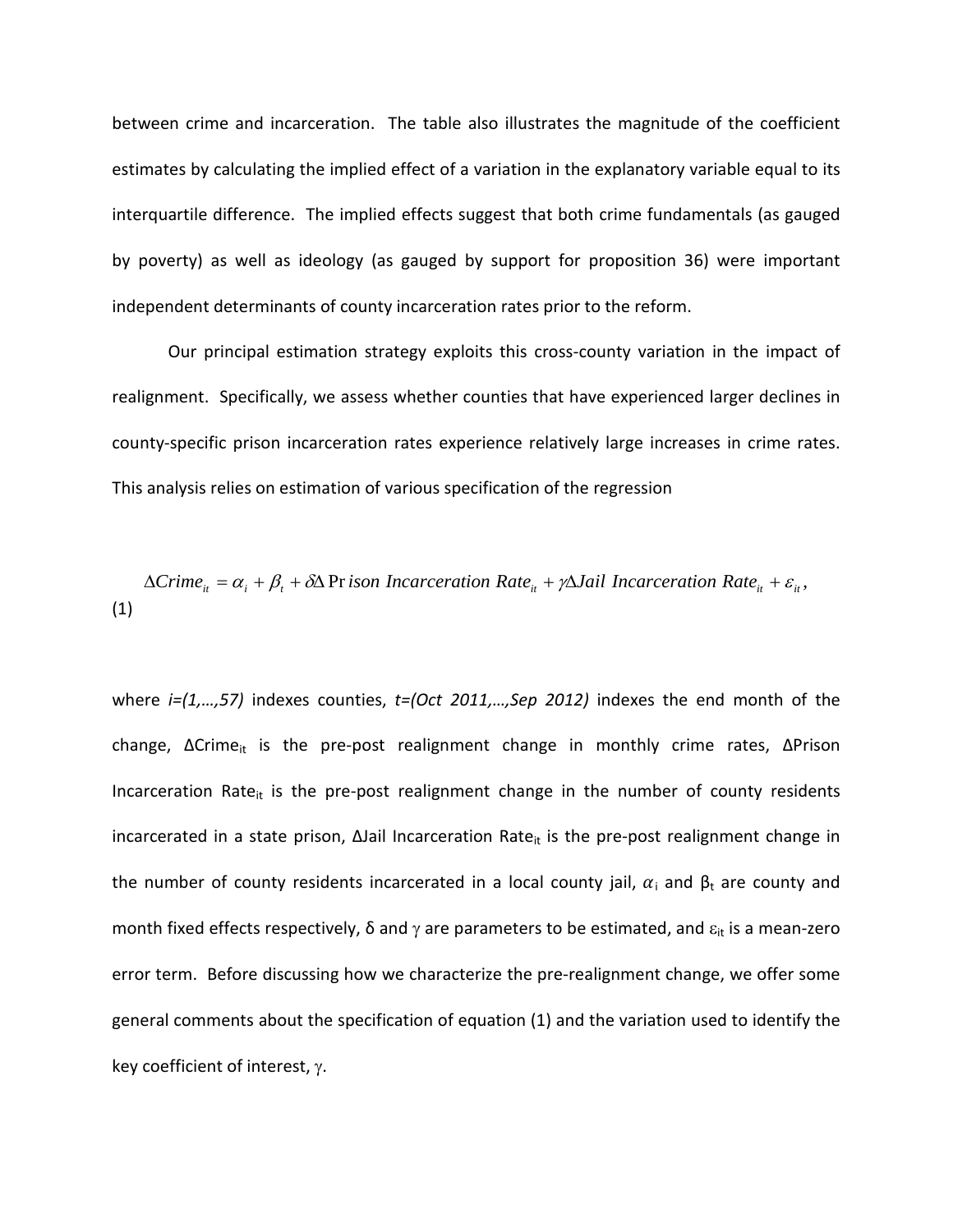between crime and incarceration. The table also illustrates the magnitude of the coefficient estimates by calculating the implied effect of a variation in the explanatory variable equal to its interquartile difference. The implied effects suggest that both crime fundamentals (as gauged by poverty) as well as ideology (as gauged by support for proposition 36) were important independent determinants of county incarceration rates prior to the reform.

Our principal estimation strategy exploits this cross-county variation in the impact of realignment. Specifically, we assess whether counties that have experienced larger declines in county-specific prison incarceration rates experience relatively large increases in crime rates. This analysis relies on estimation of various specification of the regression

$$\Delta Crime_{it} = \alpha_i + \beta_t + \delta \Delta \, Prison\ Incarceration\ Rate_{it} + \gamma \Delta Jail\ Incarceration\ Rate_{it} + \varepsilon_{it}, \tag{1}$$

where *i=(1,…,57)* indexes counties, *t=(Oct 2011,…,Sep 2012)* indexes the end month of the change, $\Delta Crime_{it}$ is the pre-post realignment change in monthly crime rates, $\Delta Prison\ Incarceration\ Rate_{it}$ is the pre-post realignment change in the number of county residents incarcerated in a state prison, $\Delta Jail\ Incarceration\ Rate_{it}$ is the pre-post realignment change in the number of county residents incarcerated in a local county jail, $\alpha_i$ and $\beta_t$ are county and month fixed effects respectively, $\delta$ and $\gamma$ are parameters to be estimated, and $\varepsilon_{it}$ is a mean-zero error term. Before discussing how we characterize the pre-realignment change, we offer some general comments about the specification of equation (1) and the variation used to identify the key coefficient of interest, $\gamma$.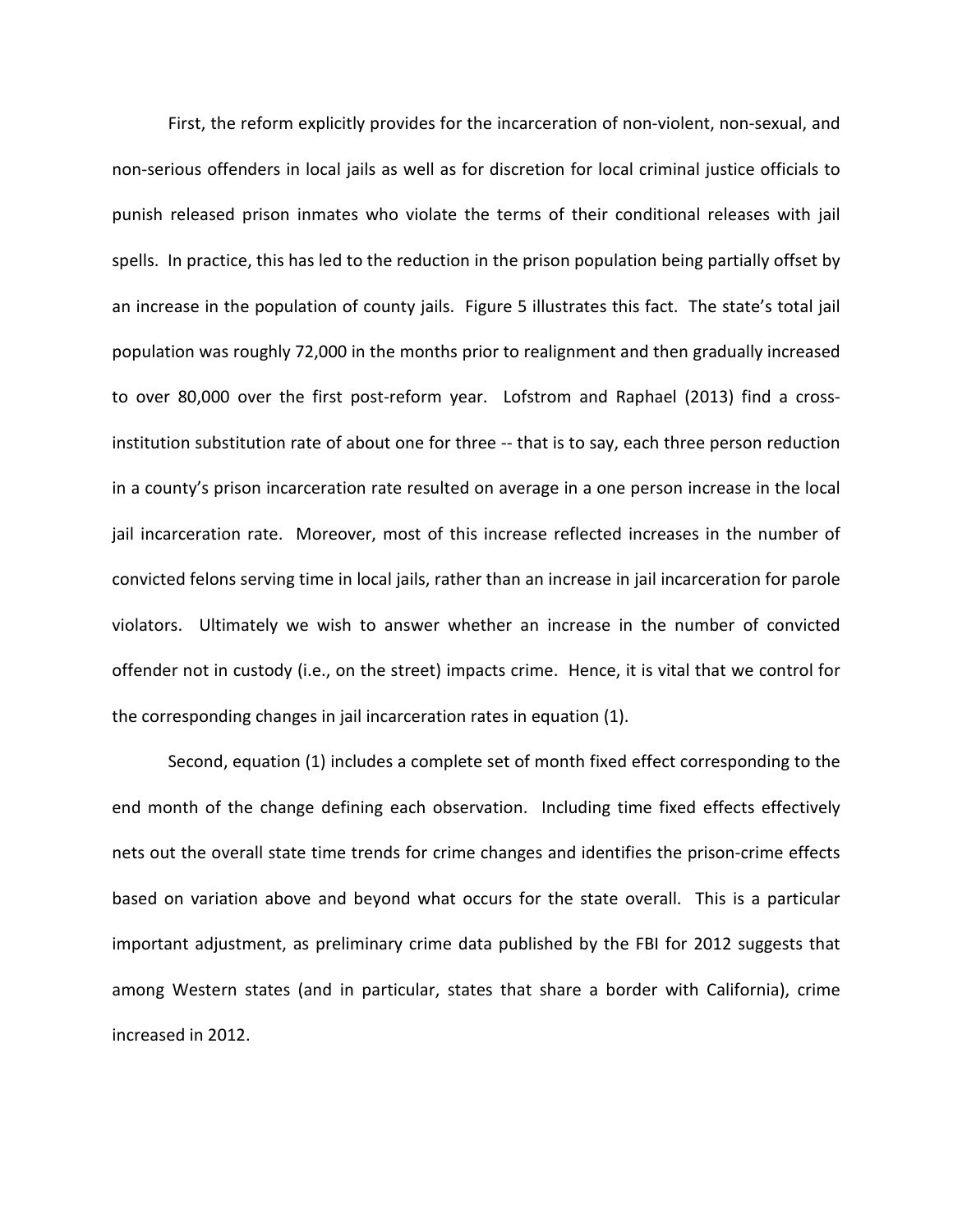First, the reform explicitly provides for the incarceration of non-violent, non-sexual, and non-serious offenders in local jails as well as for discretion for local criminal justice officials to punish released prison inmates who violate the terms of their conditional releases with jail spells. In practice, this has led to the reduction in the prison population being partially offset by an increase in the population of county jails. Figure 5 illustrates this fact. The state's total jail population was roughly 72,000 in the months prior to realignment and then gradually increased to over 80,000 over the first post-reform year. Lofstrom and Raphael (2013) find a cross-institution substitution rate of about one for three -- that is to say, each three person reduction in a county's prison incarceration rate resulted on average in a one person increase in the local jail incarceration rate. Moreover, most of this increase reflected increases in the number of convicted felons serving time in local jails, rather than an increase in jail incarceration for parole violators. Ultimately we wish to answer whether an increase in the number of convicted offender not in custody (i.e., on the street) impacts crime. Hence, it is vital that we control for the corresponding changes in jail incarceration rates in equation (1).

Second, equation (1) includes a complete set of month fixed effect corresponding to the end month of the change defining each observation. Including time fixed effects effectively nets out the overall state time trends for crime changes and identifies the prison-crime effects based on variation above and beyond what occurs for the state overall. This is a particular important adjustment, as preliminary crime data published by the FBI for 2012 suggests that among Western states (and in particular, states that share a border with California), crime increased in 2012.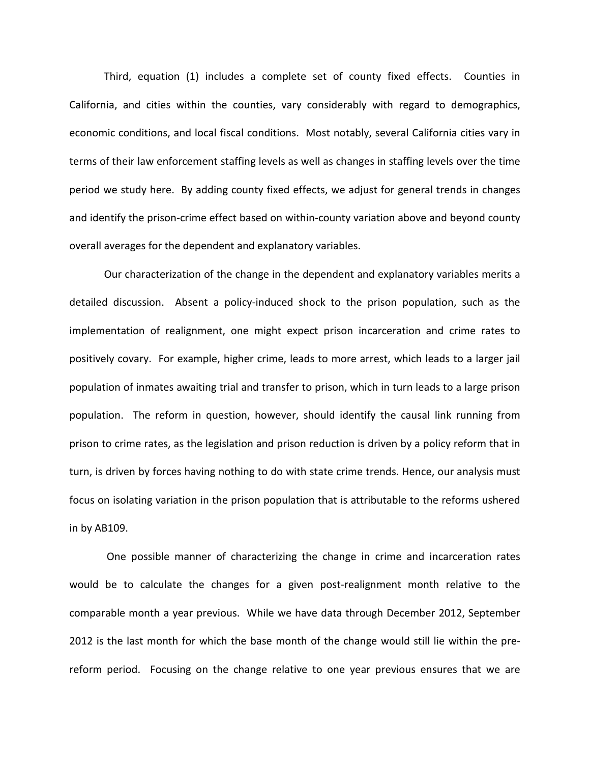Third, equation (1) includes a complete set of county fixed effects. Counties in California, and cities within the counties, vary considerably with regard to demographics, economic conditions, and local fiscal conditions. Most notably, several California cities vary in terms of their law enforcement staffing levels as well as changes in staffing levels over the time period we study here. By adding county fixed effects, we adjust for general trends in changes and identify the prison-crime effect based on within-county variation above and beyond county overall averages for the dependent and explanatory variables.

Our characterization of the change in the dependent and explanatory variables merits a detailed discussion. Absent a policy-induced shock to the prison population, such as the implementation of realignment, one might expect prison incarceration and crime rates to positively covary. For example, higher crime, leads to more arrest, which leads to a larger jail population of inmates awaiting trial and transfer to prison, which in turn leads to a large prison population. The reform in question, however, should identify the causal link running from prison to crime rates, as the legislation and prison reduction is driven by a policy reform that in turn, is driven by forces having nothing to do with state crime trends. Hence, our analysis must focus on isolating variation in the prison population that is attributable to the reforms ushered in by AB109.

One possible manner of characterizing the change in crime and incarceration rates would be to calculate the changes for a given post-realignment month relative to the comparable month a year previous. While we have data through December 2012, September 2012 is the last month for which the base month of the change would still lie within the pre-reform period. Focusing on the change relative to one year previous ensures that we are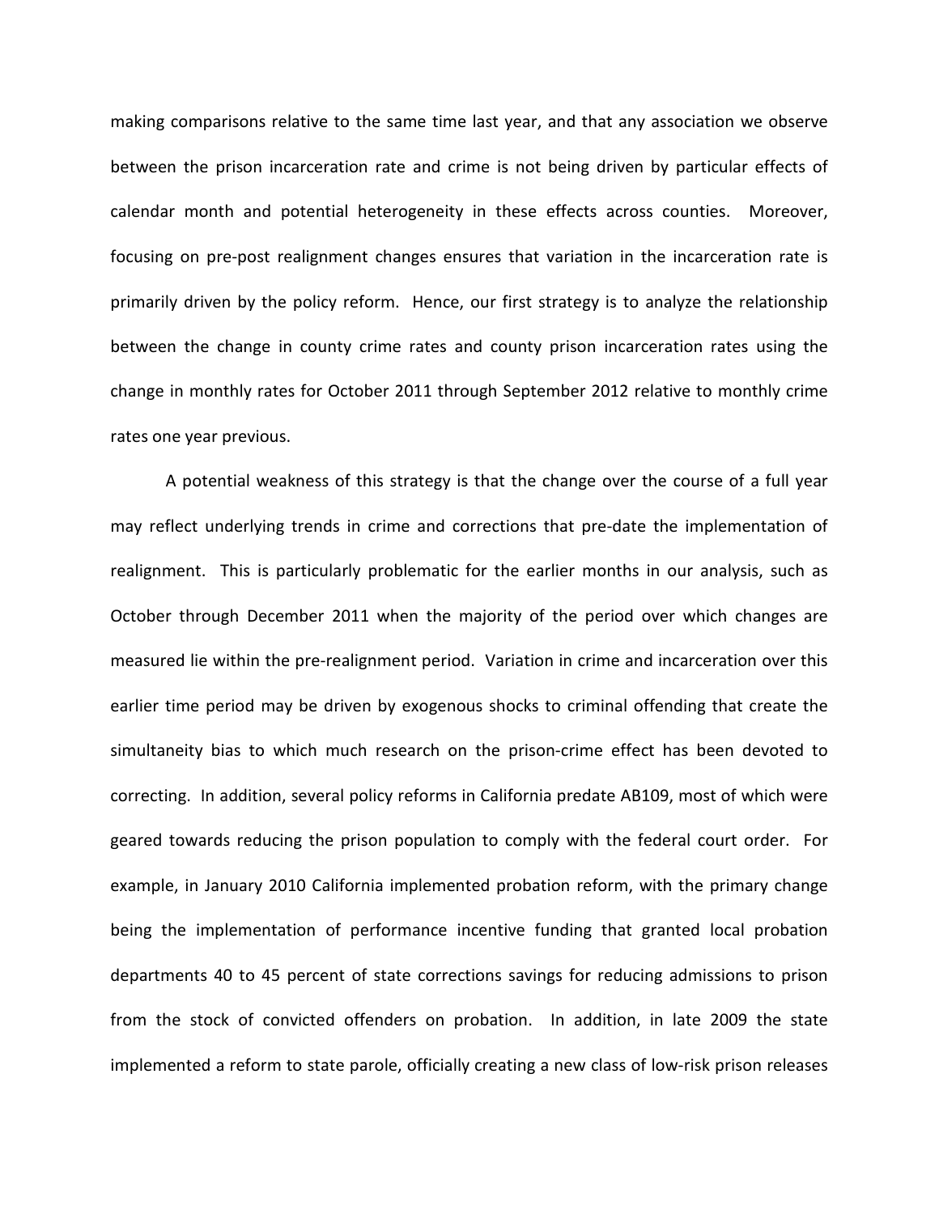making comparisons relative to the same time last year, and that any association we observe between the prison incarceration rate and crime is not being driven by particular effects of calendar month and potential heterogeneity in these effects across counties. Moreover, focusing on pre-post realignment changes ensures that variation in the incarceration rate is primarily driven by the policy reform. Hence, our first strategy is to analyze the relationship between the change in county crime rates and county prison incarceration rates using the change in monthly rates for October 2011 through September 2012 relative to monthly crime rates one year previous.

A potential weakness of this strategy is that the change over the course of a full year may reflect underlying trends in crime and corrections that pre-date the implementation of realignment. This is particularly problematic for the earlier months in our analysis, such as October through December 2011 when the majority of the period over which changes are measured lie within the pre-realignment period. Variation in crime and incarceration over this earlier time period may be driven by exogenous shocks to criminal offending that create the simultaneity bias to which much research on the prison-crime effect has been devoted to correcting. In addition, several policy reforms in California predate AB109, most of which were geared towards reducing the prison population to comply with the federal court order. For example, in January 2010 California implemented probation reform, with the primary change being the implementation of performance incentive funding that granted local probation departments 40 to 45 percent of state corrections savings for reducing admissions to prison from the stock of convicted offenders on probation. In addition, in late 2009 the state implemented a reform to state parole, officially creating a new class of low-risk prison releases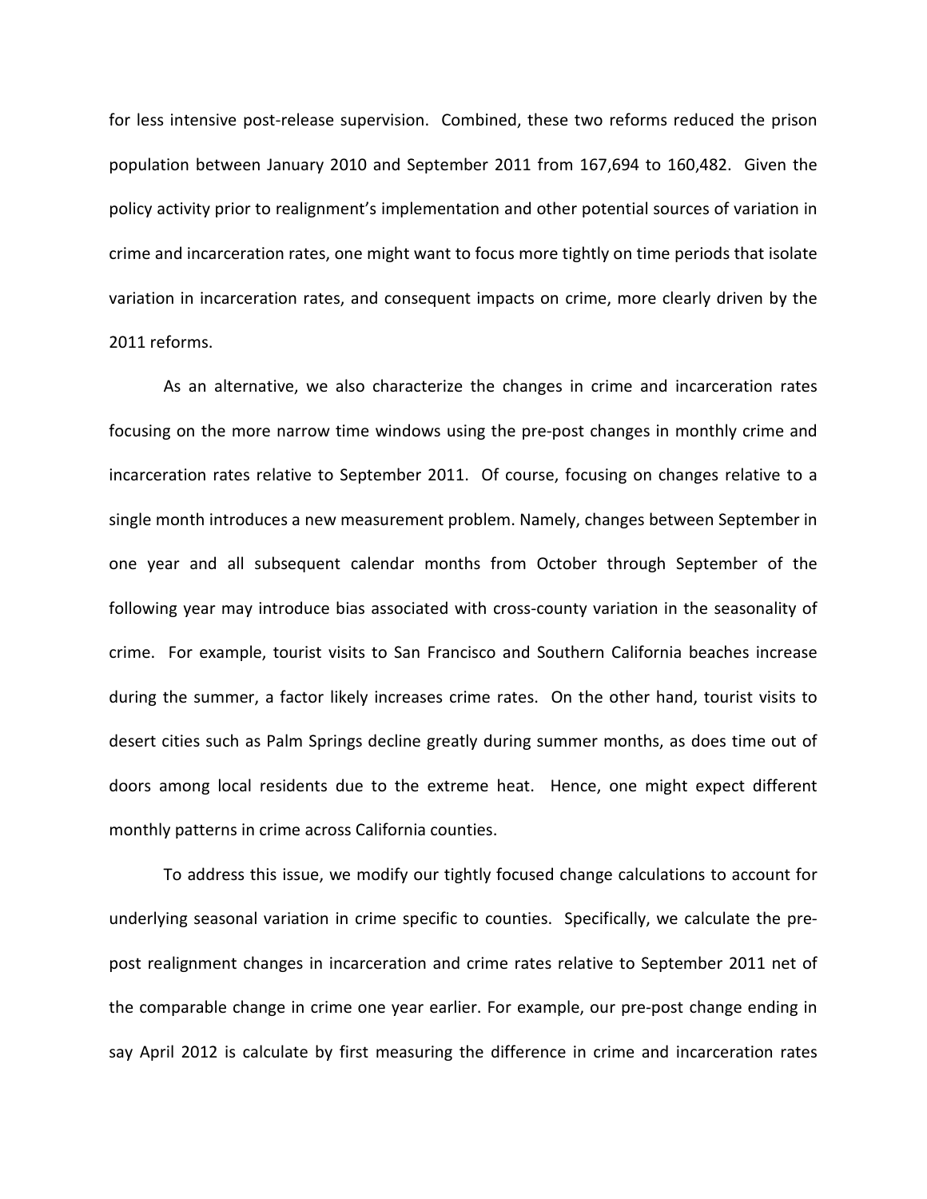for less intensive post-release supervision. Combined, these two reforms reduced the prison population between January 2010 and September 2011 from 167,694 to 160,482. Given the policy activity prior to realignment's implementation and other potential sources of variation in crime and incarceration rates, one might want to focus more tightly on time periods that isolate variation in incarceration rates, and consequent impacts on crime, more clearly driven by the 2011 reforms.

As an alternative, we also characterize the changes in crime and incarceration rates focusing on the more narrow time windows using the pre-post changes in monthly crime and incarceration rates relative to September 2011. Of course, focusing on changes relative to a single month introduces a new measurement problem. Namely, changes between September in one year and all subsequent calendar months from October through September of the following year may introduce bias associated with cross-county variation in the seasonality of crime. For example, tourist visits to San Francisco and Southern California beaches increase during the summer, a factor likely increases crime rates. On the other hand, tourist visits to desert cities such as Palm Springs decline greatly during summer months, as does time out of doors among local residents due to the extreme heat. Hence, one might expect different monthly patterns in crime across California counties.

To address this issue, we modify our tightly focused change calculations to account for underlying seasonal variation in crime specific to counties. Specifically, we calculate the pre-post realignment changes in incarceration and crime rates relative to September 2011 net of the comparable change in crime one year earlier. For example, our pre-post change ending in say April 2012 is calculate by first measuring the difference in crime and incarceration rates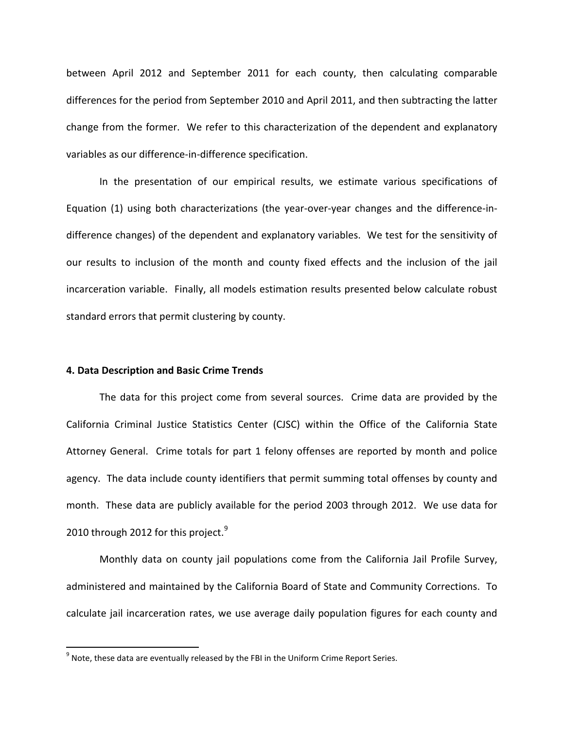between April 2012 and September 2011 for each county, then calculating comparable differences for the period from September 2010 and April 2011, and then subtracting the latter change from the former. We refer to this characterization of the dependent and explanatory variables as our difference-in-difference specification.

In the presentation of our empirical results, we estimate various specifications of Equation (1) using both characterizations (the year-over-year changes and the difference-in-difference changes) of the dependent and explanatory variables. We test for the sensitivity of our results to inclusion of the month and county fixed effects and the inclusion of the jail incarceration variable. Finally, all models estimation results presented below calculate robust standard errors that permit clustering by county.

**4. Data Description and Basic Crime Trends**

The data for this project come from several sources. Crime data are provided by the California Criminal Justice Statistics Center (CJSC) within the Office of the California State Attorney General. Crime totals for part 1 felony offenses are reported by month and police agency. The data include county identifiers that permit summing total offenses by county and month. These data are publicly available for the period 2003 through 2012. We use data for 2010 through 2012 for this project.[9]

Monthly data on county jail populations come from the California Jail Profile Survey, administered and maintained by the California Board of State and Community Corrections. To calculate jail incarceration rates, we use average daily population figures for each county and

[9] Note, these data are eventually released by the FBI in the Uniform Crime Report Series.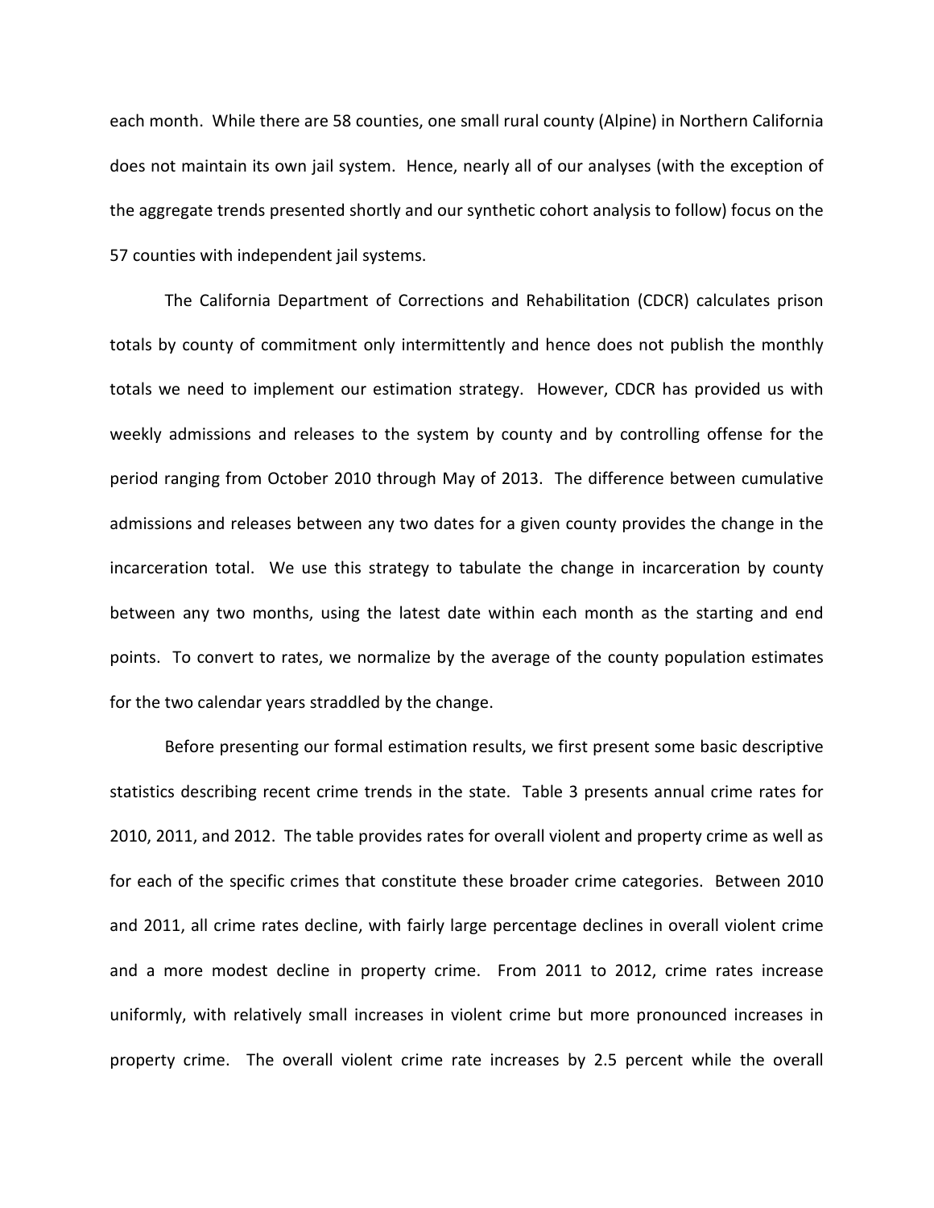each month. While there are 58 counties, one small rural county (Alpine) in Northern California does not maintain its own jail system. Hence, nearly all of our analyses (with the exception of the aggregate trends presented shortly and our synthetic cohort analysis to follow) focus on the 57 counties with independent jail systems.

The California Department of Corrections and Rehabilitation (CDCR) calculates prison totals by county of commitment only intermittently and hence does not publish the monthly totals we need to implement our estimation strategy. However, CDCR has provided us with weekly admissions and releases to the system by county and by controlling offense for the period ranging from October 2010 through May of 2013. The difference between cumulative admissions and releases between any two dates for a given county provides the change in the incarceration total. We use this strategy to tabulate the change in incarceration by county between any two months, using the latest date within each month as the starting and end points. To convert to rates, we normalize by the average of the county population estimates for the two calendar years straddled by the change.

Before presenting our formal estimation results, we first present some basic descriptive statistics describing recent crime trends in the state. Table 3 presents annual crime rates for 2010, 2011, and 2012. The table provides rates for overall violent and property crime as well as for each of the specific crimes that constitute these broader crime categories. Between 2010 and 2011, all crime rates decline, with fairly large percentage declines in overall violent crime and a more modest decline in property crime. From 2011 to 2012, crime rates increase uniformly, with relatively small increases in violent crime but more pronounced increases in property crime. The overall violent crime rate increases by 2.5 percent while the overall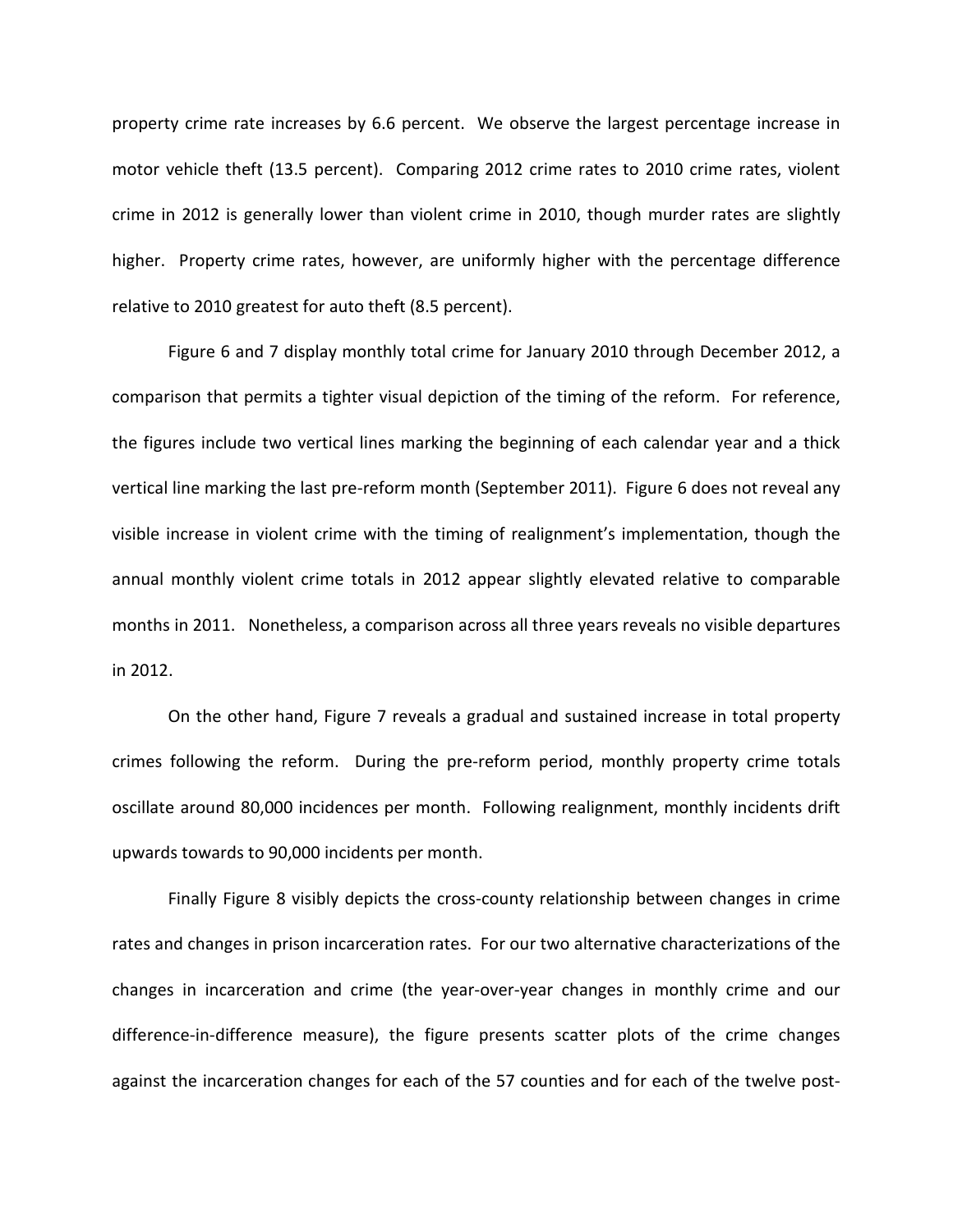property crime rate increases by 6.6 percent. We observe the largest percentage increase in motor vehicle theft (13.5 percent). Comparing 2012 crime rates to 2010 crime rates, violent crime in 2012 is generally lower than violent crime in 2010, though murder rates are slightly higher. Property crime rates, however, are uniformly higher with the percentage difference relative to 2010 greatest for auto theft (8.5 percent).

Figure 6 and 7 display monthly total crime for January 2010 through December 2012, a comparison that permits a tighter visual depiction of the timing of the reform. For reference, the figures include two vertical lines marking the beginning of each calendar year and a thick vertical line marking the last pre-reform month (September 2011). Figure 6 does not reveal any visible increase in violent crime with the timing of realignment's implementation, though the annual monthly violent crime totals in 2012 appear slightly elevated relative to comparable months in 2011. Nonetheless, a comparison across all three years reveals no visible departures in 2012.

On the other hand, Figure 7 reveals a gradual and sustained increase in total property crimes following the reform. During the pre-reform period, monthly property crime totals oscillate around 80,000 incidences per month. Following realignment, monthly incidents drift upwards towards to 90,000 incidents per month.

Finally Figure 8 visibly depicts the cross-county relationship between changes in crime rates and changes in prison incarceration rates. For our two alternative characterizations of the changes in incarceration and crime (the year-over-year changes in monthly crime and our difference-in-difference measure), the figure presents scatter plots of the crime changes against the incarceration changes for each of the 57 counties and for each of the twelve post-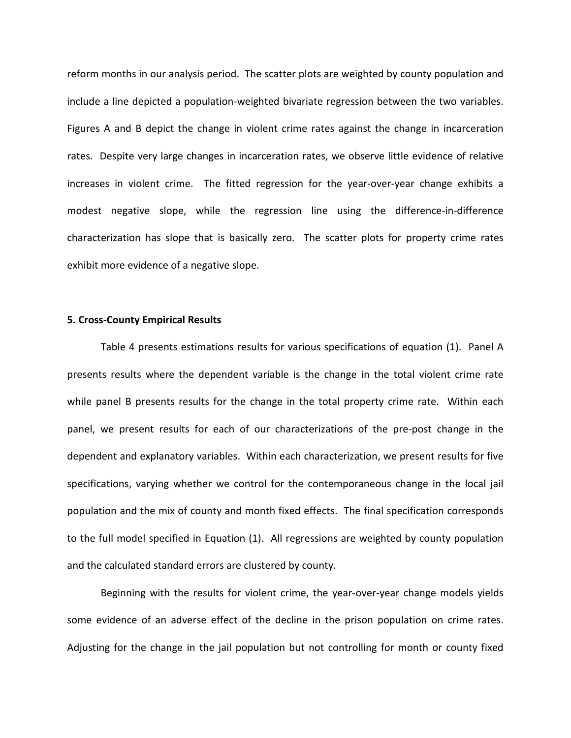reform months in our analysis period. The scatter plots are weighted by county population and include a line depicted a population-weighted bivariate regression between the two variables. Figures A and B depict the change in violent crime rates against the change in incarceration rates. Despite very large changes in incarceration rates, we observe little evidence of relative increases in violent crime. The fitted regression for the year-over-year change exhibits a modest negative slope, while the regression line using the difference-in-difference characterization has slope that is basically zero. The scatter plots for property crime rates exhibit more evidence of a negative slope.

### 5. Cross-County Empirical Results

Table 4 presents estimations results for various specifications of equation (1). Panel A presents results where the dependent variable is the change in the total violent crime rate while panel B presents results for the change in the total property crime rate. Within each panel, we present results for each of our characterizations of the pre-post change in the dependent and explanatory variables. Within each characterization, we present results for five specifications, varying whether we control for the contemporaneous change in the local jail population and the mix of county and month fixed effects. The final specification corresponds to the full model specified in Equation (1). All regressions are weighted by county population and the calculated standard errors are clustered by county.

Beginning with the results for violent crime, the year-over-year change models yields some evidence of an adverse effect of the decline in the prison population on crime rates. Adjusting for the change in the jail population but not controlling for month or county fixed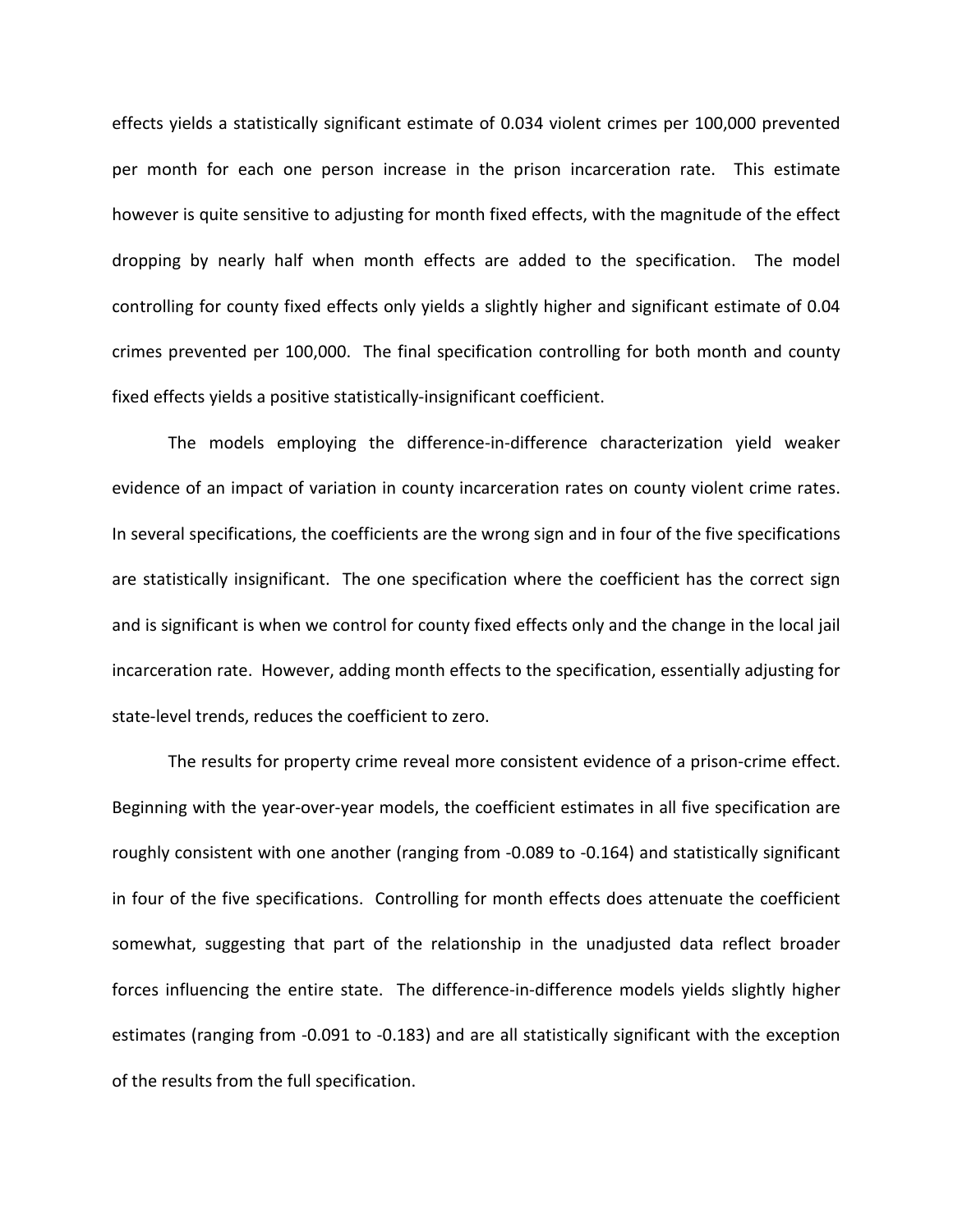effects yields a statistically significant estimate of 0.034 violent crimes per 100,000 prevented per month for each one person increase in the prison incarceration rate. This estimate however is quite sensitive to adjusting for month fixed effects, with the magnitude of the effect dropping by nearly half when month effects are added to the specification. The model controlling for county fixed effects only yields a slightly higher and significant estimate of 0.04 crimes prevented per 100,000. The final specification controlling for both month and county fixed effects yields a positive statistically-insignificant coefficient.

The models employing the difference-in-difference characterization yield weaker evidence of an impact of variation in county incarceration rates on county violent crime rates. In several specifications, the coefficients are the wrong sign and in four of the five specifications are statistically insignificant. The one specification where the coefficient has the correct sign and is significant is when we control for county fixed effects only and the change in the local jail incarceration rate. However, adding month effects to the specification, essentially adjusting for state-level trends, reduces the coefficient to zero.

The results for property crime reveal more consistent evidence of a prison-crime effect. Beginning with the year-over-year models, the coefficient estimates in all five specification are roughly consistent with one another (ranging from -0.089 to -0.164) and statistically significant in four of the five specifications. Controlling for month effects does attenuate the coefficient somewhat, suggesting that part of the relationship in the unadjusted data reflect broader forces influencing the entire state. The difference-in-difference models yields slightly higher estimates (ranging from -0.091 to -0.183) and are all statistically significant with the exception of the results from the full specification.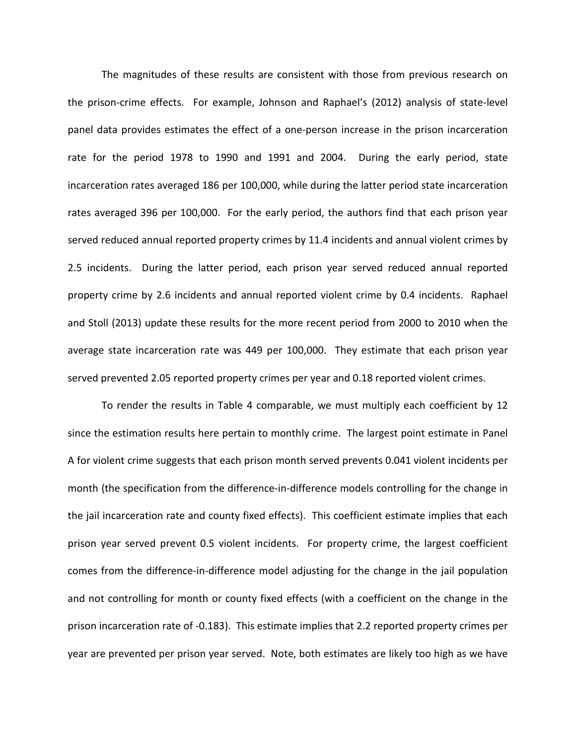The magnitudes of these results are consistent with those from previous research on the prison-crime effects. For example, Johnson and Raphael's (2012) analysis of state-level panel data provides estimates the effect of a one-person increase in the prison incarceration rate for the period 1978 to 1990 and 1991 and 2004. During the early period, state incarceration rates averaged 186 per 100,000, while during the latter period state incarceration rates averaged 396 per 100,000. For the early period, the authors find that each prison year served reduced annual reported property crimes by 11.4 incidents and annual violent crimes by 2.5 incidents. During the latter period, each prison year served reduced annual reported property crime by 2.6 incidents and annual reported violent crime by 0.4 incidents. Raphael and Stoll (2013) update these results for the more recent period from 2000 to 2010 when the average state incarceration rate was 449 per 100,000. They estimate that each prison year served prevented 2.05 reported property crimes per year and 0.18 reported violent crimes.

To render the results in Table 4 comparable, we must multiply each coefficient by 12 since the estimation results here pertain to monthly crime. The largest point estimate in Panel A for violent crime suggests that each prison month served prevents 0.041 violent incidents per month (the specification from the difference-in-difference models controlling for the change in the jail incarceration rate and county fixed effects). This coefficient estimate implies that each prison year served prevent 0.5 violent incidents. For property crime, the largest coefficient comes from the difference-in-difference model adjusting for the change in the jail population and not controlling for month or county fixed effects (with a coefficient on the change in the prison incarceration rate of -0.183). This estimate implies that 2.2 reported property crimes per year are prevented per prison year served. Note, both estimates are likely too high as we have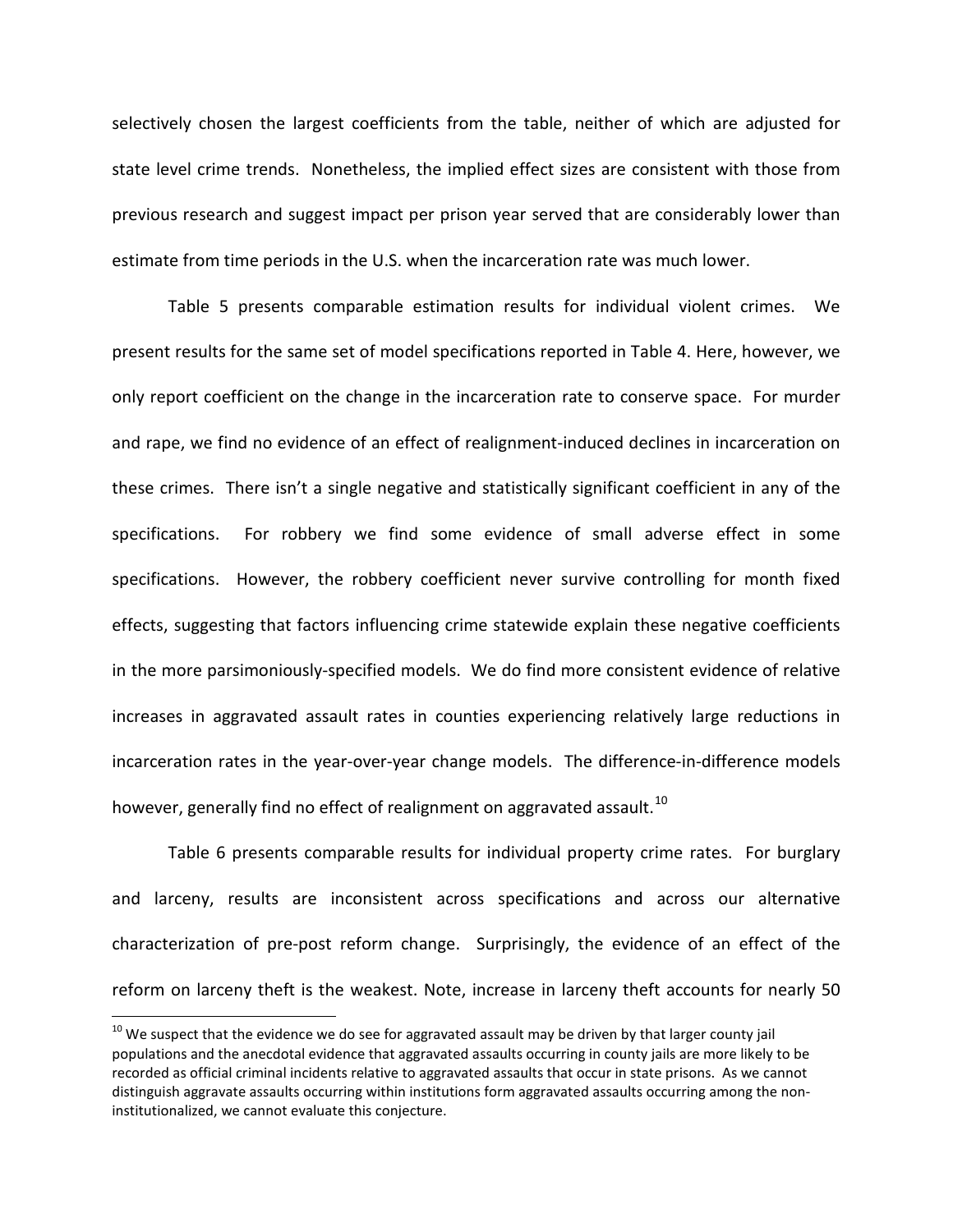selectively chosen the largest coefficients from the table, neither of which are adjusted for state level crime trends. Nonetheless, the implied effect sizes are consistent with those from previous research and suggest impact per prison year served that are considerably lower than estimate from time periods in the U.S. when the incarceration rate was much lower.

Table 5 presents comparable estimation results for individual violent crimes. We present results for the same set of model specifications reported in Table 4. Here, however, we only report coefficient on the change in the incarceration rate to conserve space. For murder and rape, we find no evidence of an effect of realignment-induced declines in incarceration on these crimes. There isn't a single negative and statistically significant coefficient in any of the specifications. For robbery we find some evidence of small adverse effect in some specifications. However, the robbery coefficient never survive controlling for month fixed effects, suggesting that factors influencing crime statewide explain these negative coefficients in the more parsimoniously-specified models. We do find more consistent evidence of relative increases in aggravated assault rates in counties experiencing relatively large reductions in incarceration rates in the year-over-year change models. The difference-in-difference models however, generally find no effect of realignment on aggravated assault.[10]

Table 6 presents comparable results for individual property crime rates. For burglary and larceny, results are inconsistent across specifications and across our alternative characterization of pre-post reform change. Surprisingly, the evidence of an effect of the reform on larceny theft is the weakest. Note, increase in larceny theft accounts for nearly 50

[10] We suspect that the evidence we do see for aggravated assault may be driven by that larger county jail populations and the anecdotal evidence that aggravated assaults occurring in county jails are more likely to be recorded as official criminal incidents relative to aggravated assaults that occur in state prisons. As we cannot distinguish aggravate assaults occurring within institutions form aggravated assaults occurring among the non-institutionalized, we cannot evaluate this conjecture.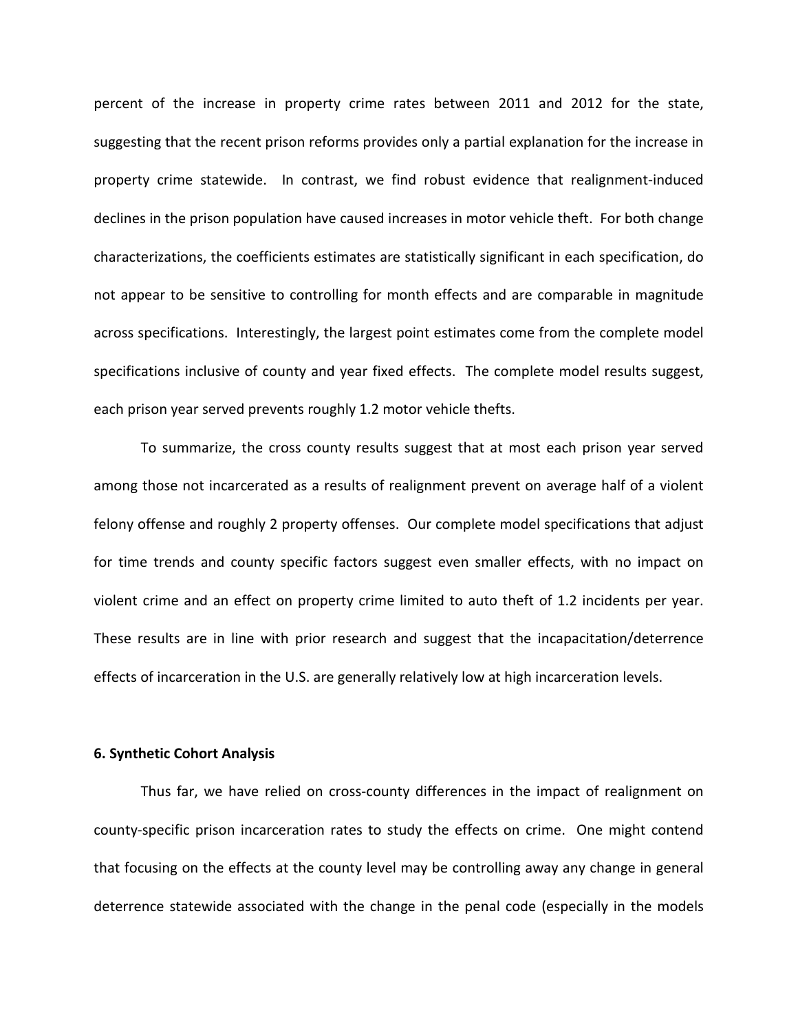percent of the increase in property crime rates between 2011 and 2012 for the state, suggesting that the recent prison reforms provides only a partial explanation for the increase in property crime statewide. In contrast, we find robust evidence that realignment-induced declines in the prison population have caused increases in motor vehicle theft. For both change characterizations, the coefficients estimates are statistically significant in each specification, do not appear to be sensitive to controlling for month effects and are comparable in magnitude across specifications. Interestingly, the largest point estimates come from the complete model specifications inclusive of county and year fixed effects. The complete model results suggest, each prison year served prevents roughly 1.2 motor vehicle thefts.

To summarize, the cross county results suggest that at most each prison year served among those not incarcerated as a results of realignment prevent on average half of a violent felony offense and roughly 2 property offenses. Our complete model specifications that adjust for time trends and county specific factors suggest even smaller effects, with no impact on violent crime and an effect on property crime limited to auto theft of 1.2 incidents per year. These results are in line with prior research and suggest that the incapacitation/deterrence effects of incarceration in the U.S. are generally relatively low at high incarceration levels.

### 6. Synthetic Cohort Analysis

Thus far, we have relied on cross-county differences in the impact of realignment on county-specific prison incarceration rates to study the effects on crime. One might contend that focusing on the effects at the county level may be controlling away any change in general deterrence statewide associated with the change in the penal code (especially in the models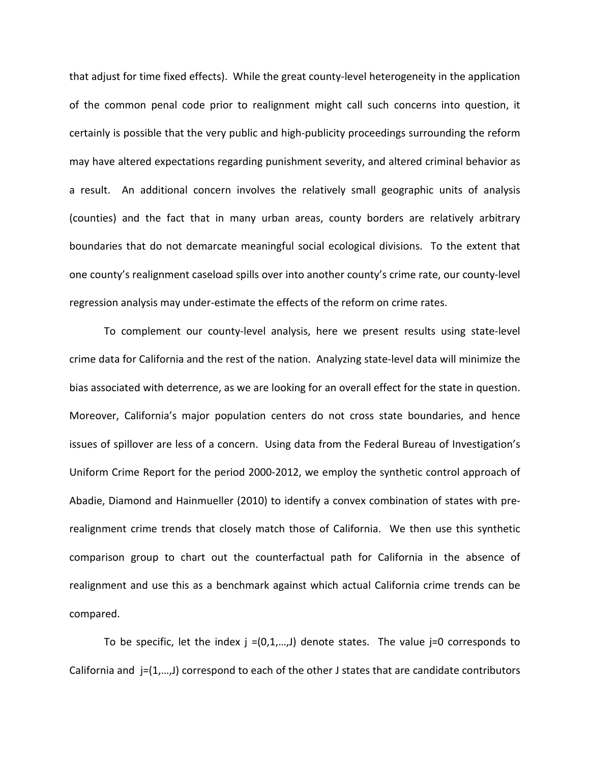that adjust for time fixed effects). While the great county-level heterogeneity in the application of the common penal code prior to realignment might call such concerns into question, it certainly is possible that the very public and high-publicity proceedings surrounding the reform may have altered expectations regarding punishment severity, and altered criminal behavior as a result. An additional concern involves the relatively small geographic units of analysis (counties) and the fact that in many urban areas, county borders are relatively arbitrary boundaries that do not demarcate meaningful social ecological divisions. To the extent that one county's realignment caseload spills over into another county's crime rate, our county-level regression analysis may under-estimate the effects of the reform on crime rates.

To complement our county-level analysis, here we present results using state-level crime data for California and the rest of the nation. Analyzing state-level data will minimize the bias associated with deterrence, as we are looking for an overall effect for the state in question. Moreover, California's major population centers do not cross state boundaries, and hence issues of spillover are less of a concern. Using data from the Federal Bureau of Investigation's Uniform Crime Report for the period 2000-2012, we employ the synthetic control approach of Abadie, Diamond and Hainmueller (2010) to identify a convex combination of states with pre-realignment crime trends that closely match those of California. We then use this synthetic comparison group to chart out the counterfactual path for California in the absence of realignment and use this as a benchmark against which actual California crime trends can be compared.

To be specific, let the index $j = (0,1,\ldots,J)$ denote states. The value $j=0$ corresponds to California and $j=(1,\ldots,J)$ correspond to each of the other $J$ states that are candidate contributors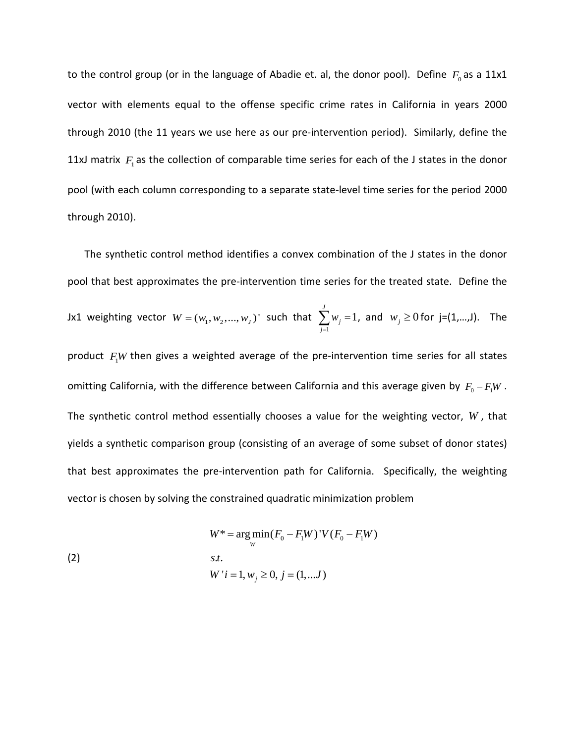to the control group (or in the language of Abadie et. al, the donor pool). Define $F_0$ as a 11x1 vector with elements equal to the offense specific crime rates in California in years 2000 through 2010 (the 11 years we use here as our pre-intervention period). Similarly, define the 11xJ matrix $F_1$ as the collection of comparable time series for each of the J states in the donor pool (with each column corresponding to a separate state-level time series for the period 2000 through 2010).

The synthetic control method identifies a convex combination of the J states in the donor pool that best approximates the pre-intervention time series for the treated state. Define the Jx1 weighting vector $W = (w_1, w_2, ..., w_J)'$ such that $\sum_{j=1}^{J} w_j = 1$, and $w_j \geq 0$ for j=(1,…,J). The product $F_1W$ then gives a weighted average of the pre-intervention time series for all states omitting California, with the difference between California and this average given by $F_0 - F_1W$. The synthetic control method essentially chooses a value for the weighting vector, $W$, that yields a synthetic comparison group (consisting of an average of some subset of donor states) that best approximates the pre-intervention path for California. Specifically, the weighting vector is chosen by solving the constrained quadratic minimization problem

$$
\begin{aligned}
& W^* = \arg\min_{W} (F_0 - F_1W)'V(F_0 - F_1W) \\
(2) \qquad & s.t. \\
& W'i = 1, w_j \geq 0, \; j = (1,...J)
\end{aligned}
$$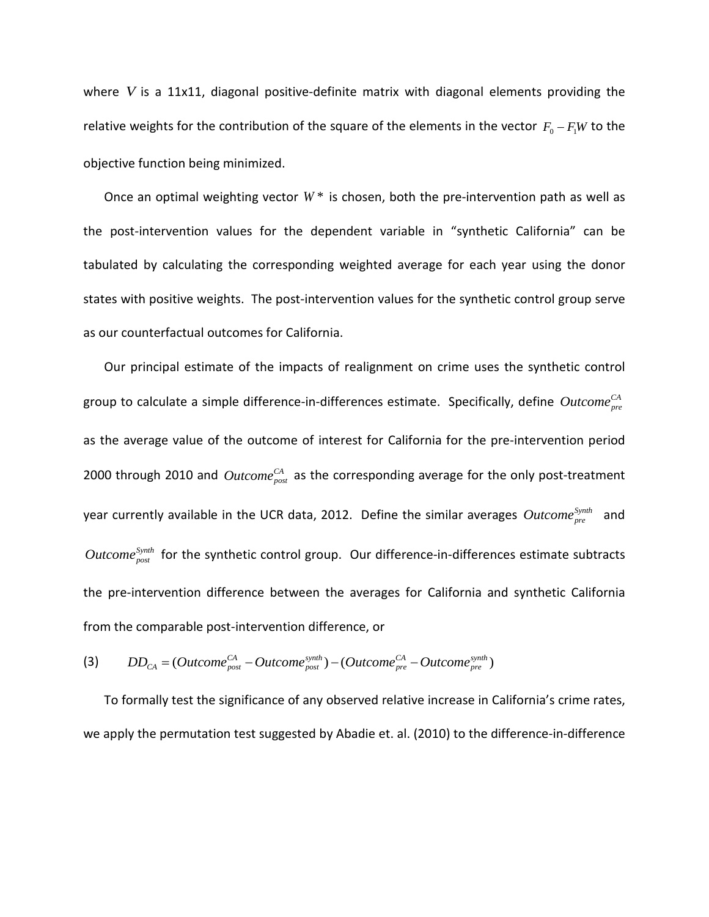where $V$ is a 11x11, diagonal positive-definite matrix with diagonal elements providing the relative weights for the contribution of the square of the elements in the vector $F_0 - F_1W$ to the objective function being minimized.

Once an optimal weighting vector $W^*$ is chosen, both the pre-intervention path as well as the post-intervention values for the dependent variable in "synthetic California" can be tabulated by calculating the corresponding weighted average for each year using the donor states with positive weights. The post-intervention values for the synthetic control group serve as our counterfactual outcomes for California.

Our principal estimate of the impacts of realignment on crime uses the synthetic control group to calculate a simple difference-in-differences estimate. Specifically, define $Outcome_{pre}^{CA}$ as the average value of the outcome of interest for California for the pre-intervention period 2000 through 2010 and $Outcome_{post}^{CA}$ as the corresponding average for the only post-treatment year currently available in the UCR data, 2012. Define the similar averages $Outcome_{pre}^{Synth}$ and $Outcome_{post}^{Synth}$ for the synthetic control group. Our difference-in-differences estimate subtracts the pre-intervention difference between the averages for California and synthetic California from the comparable post-intervention difference, or

$$(3) \qquad DD_{CA} = (Outcome_{post}^{CA} - Outcome_{post}^{synth}) - (Outcome_{pre}^{CA} - Outcome_{pre}^{synth})$$

To formally test the significance of any observed relative increase in California's crime rates, we apply the permutation test suggested by Abadie et. al. (2010) to the difference-in-difference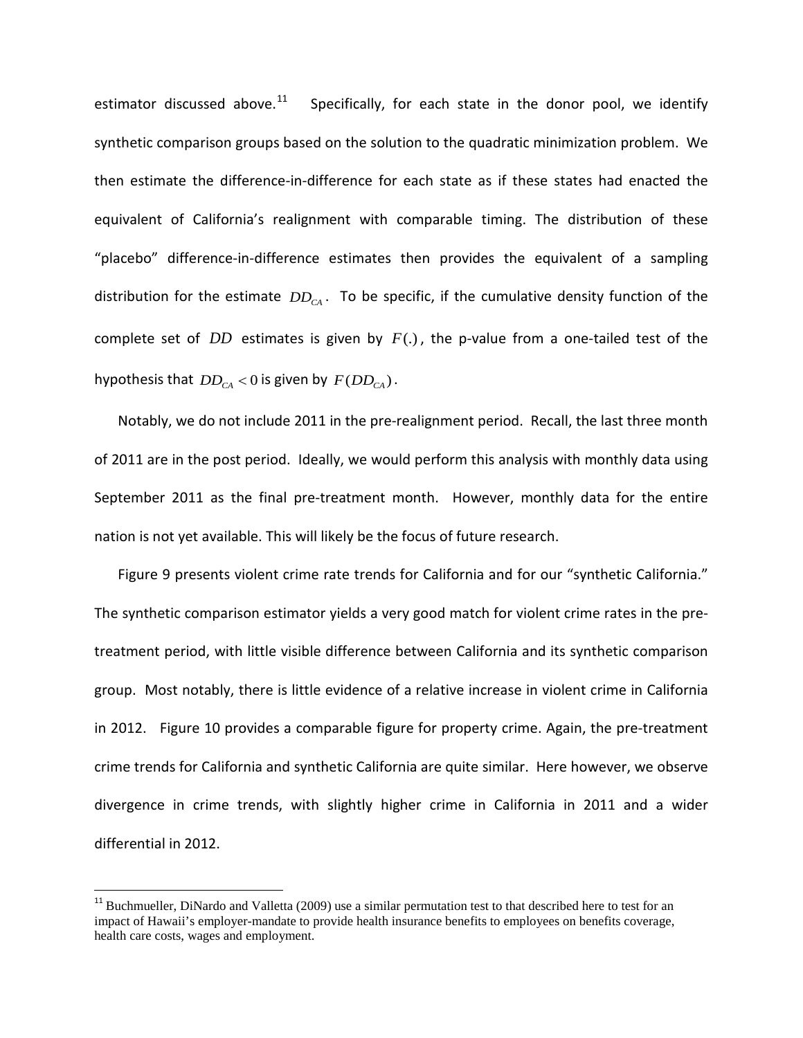estimator discussed above.[11] Specifically, for each state in the donor pool, we identify synthetic comparison groups based on the solution to the quadratic minimization problem. We then estimate the difference-in-difference for each state as if these states had enacted the equivalent of California's realignment with comparable timing. The distribution of these "placebo" difference-in-difference estimates then provides the equivalent of a sampling distribution for the estimate $DD_{CA}$. To be specific, if the cumulative density function of the complete set of $DD$ estimates is given by $F(.)$, the p-value from a one-tailed test of the hypothesis that $DD_{CA} < 0$ is given by $F(DD_{CA})$.

Notably, we do not include 2011 in the pre-realignment period. Recall, the last three month of 2011 are in the post period. Ideally, we would perform this analysis with monthly data using September 2011 as the final pre-treatment month. However, monthly data for the entire nation is not yet available. This will likely be the focus of future research.

Figure 9 presents violent crime rate trends for California and for our "synthetic California." The synthetic comparison estimator yields a very good match for violent crime rates in the pre-treatment period, with little visible difference between California and its synthetic comparison group. Most notably, there is little evidence of a relative increase in violent crime in California in 2012. Figure 10 provides a comparable figure for property crime. Again, the pre-treatment crime trends for California and synthetic California are quite similar. Here however, we observe divergence in crime trends, with slightly higher crime in California in 2011 and a wider differential in 2012.

[11] Buchmueller, DiNardo and Valletta (2009) use a similar permutation test to that described here to test for an impact of Hawaii's employer-mandate to provide health insurance benefits to employees on benefits coverage, health care costs, wages and employment.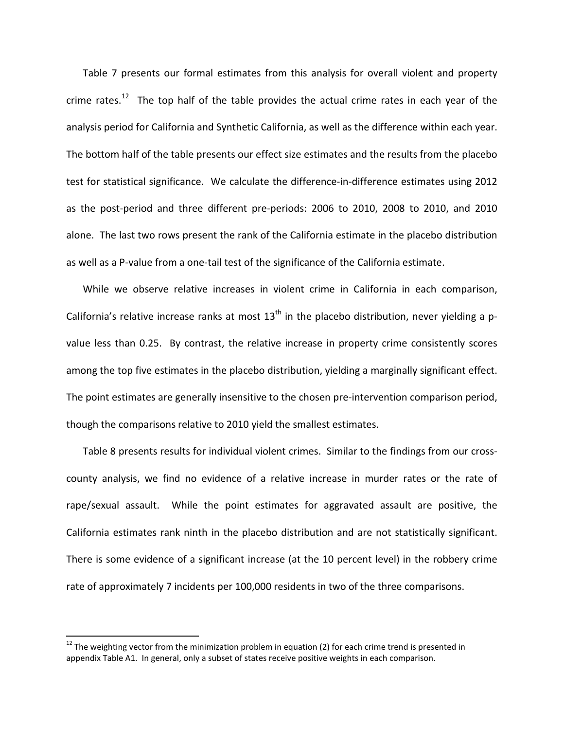Table 7 presents our formal estimates from this analysis for overall violent and property crime rates.[12] The top half of the table provides the actual crime rates in each year of the analysis period for California and Synthetic California, as well as the difference within each year. The bottom half of the table presents our effect size estimates and the results from the placebo test for statistical significance. We calculate the difference-in-difference estimates using 2012 as the post-period and three different pre-periods: 2006 to 2010, 2008 to 2010, and 2010 alone. The last two rows present the rank of the California estimate in the placebo distribution as well as a P-value from a one-tail test of the significance of the California estimate.

While we observe relative increases in violent crime in California in each comparison, California's relative increase ranks at most 13th in the placebo distribution, never yielding a p-value less than 0.25. By contrast, the relative increase in property crime consistently scores among the top five estimates in the placebo distribution, yielding a marginally significant effect. The point estimates are generally insensitive to the chosen pre-intervention comparison period, though the comparisons relative to 2010 yield the smallest estimates.

Table 8 presents results for individual violent crimes. Similar to the findings from our cross-county analysis, we find no evidence of a relative increase in murder rates or the rate of rape/sexual assault. While the point estimates for aggravated assault are positive, the California estimates rank ninth in the placebo distribution and are not statistically significant. There is some evidence of a significant increase (at the 10 percent level) in the robbery crime rate of approximately 7 incidents per 100,000 residents in two of the three comparisons.

---

[12] The weighting vector from the minimization problem in equation (2) for each crime trend is presented in appendix Table A1. In general, only a subset of states receive positive weights in each comparison.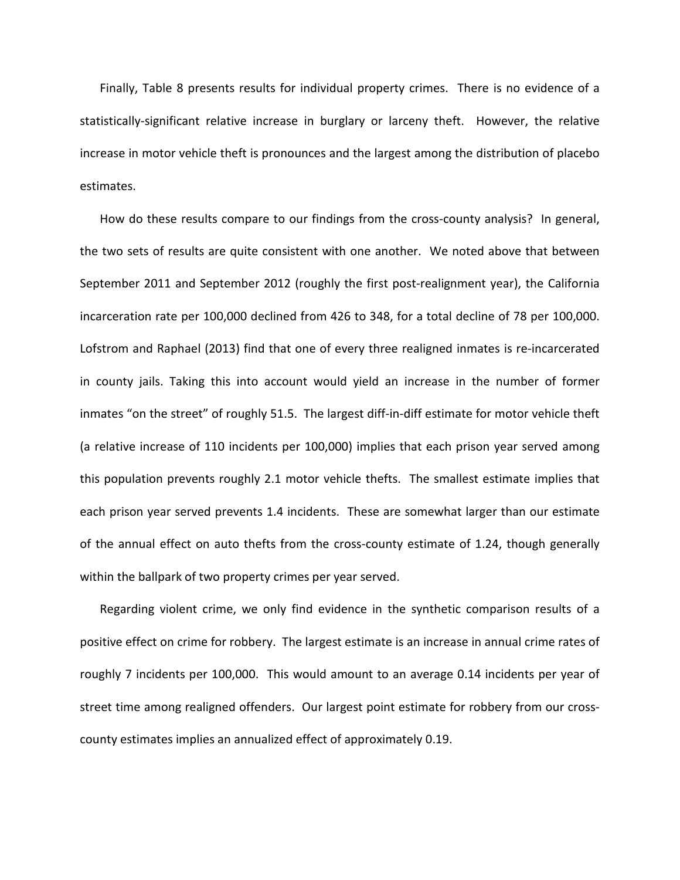Finally, Table 8 presents results for individual property crimes. There is no evidence of a statistically-significant relative increase in burglary or larceny theft. However, the relative increase in motor vehicle theft is pronounces and the largest among the distribution of placebo estimates.

How do these results compare to our findings from the cross-county analysis? In general, the two sets of results are quite consistent with one another. We noted above that between September 2011 and September 2012 (roughly the first post-realignment year), the California incarceration rate per 100,000 declined from 426 to 348, for a total decline of 78 per 100,000. Lofstrom and Raphael (2013) find that one of every three realigned inmates is re-incarcerated in county jails. Taking this into account would yield an increase in the number of former inmates "on the street" of roughly 51.5. The largest diff-in-diff estimate for motor vehicle theft (a relative increase of 110 incidents per 100,000) implies that each prison year served among this population prevents roughly 2.1 motor vehicle thefts. The smallest estimate implies that each prison year served prevents 1.4 incidents. These are somewhat larger than our estimate of the annual effect on auto thefts from the cross-county estimate of 1.24, though generally within the ballpark of two property crimes per year served.

Regarding violent crime, we only find evidence in the synthetic comparison results of a positive effect on crime for robbery. The largest estimate is an increase in annual crime rates of roughly 7 incidents per 100,000. This would amount to an average 0.14 incidents per year of street time among realigned offenders. Our largest point estimate for robbery from our cross-county estimates implies an annualized effect of approximately 0.19.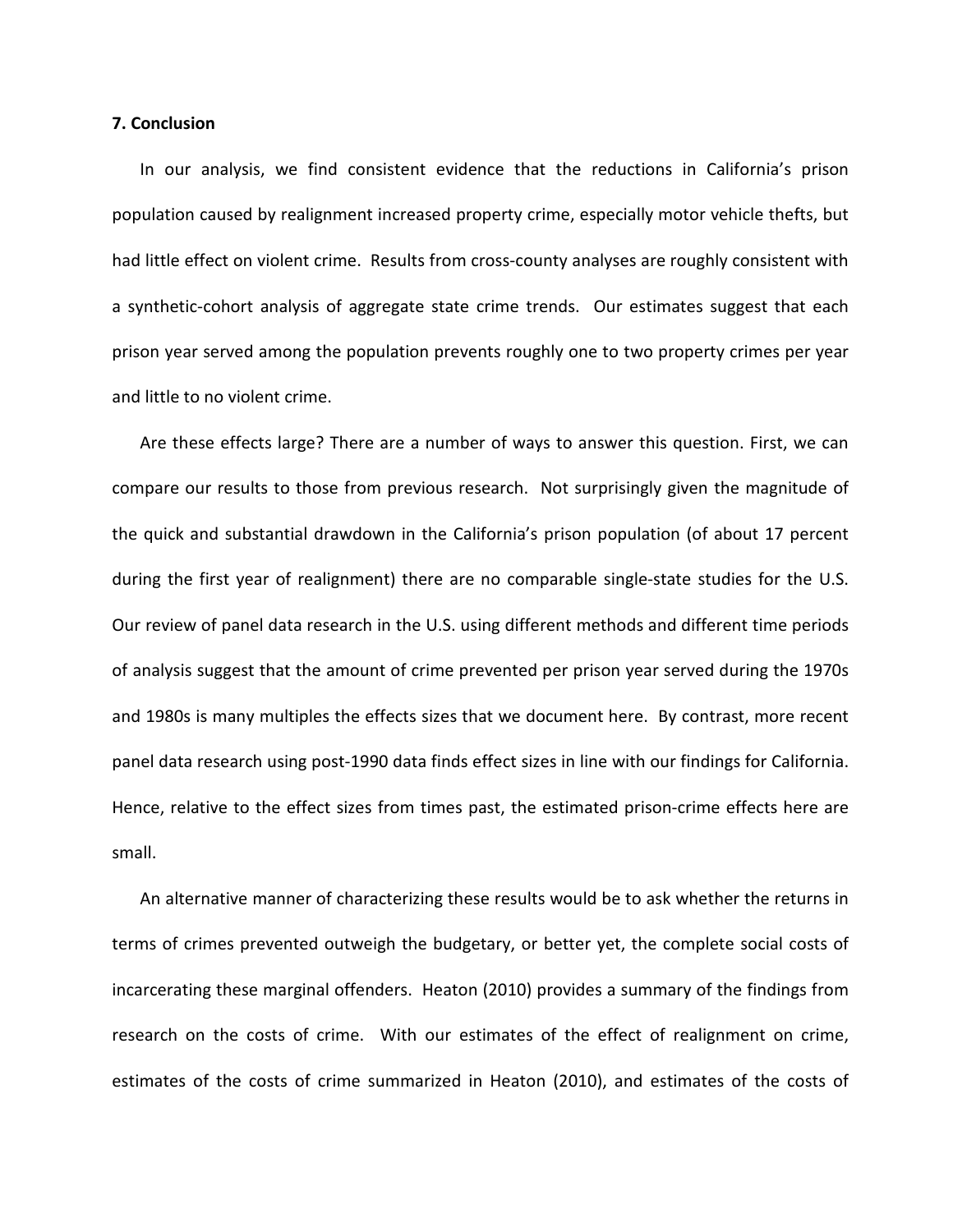**7. Conclusion**

In our analysis, we find consistent evidence that the reductions in California's prison population caused by realignment increased property crime, especially motor vehicle thefts, but had little effect on violent crime. Results from cross-county analyses are roughly consistent with a synthetic-cohort analysis of aggregate state crime trends. Our estimates suggest that each prison year served among the population prevents roughly one to two property crimes per year and little to no violent crime.

Are these effects large? There are a number of ways to answer this question. First, we can compare our results to those from previous research. Not surprisingly given the magnitude of the quick and substantial drawdown in the California's prison population (of about 17 percent during the first year of realignment) there are no comparable single-state studies for the U.S. Our review of panel data research in the U.S. using different methods and different time periods of analysis suggest that the amount of crime prevented per prison year served during the 1970s and 1980s is many multiples the effects sizes that we document here. By contrast, more recent panel data research using post-1990 data finds effect sizes in line with our findings for California. Hence, relative to the effect sizes from times past, the estimated prison-crime effects here are small.

An alternative manner of characterizing these results would be to ask whether the returns in terms of crimes prevented outweigh the budgetary, or better yet, the complete social costs of incarcerating these marginal offenders. Heaton (2010) provides a summary of the findings from research on the costs of crime. With our estimates of the effect of realignment on crime, estimates of the costs of crime summarized in Heaton (2010), and estimates of the costs of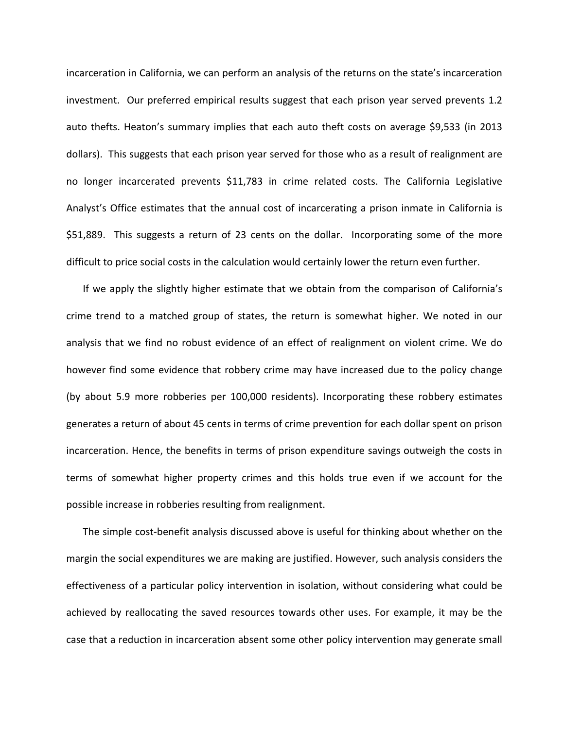incarceration in California, we can perform an analysis of the returns on the state's incarceration investment. Our preferred empirical results suggest that each prison year served prevents 1.2 auto thefts. Heaton's summary implies that each auto theft costs on average $9,533 (in 2013 dollars). This suggests that each prison year served for those who as a result of realignment are no longer incarcerated prevents $11,783 in crime related costs. The California Legislative Analyst's Office estimates that the annual cost of incarcerating a prison inmate in California is $51,889. This suggests a return of 23 cents on the dollar. Incorporating some of the more difficult to price social costs in the calculation would certainly lower the return even further.

If we apply the slightly higher estimate that we obtain from the comparison of California's crime trend to a matched group of states, the return is somewhat higher. We noted in our analysis that we find no robust evidence of an effect of realignment on violent crime. We do however find some evidence that robbery crime may have increased due to the policy change (by about 5.9 more robberies per 100,000 residents). Incorporating these robbery estimates generates a return of about 45 cents in terms of crime prevention for each dollar spent on prison incarceration. Hence, the benefits in terms of prison expenditure savings outweigh the costs in terms of somewhat higher property crimes and this holds true even if we account for the possible increase in robberies resulting from realignment.

The simple cost-benefit analysis discussed above is useful for thinking about whether on the margin the social expenditures we are making are justified. However, such analysis considers the effectiveness of a particular policy intervention in isolation, without considering what could be achieved by reallocating the saved resources towards other uses. For example, it may be the case that a reduction in incarceration absent some other policy intervention may generate small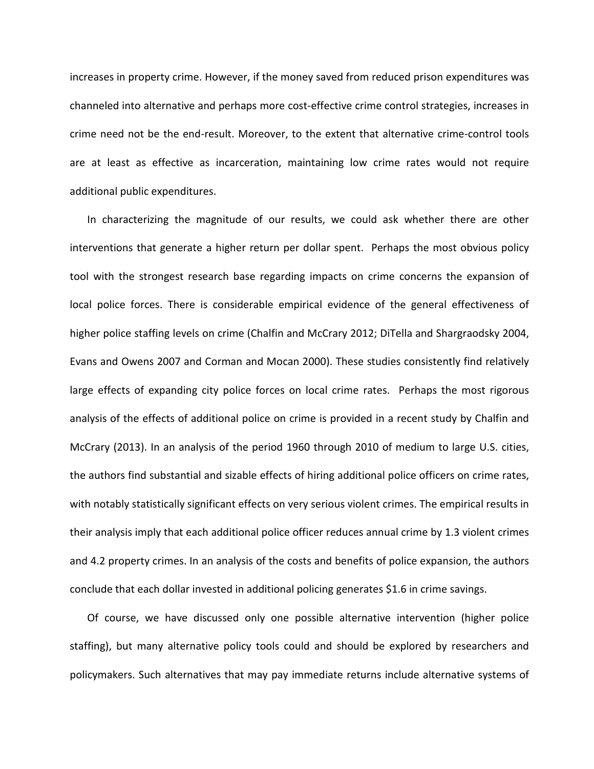increases in property crime. However, if the money saved from reduced prison expenditures was channeled into alternative and perhaps more cost-effective crime control strategies, increases in crime need not be the end-result. Moreover, to the extent that alternative crime-control tools are at least as effective as incarceration, maintaining low crime rates would not require additional public expenditures.

In characterizing the magnitude of our results, we could ask whether there are other interventions that generate a higher return per dollar spent. Perhaps the most obvious policy tool with the strongest research base regarding impacts on crime concerns the expansion of local police forces. There is considerable empirical evidence of the general effectiveness of higher police staffing levels on crime (Chalfin and McCrary 2012; DiTella and Shargraodsky 2004, Evans and Owens 2007 and Corman and Mocan 2000). These studies consistently find relatively large effects of expanding city police forces on local crime rates. Perhaps the most rigorous analysis of the effects of additional police on crime is provided in a recent study by Chalfin and McCrary (2013). In an analysis of the period 1960 through 2010 of medium to large U.S. cities, the authors find substantial and sizable effects of hiring additional police officers on crime rates, with notably statistically significant effects on very serious violent crimes. The empirical results in their analysis imply that each additional police officer reduces annual crime by 1.3 violent crimes and 4.2 property crimes. In an analysis of the costs and benefits of police expansion, the authors conclude that each dollar invested in additional policing generates $1.6 in crime savings.

Of course, we have discussed only one possible alternative intervention (higher police staffing), but many alternative policy tools could and should be explored by researchers and policymakers. Such alternatives that may pay immediate returns include alternative systems of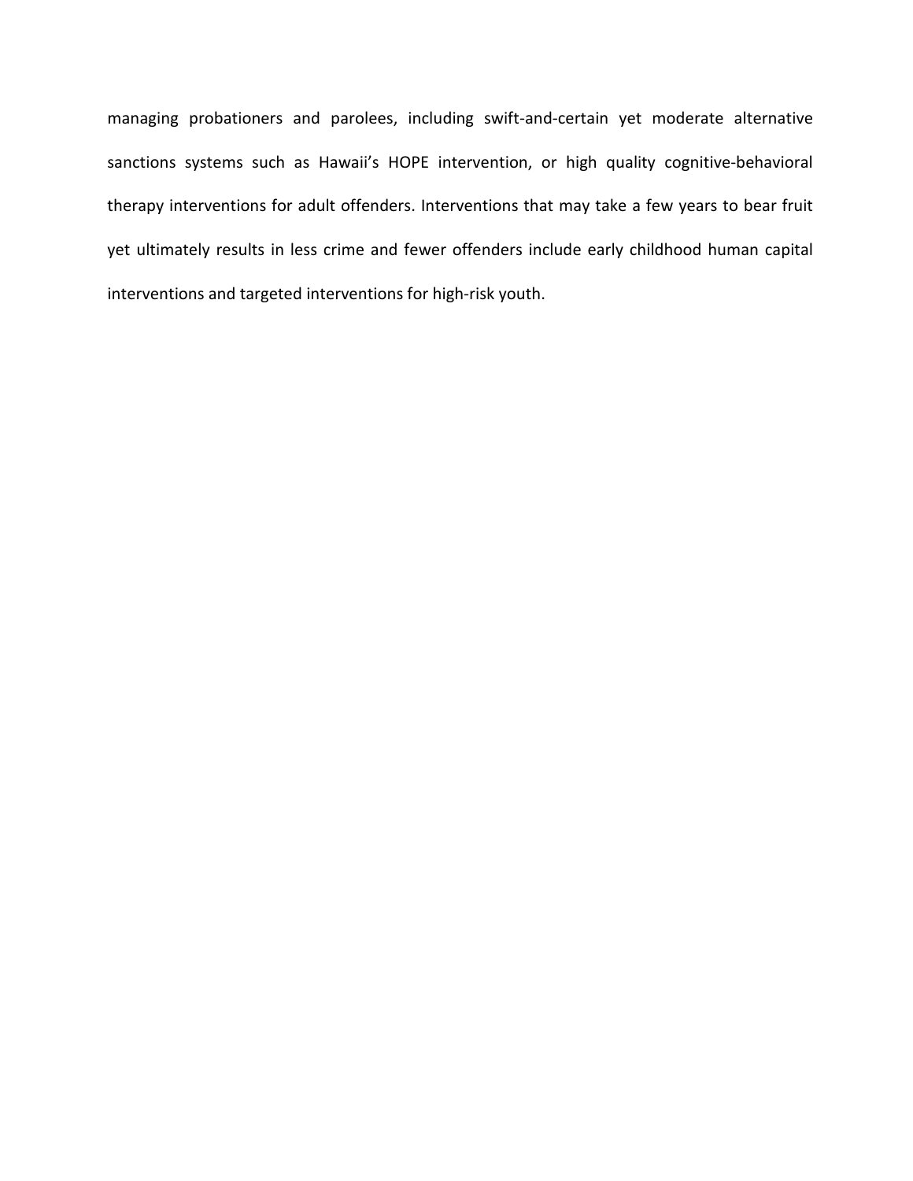managing probationers and parolees, including swift-and-certain yet moderate alternative sanctions systems such as Hawaii's HOPE intervention, or high quality cognitive-behavioral therapy interventions for adult offenders. Interventions that may take a few years to bear fruit yet ultimately results in less crime and fewer offenders include early childhood human capital interventions and targeted interventions for high-risk youth.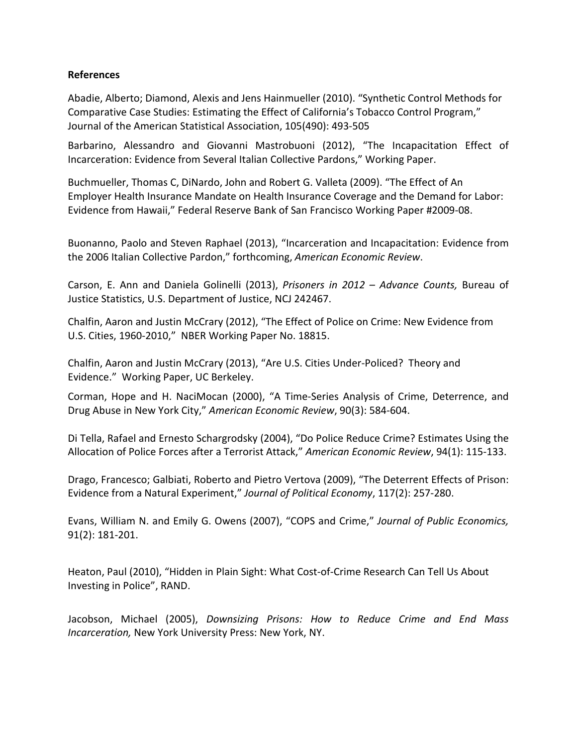**References**

Abadie, Alberto; Diamond, Alexis and Jens Hainmueller (2010). "Synthetic Control Methods for Comparative Case Studies: Estimating the Effect of California's Tobacco Control Program," Journal of the American Statistical Association, 105(490): 493-505

Barbarino, Alessandro and Giovanni Mastrobuoni (2012), "The Incapacitation Effect of Incarceration: Evidence from Several Italian Collective Pardons," Working Paper.

Buchmueller, Thomas C, DiNardo, John and Robert G. Valleta (2009). "The Effect of An Employer Health Insurance Mandate on Health Insurance Coverage and the Demand for Labor: Evidence from Hawaii," Federal Reserve Bank of San Francisco Working Paper #2009-08.

Buonanno, Paolo and Steven Raphael (2013), "Incarceration and Incapacitation: Evidence from the 2006 Italian Collective Pardon," forthcoming, *American Economic Review*.

Carson, E. Ann and Daniela Golinelli (2013), *Prisoners in 2012 – Advance Counts,* Bureau of Justice Statistics, U.S. Department of Justice, NCJ 242467.

Chalfin, Aaron and Justin McCrary (2012), "The Effect of Police on Crime: New Evidence from U.S. Cities, 1960-2010," NBER Working Paper No. 18815.

Chalfin, Aaron and Justin McCrary (2013), "Are U.S. Cities Under-Policed? Theory and Evidence." Working Paper, UC Berkeley.

Corman, Hope and H. NaciMocan (2000), "A Time-Series Analysis of Crime, Deterrence, and Drug Abuse in New York City," *American Economic Review*, 90(3): 584-604.

Di Tella, Rafael and Ernesto Schargrodsky (2004), "Do Police Reduce Crime? Estimates Using the Allocation of Police Forces after a Terrorist Attack," *American Economic Review*, 94(1): 115-133.

Drago, Francesco; Galbiati, Roberto and Pietro Vertova (2009), "The Deterrent Effects of Prison: Evidence from a Natural Experiment," *Journal of Political Economy*, 117(2): 257-280.

Evans, William N. and Emily G. Owens (2007), "COPS and Crime," *Journal of Public Economics,* 91(2): 181-201.

Heaton, Paul (2010), "Hidden in Plain Sight: What Cost-of-Crime Research Can Tell Us About Investing in Police", RAND.

Jacobson, Michael (2005), *Downsizing Prisons: How to Reduce Crime and End Mass Incarceration,* New York University Press: New York, NY.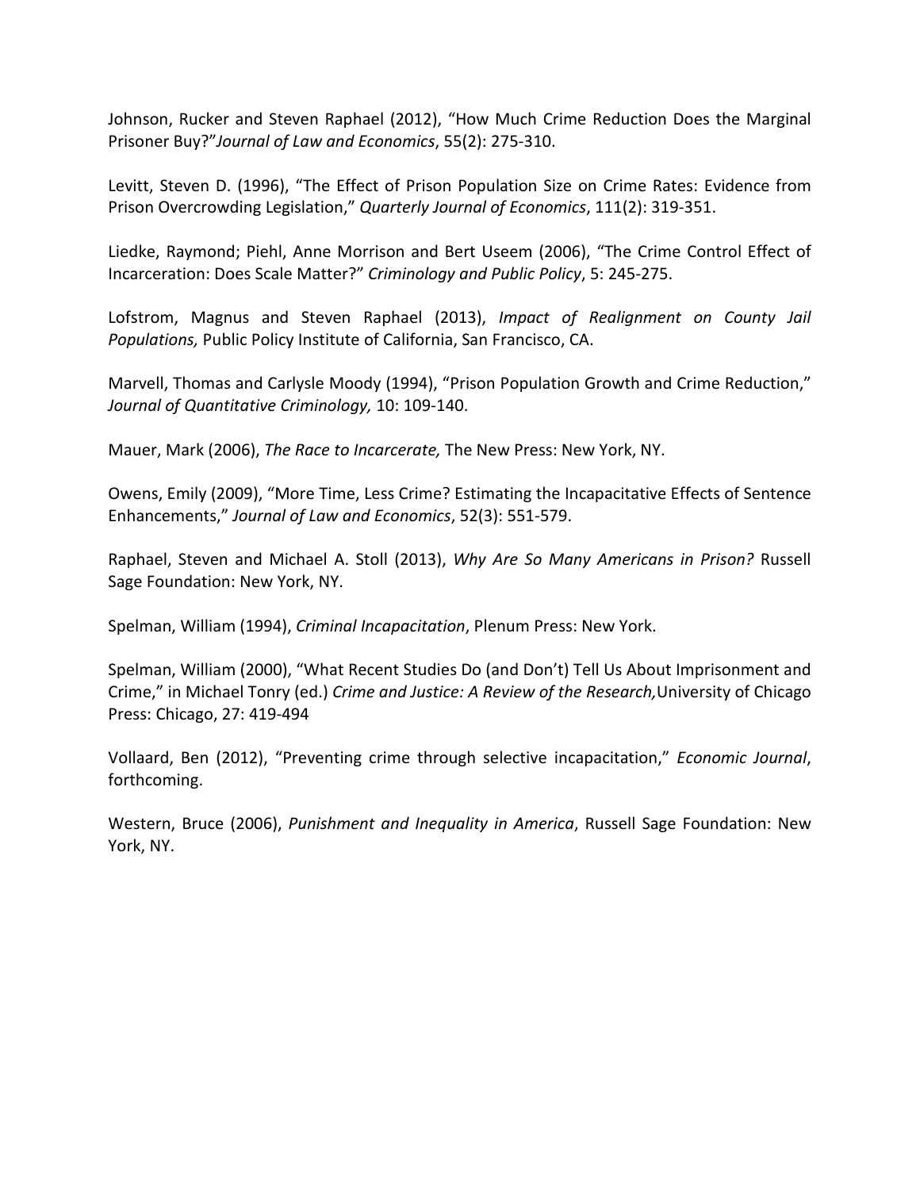Johnson, Rucker and Steven Raphael (2012), "How Much Crime Reduction Does the Marginal Prisoner Buy?"*Journal of Law and Economics*, 55(2): 275-310.

Levitt, Steven D. (1996), "The Effect of Prison Population Size on Crime Rates: Evidence from Prison Overcrowding Legislation," *Quarterly Journal of Economics*, 111(2): 319-351.

Liedke, Raymond; Piehl, Anne Morrison and Bert Useem (2006), "The Crime Control Effect of Incarceration: Does Scale Matter?" *Criminology and Public Policy*, 5: 245-275.

Lofstrom, Magnus and Steven Raphael (2013), *Impact of Realignment on County Jail Populations,* Public Policy Institute of California, San Francisco, CA.

Marvell, Thomas and Carlysle Moody (1994), "Prison Population Growth and Crime Reduction," *Journal of Quantitative Criminology,* 10: 109-140.

Mauer, Mark (2006), *The Race to Incarcerate,* The New Press: New York, NY.

Owens, Emily (2009), "More Time, Less Crime? Estimating the Incapacitative Effects of Sentence Enhancements," *Journal of Law and Economics*, 52(3): 551-579.

Raphael, Steven and Michael A. Stoll (2013), *Why Are So Many Americans in Prison?* Russell Sage Foundation: New York, NY.

Spelman, William (1994), *Criminal Incapacitation*, Plenum Press: New York.

Spelman, William (2000), "What Recent Studies Do (and Don't) Tell Us About Imprisonment and Crime," in Michael Tonry (ed.) *Crime and Justice: A Review of the Research,*University of Chicago Press: Chicago, 27: 419-494

Vollaard, Ben (2012), "Preventing crime through selective incapacitation," *Economic Journal*, forthcoming.

Western, Bruce (2006), *Punishment and Inequality in America*, Russell Sage Foundation: New York, NY.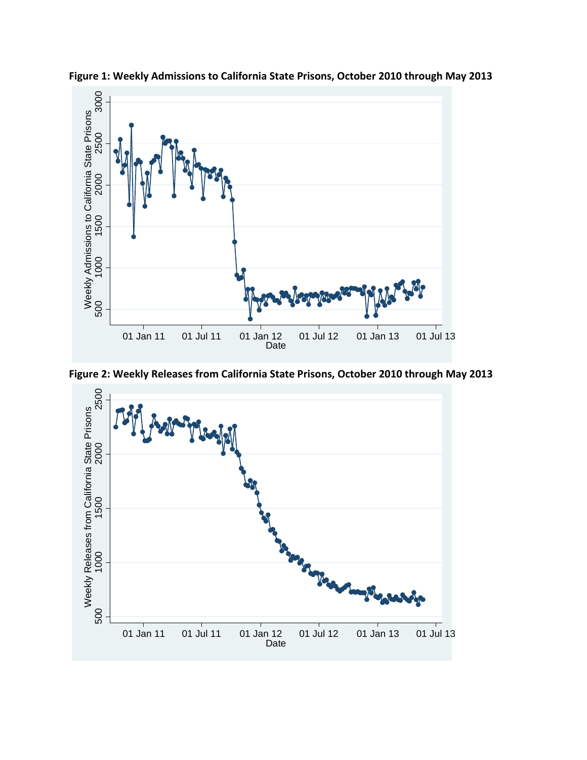**Figure 1: Weekly Admissions to California State Prisons, October 2010 through May 2013**

**Figure 2: Weekly Releases from California State Prisons, October 2010 through May 2013**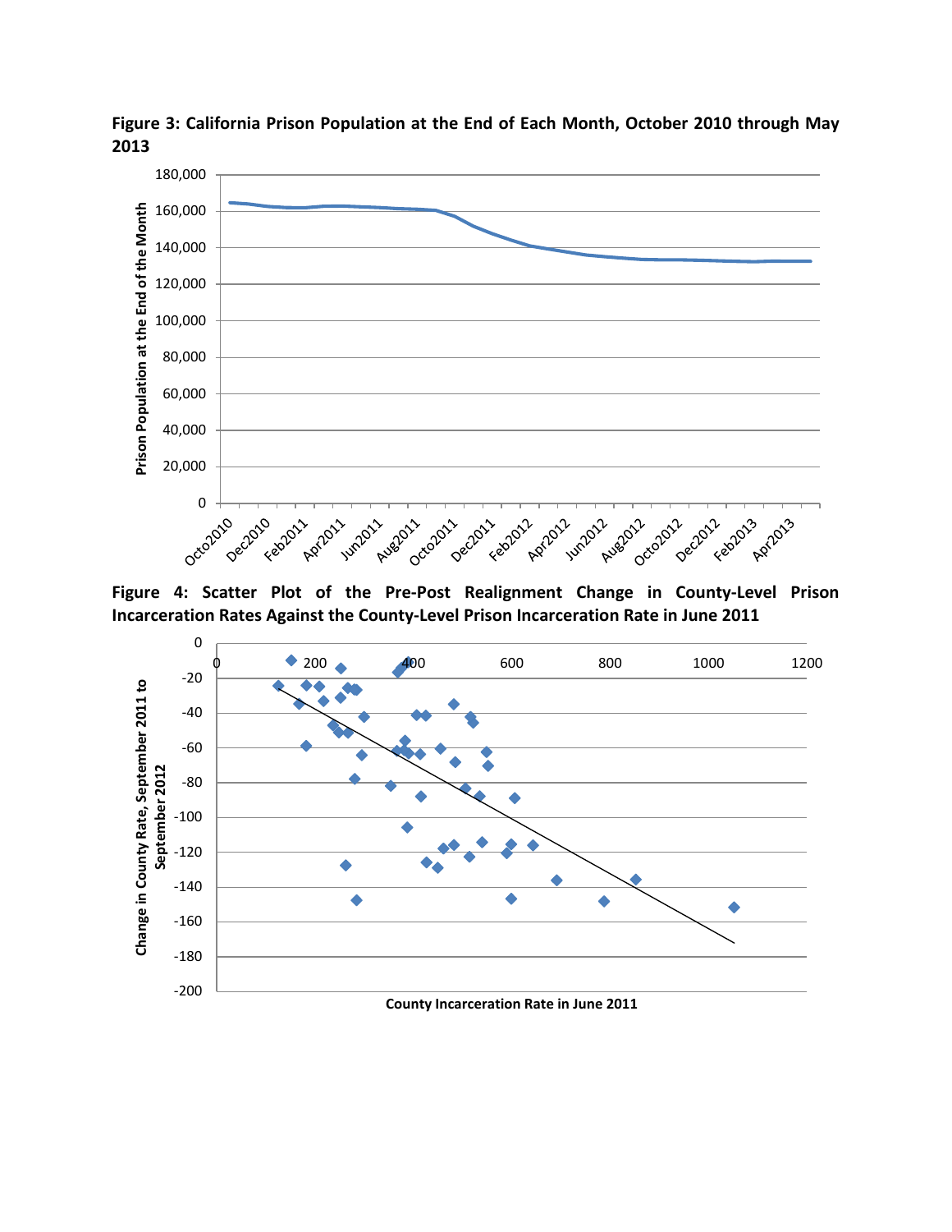**Figure 3: California Prison Population at the End of Each Month, October 2010 through May 2013**

**Figure 4: Scatter Plot of the Pre-Post Realignment Change in County-Level Prison Incarceration Rates Against the County-Level Prison Incarceration Rate in June 2011**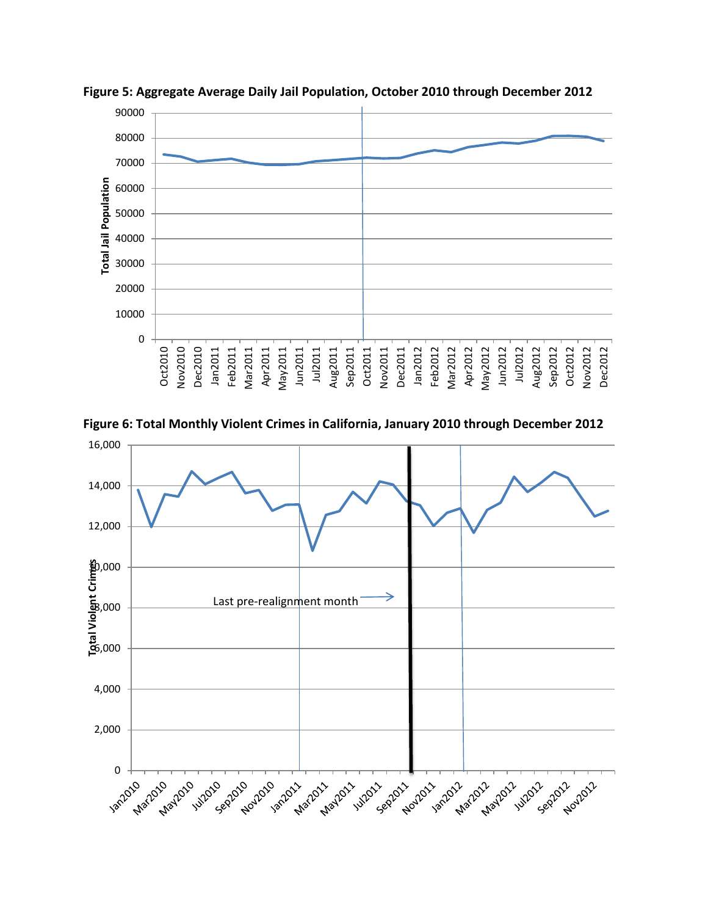**Figure 5: Aggregate Average Daily Jail Population, October 2010 through December 2012**

**Figure 6: Total Monthly Violent Crimes in California, January 2010 through December 2012**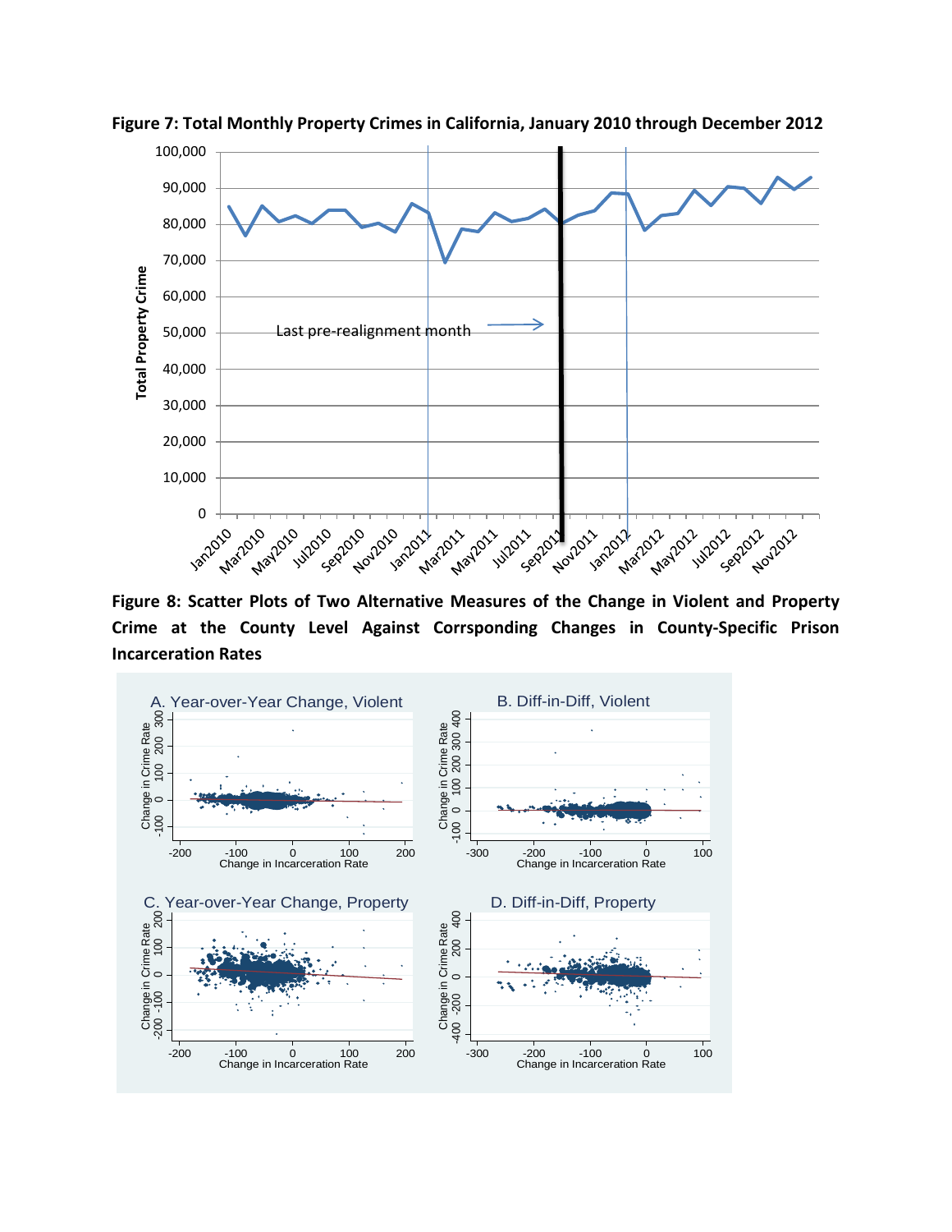**Figure 7: Total Monthly Property Crimes in California, January 2010 through December 2012**

**Figure 8: Scatter Plots of Two Alternative Measures of the Change in Violent and Property Crime at the County Level Against Corrsponding Changes in County-Specific Prison Incarceration Rates**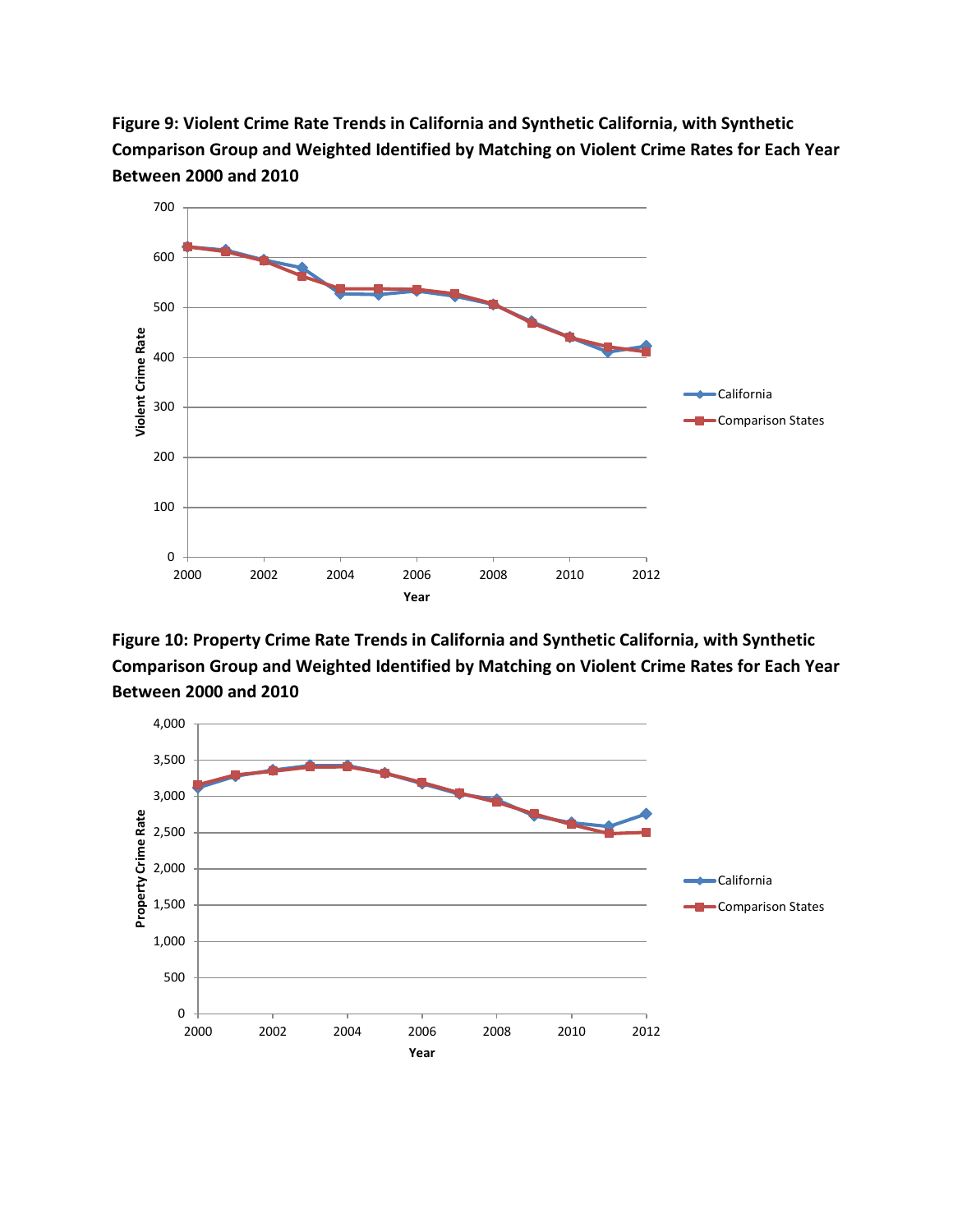**Figure 9: Violent Crime Rate Trends in California and Synthetic California, with Synthetic Comparison Group and Weighted Identified by Matching on Violent Crime Rates for Each Year Between 2000 and 2010**

**Figure 10: Property Crime Rate Trends in California and Synthetic California, with Synthetic Comparison Group and Weighted Identified by Matching on Violent Crime Rates for Each Year Between 2000 and 2010**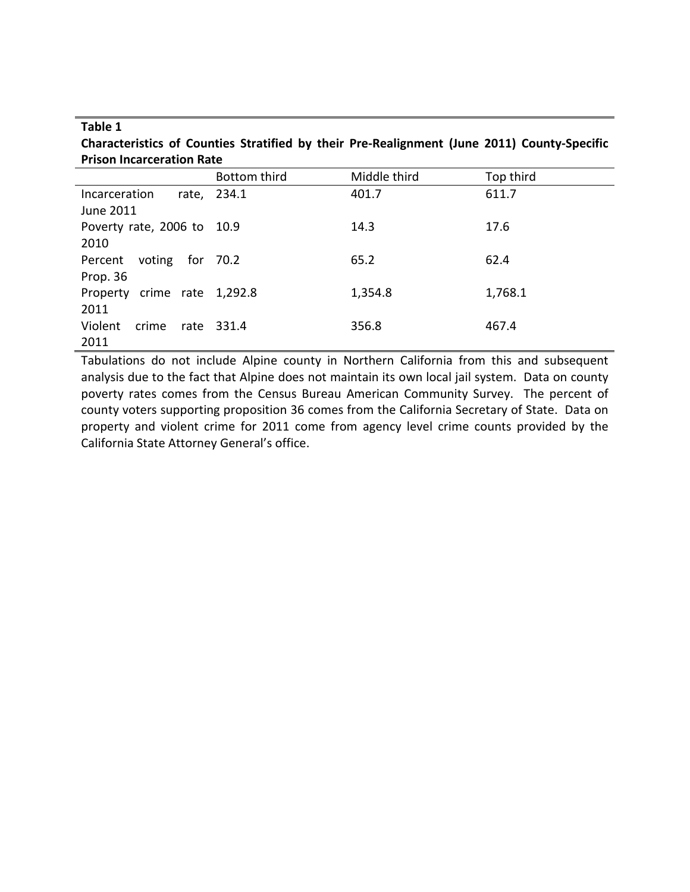**Table 1**

**Characteristics of Counties Stratified by their Pre-Realignment (June 2011) County-Specific Prison Incarceration Rate**

| | Bottom third | Middle third | Top third |
|---|---|---|---|
| Incarceration rate, June 2011 | 234.1 | 401.7 | 611.7 |
| Poverty rate, 2006 to 2010 | 10.9 | 14.3 | 17.6 |
| Percent voting for Prop. 36 | 70.2 | 65.2 | 62.4 |
| Property crime rate 2011 | 1,292.8 | 1,354.8 | 1,768.1 |
| Violent crime rate 2011 | 331.4 | 356.8 | 467.4 |

Tabulations do not include Alpine county in Northern California from this and subsequent analysis due to the fact that Alpine does not maintain its own local jail system. Data on county poverty rates comes from the Census Bureau American Community Survey. The percent of county voters supporting proposition 36 comes from the California Secretary of State. Data on property and violent crime for 2011 come from agency level crime counts provided by the California State Attorney General's office.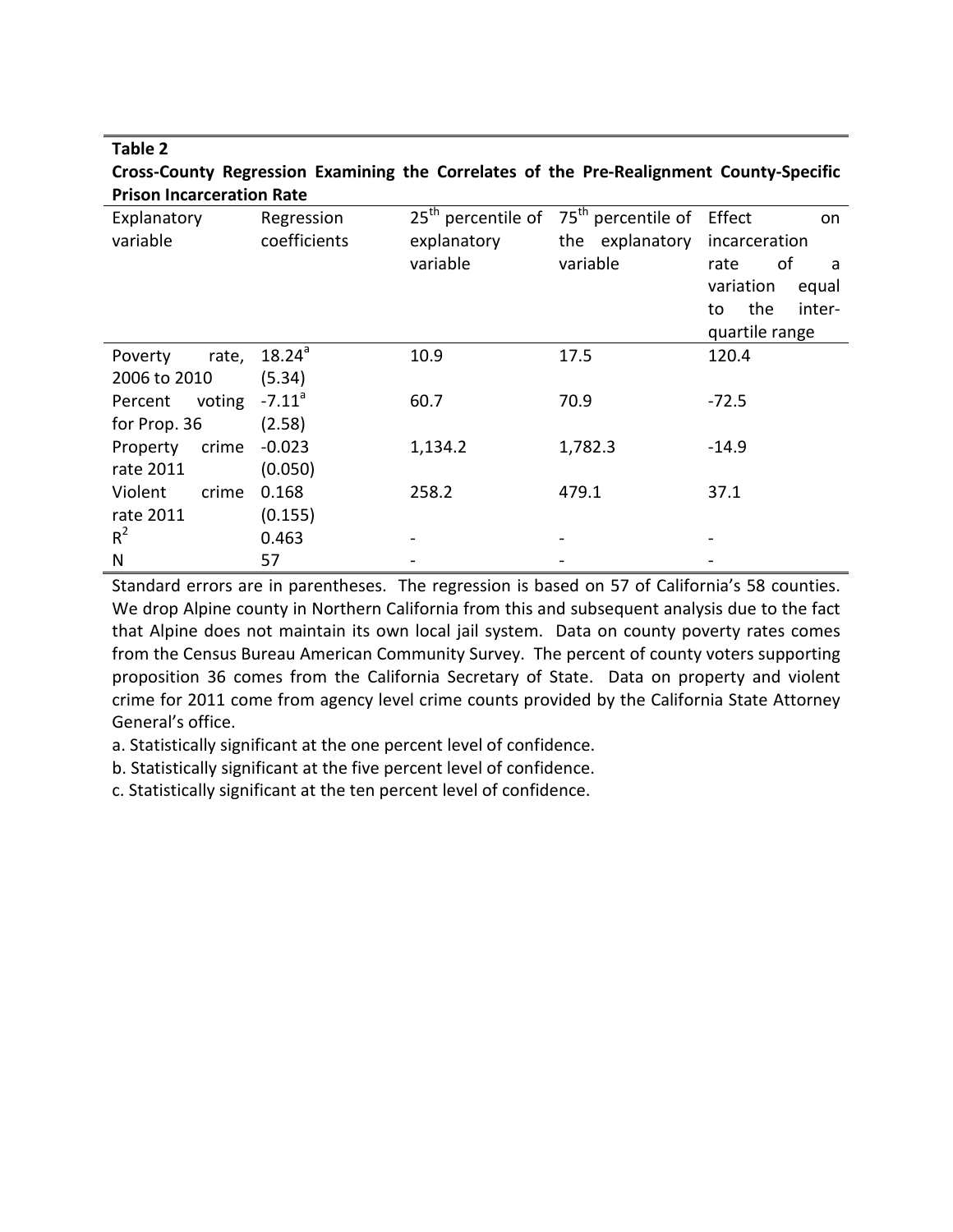**Table 2**

**Cross-County Regression Examining the Correlates of the Pre-Realignment County-Specific Prison Incarceration Rate**

| Explanatory variable | Regression coefficients | 25th percentile of explanatory variable | 75th percentile of the explanatory variable | Effect on incarceration rate of a variation equal to the inter-quartile range |
|---|---|---|---|---|
| Poverty rate, 2006 to 2010 | 18.24[a] (5.34) | 10.9 | 17.5 | 120.4 |
| Percent voting for Prop. 36 | -7.11[a] (2.58) | 60.7 | 70.9 | -72.5 |
| Property crime rate 2011 | -0.023 (0.050) | 1,134.2 | 1,782.3 | -14.9 |
| Violent crime rate 2011 | 0.168 (0.155) | 258.2 | 479.1 | 37.1 |
| $R^2$ | 0.463 | - | - | - |
| N | 57 | - | - | - |

Standard errors are in parentheses. The regression is based on 57 of California's 58 counties. We drop Alpine county in Northern California from this and subsequent analysis due to the fact that Alpine does not maintain its own local jail system. Data on county poverty rates comes from the Census Bureau American Community Survey. The percent of county voters supporting proposition 36 comes from the California Secretary of State. Data on property and violent crime for 2011 come from agency level crime counts provided by the California State Attorney General's office.

a. Statistically significant at the one percent level of confidence.

b. Statistically significant at the five percent level of confidence.

c. Statistically significant at the ten percent level of confidence.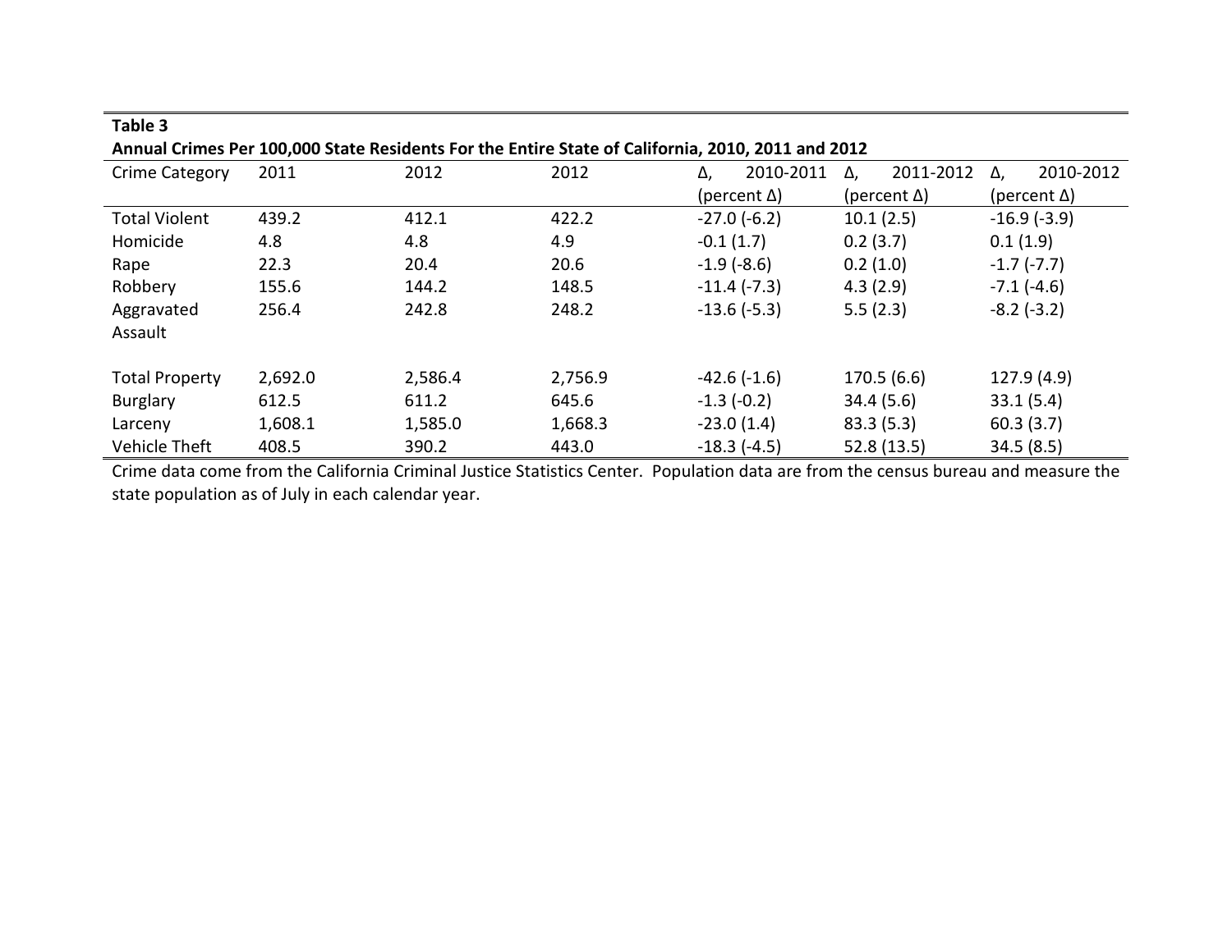**Table 3**

**Annual Crimes Per 100,000 State Residents For the Entire State of California, 2010, 2011 and 2012**

| Crime Category | 2011 | 2012 | 2012 | Δ, 2010-2011 (percent Δ) | Δ, 2011-2012 (percent Δ) | Δ, 2010-2012 (percent Δ) |
|---|---|---|---|---|---|---|
| Total Violent | 439.2 | 412.1 | 422.2 | -27.0 (-6.2) | 10.1 (2.5) | -16.9 (-3.9) |
| Homicide | 4.8 | 4.8 | 4.9 | -0.1 (1.7) | 0.2 (3.7) | 0.1 (1.9) |
| Rape | 22.3 | 20.4 | 20.6 | -1.9 (-8.6) | 0.2 (1.0) | -1.7 (-7.7) |
| Robbery | 155.6 | 144.2 | 148.5 | -11.4 (-7.3) | 4.3 (2.9) | -7.1 (-4.6) |
| Aggravated Assault | 256.4 | 242.8 | 248.2 | -13.6 (-5.3) | 5.5 (2.3) | -8.2 (-3.2) |
| | | | | | | |
| Total Property | 2,692.0 | 2,586.4 | 2,756.9 | -42.6 (-1.6) | 170.5 (6.6) | 127.9 (4.9) |
| Burglary | 612.5 | 611.2 | 645.6 | -1.3 (-0.2) | 34.4 (5.6) | 33.1 (5.4) |
| Larceny | 1,608.1 | 1,585.0 | 1,668.3 | -23.0 (1.4) | 83.3 (5.3) | 60.3 (3.7) |
| Vehicle Theft | 408.5 | 390.2 | 443.0 | -18.3 (-4.5) | 52.8 (13.5) | 34.5 (8.5) |

Crime data come from the California Criminal Justice Statistics Center. Population data are from the census bureau and measure the state population as of July in each calendar year.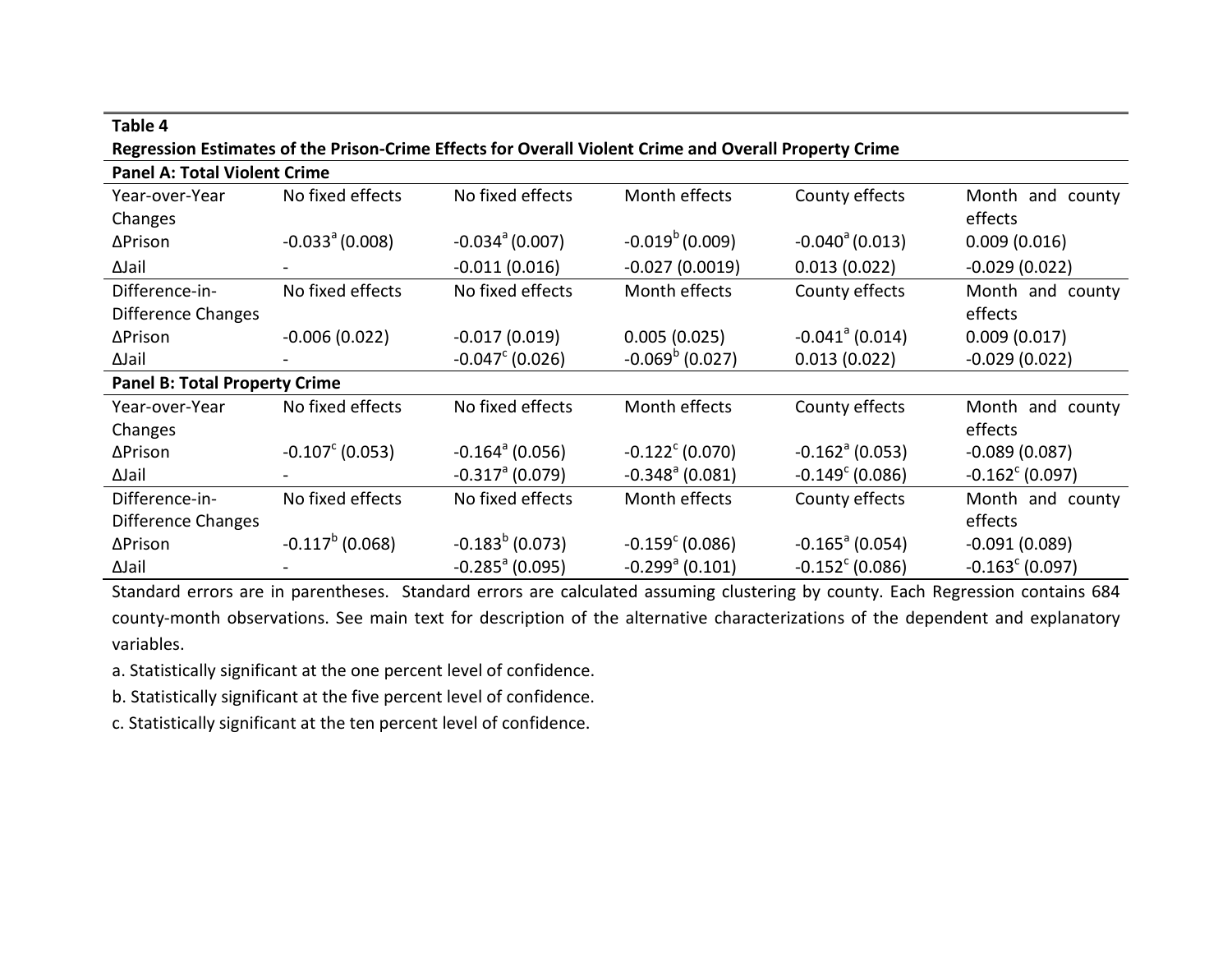**Table 4**

**Regression Estimates of the Prison-Crime Effects for Overall Violent Crime and Overall Property Crime**

| **Panel A: Total Violent Crime** | | | | | |
|---|---|---|---|---|---|
| Year-over-Year Changes | No fixed effects | No fixed effects | Month effects | County effects | Month and county effects |
| ΔPrison | -0.033[a] (0.008) | -0.034[a] (0.007) | -0.019[b] (0.009) | -0.040[a] (0.013) | 0.009 (0.016) |
| ΔJail | - | -0.011 (0.016) | -0.027 (0.0019) | 0.013 (0.022) | -0.029 (0.022) |
| Difference-in-Difference Changes | No fixed effects | No fixed effects | Month effects | County effects | Month and county effects |
| ΔPrison | -0.006 (0.022) | -0.017 (0.019) | 0.005 (0.025) | -0.041[a] (0.014) | 0.009 (0.017) |
| ΔJail | - | -0.047[c] (0.026) | -0.069[b] (0.027) | 0.013 (0.022) | -0.029 (0.022) |
| **Panel B: Total Property Crime** | | | | | |
| Year-over-Year Changes | No fixed effects | No fixed effects | Month effects | County effects | Month and county effects |
| ΔPrison | -0.107[c] (0.053) | -0.164[a] (0.056) | -0.122[c] (0.070) | -0.162[a] (0.053) | -0.089 (0.087) |
| ΔJail | - | -0.317[a] (0.079) | -0.348[a] (0.081) | -0.149[c] (0.086) | -0.162[c] (0.097) |
| Difference-in-Difference Changes | No fixed effects | No fixed effects | Month effects | County effects | Month and county effects |
| ΔPrison | -0.117[b] (0.068) | -0.183[b] (0.073) | -0.159[c] (0.086) | -0.165[a] (0.054) | -0.091 (0.089) |
| ΔJail | - | -0.285[a] (0.095) | -0.299[a] (0.101) | -0.152[c] (0.086) | -0.163[c] (0.097) |

Standard errors are in parentheses. Standard errors are calculated assuming clustering by county. Each Regression contains 684 county-month observations. See main text for description of the alternative characterizations of the dependent and explanatory variables.

a. Statistically significant at the one percent level of confidence.

b. Statistically significant at the five percent level of confidence.

c. Statistically significant at the ten percent level of confidence.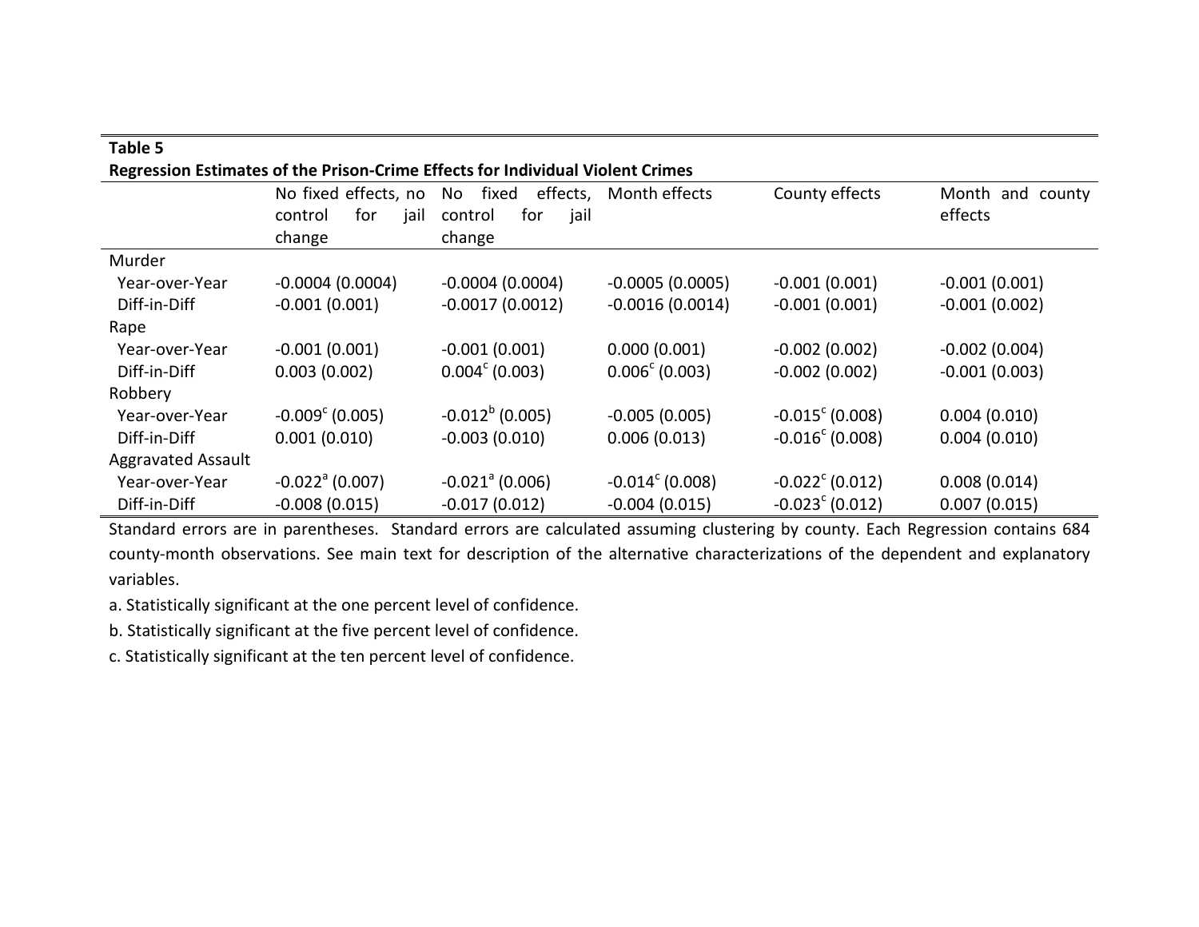**Table 5**

**Regression Estimates of the Prison-Crime Effects for Individual Violent Crimes**

| | No fixed effects, no control for jail change | No fixed effects, control for jail change | Month effects | County effects | Month and county effects |
|---|---|---|---|---|---|
| Murder | | | | | |
| Year-over-Year | -0.0004 (0.0004) | -0.0004 (0.0004) | -0.0005 (0.0005) | -0.001 (0.001) | -0.001 (0.001) |
| Diff-in-Diff | -0.001 (0.001) | -0.0017 (0.0012) | -0.0016 (0.0014) | -0.001 (0.001) | -0.001 (0.002) |
| Rape | | | | | |
| Year-over-Year | -0.001 (0.001) | -0.001 (0.001) | 0.000 (0.001) | -0.002 (0.002) | -0.002 (0.004) |
| Diff-in-Diff | 0.003 (0.002) | 0.004[c] (0.003) | 0.006[c] (0.003) | -0.002 (0.002) | -0.001 (0.003) |
| Robbery | | | | | |
| Year-over-Year | -0.009[c] (0.005) | -0.012[b] (0.005) | -0.005 (0.005) | -0.015[c] (0.008) | 0.004 (0.010) |
| Diff-in-Diff | 0.001 (0.010) | -0.003 (0.010) | 0.006 (0.013) | -0.016[c] (0.008) | 0.004 (0.010) |
| Aggravated Assault | | | | | |
| Year-over-Year | -0.022[a] (0.007) | -0.021[a] (0.006) | -0.014[c] (0.008) | -0.022[c] (0.012) | 0.008 (0.014) |
| Diff-in-Diff | -0.008 (0.015) | -0.017 (0.012) | -0.004 (0.015) | -0.023[c] (0.012) | 0.007 (0.015) |

Standard errors are in parentheses. Standard errors are calculated assuming clustering by county. Each Regression contains 684 county-month observations. See main text for description of the alternative characterizations of the dependent and explanatory variables.

a. Statistically significant at the one percent level of confidence.

b. Statistically significant at the five percent level of confidence.

c. Statistically significant at the ten percent level of confidence.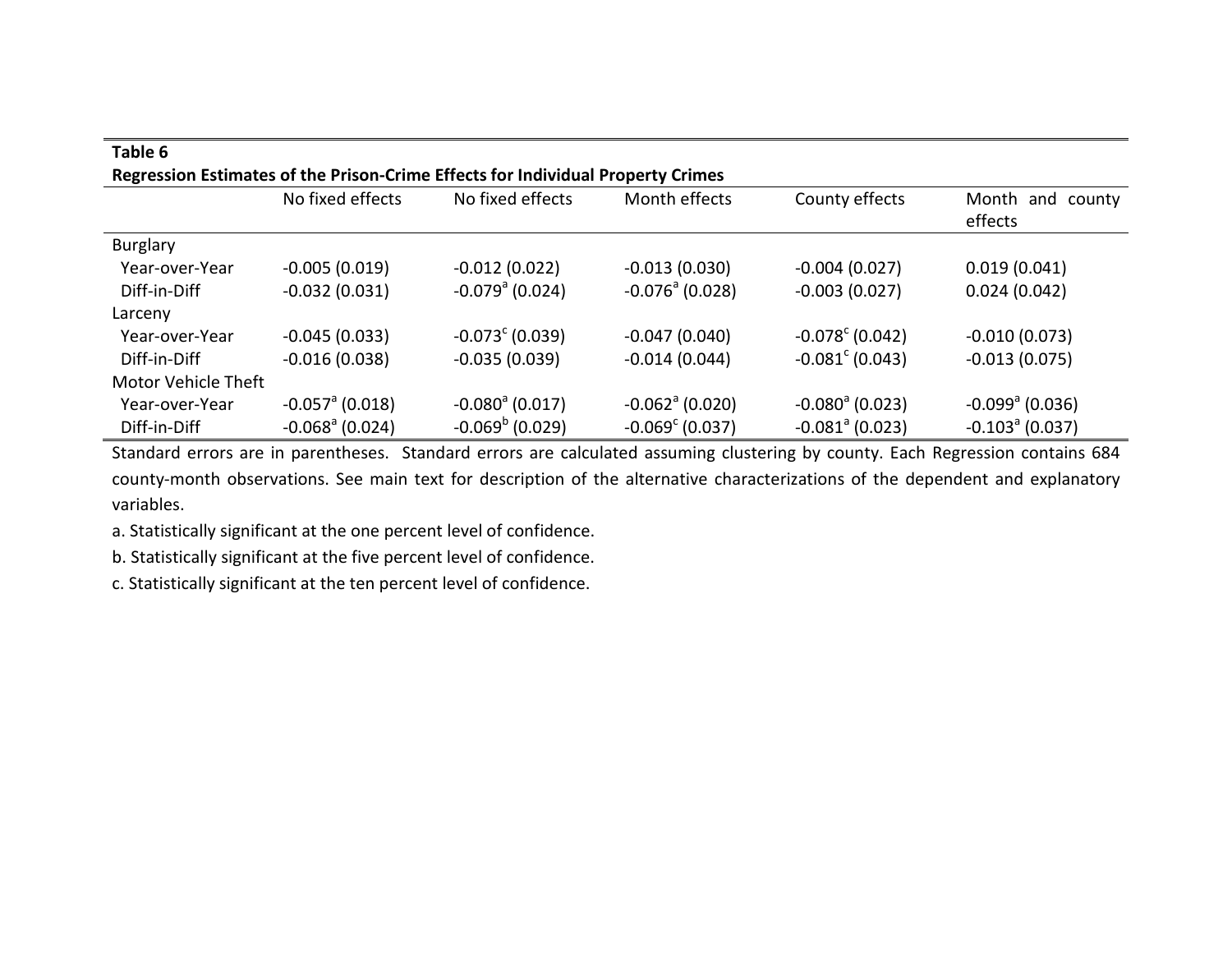**Table 6**

**Regression Estimates of the Prison-Crime Effects for Individual Property Crimes**

| | No fixed effects | No fixed effects | Month effects | County effects | Month and county effects |
|---|---|---|---|---|---|
| Burglary | | | | | |
| Year-over-Year | -0.005 (0.019) | -0.012 (0.022) | -0.013 (0.030) | -0.004 (0.027) | 0.019 (0.041) |
| Diff-in-Diff | -0.032 (0.031) | -0.079[a] (0.024) | -0.076[a] (0.028) | -0.003 (0.027) | 0.024 (0.042) |
| Larceny | | | | | |
| Year-over-Year | -0.045 (0.033) | -0.073[c] (0.039) | -0.047 (0.040) | -0.078[c] (0.042) | -0.010 (0.073) |
| Diff-in-Diff | -0.016 (0.038) | -0.035 (0.039) | -0.014 (0.044) | -0.081[c] (0.043) | -0.013 (0.075) |
| Motor Vehicle Theft | | | | | |
| Year-over-Year | -0.057[a] (0.018) | -0.080[a] (0.017) | -0.062[a] (0.020) | -0.080[a] (0.023) | -0.099[a] (0.036) |
| Diff-in-Diff | -0.068[a] (0.024) | -0.069[b] (0.029) | -0.069[c] (0.037) | -0.081[a] (0.023) | -0.103[a] (0.037) |

Standard errors are in parentheses. Standard errors are calculated assuming clustering by county. Each Regression contains 684 county-month observations. See main text for description of the alternative characterizations of the dependent and explanatory variables.

a. Statistically significant at the one percent level of confidence.

b. Statistically significant at the five percent level of confidence.

c. Statistically significant at the ten percent level of confidence.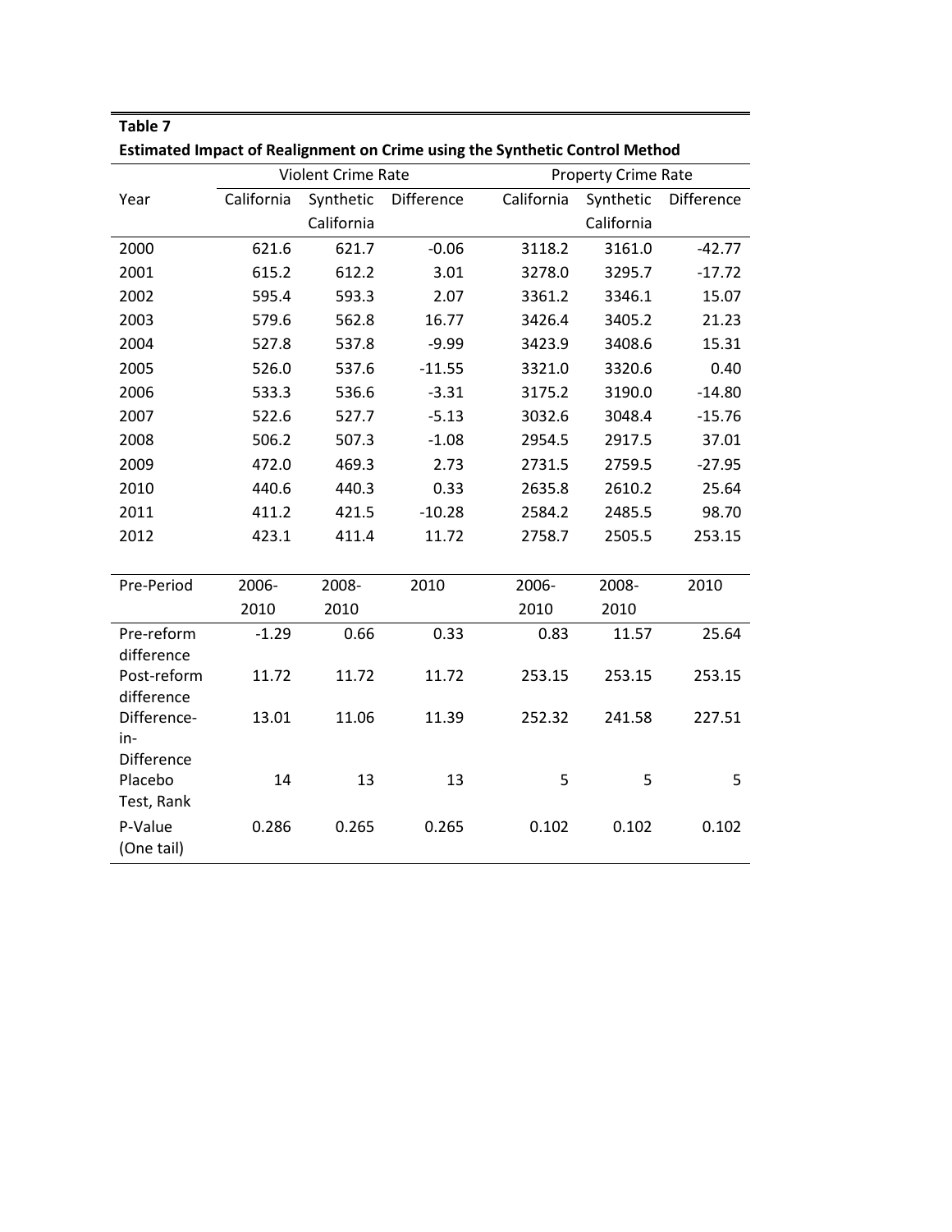**Table 7**

**Estimated Impact of Realignment on Crime using the Synthetic Control Method**

| | Violent Crime Rate | | | Property Crime Rate | | |
|---|---|---|---|---|---|---|
| Year | California | Synthetic California | Difference | California | Synthetic California | Difference |
| 2000 | 621.6 | 621.7 | -0.06 | 3118.2 | 3161.0 | -42.77 |
| 2001 | 615.2 | 612.2 | 3.01 | 3278.0 | 3295.7 | -17.72 |
| 2002 | 595.4 | 593.3 | 2.07 | 3361.2 | 3346.1 | 15.07 |
| 2003 | 579.6 | 562.8 | 16.77 | 3426.4 | 3405.2 | 21.23 |
| 2004 | 527.8 | 537.8 | -9.99 | 3423.9 | 3408.6 | 15.31 |
| 2005 | 526.0 | 537.6 | -11.55 | 3321.0 | 3320.6 | 0.40 |
| 2006 | 533.3 | 536.6 | -3.31 | 3175.2 | 3190.0 | -14.80 |
| 2007 | 522.6 | 527.7 | -5.13 | 3032.6 | 3048.4 | -15.76 |
| 2008 | 506.2 | 507.3 | -1.08 | 2954.5 | 2917.5 | 37.01 |
| 2009 | 472.0 | 469.3 | 2.73 | 2731.5 | 2759.5 | -27.95 |
| 2010 | 440.6 | 440.3 | 0.33 | 2635.8 | 2610.2 | 25.64 |
| 2011 | 411.2 | 421.5 | -10.28 | 2584.2 | 2485.5 | 98.70 |
| 2012 | 423.1 | 411.4 | 11.72 | 2758.7 | 2505.5 | 253.15 |

| Pre-Period | 2006-2010 | 2008-2010 | 2010 | 2006-2010 | 2008-2010 | 2010 |
|---|---|---|---|---|---|---|
| Pre-reform difference | -1.29 | 0.66 | 0.33 | 0.83 | 11.57 | 25.64 |
| Post-reform difference | 11.72 | 11.72 | 11.72 | 253.15 | 253.15 | 253.15 |
| Difference-in-Difference | 13.01 | 11.06 | 11.39 | 252.32 | 241.58 | 227.51 |
| Placebo Test, Rank | 14 | 13 | 13 | 5 | 5 | 5 |
| P-Value (One tail) | 0.286 | 0.265 | 0.265 | 0.102 | 0.102 | 0.102 |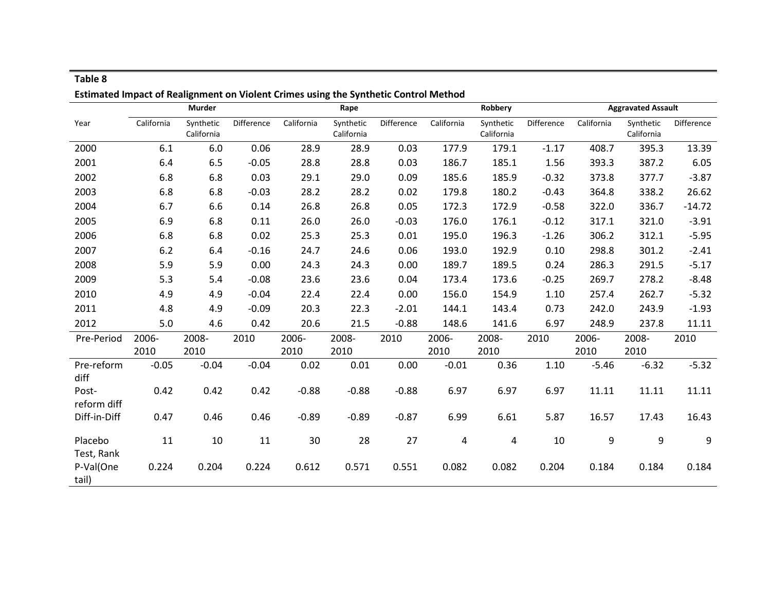**Table 8**

**Estimated Impact of Realignment on Violent Crimes using the Synthetic Control Method**

| | **Murder** | | | **Rape** | | | **Robbery** | | | **Aggravated Assault** | | |
|---|---|---|---|---|---|---|---|---|---|---|---|---|
| Year | California | Synthetic California | Difference | California | Synthetic California | Difference | California | Synthetic California | Difference | California | Synthetic California | Difference |
| 2000 | 6.1 | 6.0 | 0.06 | 28.9 | 28.9 | 0.03 | 177.9 | 179.1 | -1.17 | 408.7 | 395.3 | 13.39 |
| 2001 | 6.4 | 6.5 | -0.05 | 28.8 | 28.8 | 0.03 | 186.7 | 185.1 | 1.56 | 393.3 | 387.2 | 6.05 |
| 2002 | 6.8 | 6.8 | 0.03 | 29.1 | 29.0 | 0.09 | 185.6 | 185.9 | -0.32 | 373.8 | 377.7 | -3.87 |
| 2003 | 6.8 | 6.8 | -0.03 | 28.2 | 28.2 | 0.02 | 179.8 | 180.2 | -0.43 | 364.8 | 338.2 | 26.62 |
| 2004 | 6.7 | 6.6 | 0.14 | 26.8 | 26.8 | 0.05 | 172.3 | 172.9 | -0.58 | 322.0 | 336.7 | -14.72 |
| 2005 | 6.9 | 6.8 | 0.11 | 26.0 | 26.0 | -0.03 | 176.0 | 176.1 | -0.12 | 317.1 | 321.0 | -3.91 |
| 2006 | 6.8 | 6.8 | 0.02 | 25.3 | 25.3 | 0.01 | 195.0 | 196.3 | -1.26 | 306.2 | 312.1 | -5.95 |
| 2007 | 6.2 | 6.4 | -0.16 | 24.7 | 24.6 | 0.06 | 193.0 | 192.9 | 0.10 | 298.8 | 301.2 | -2.41 |
| 2008 | 5.9 | 5.9 | 0.00 | 24.3 | 24.3 | 0.00 | 189.7 | 189.5 | 0.24 | 286.3 | 291.5 | -5.17 |
| 2009 | 5.3 | 5.4 | -0.08 | 23.6 | 23.6 | 0.04 | 173.4 | 173.6 | -0.25 | 269.7 | 278.2 | -8.48 |
| 2010 | 4.9 | 4.9 | -0.04 | 22.4 | 22.4 | 0.00 | 156.0 | 154.9 | 1.10 | 257.4 | 262.7 | -5.32 |
| 2011 | 4.8 | 4.9 | -0.09 | 20.3 | 22.3 | -2.01 | 144.1 | 143.4 | 0.73 | 242.0 | 243.9 | -1.93 |
| 2012 | 5.0 | 4.6 | 0.42 | 20.6 | 21.5 | -0.88 | 148.6 | 141.6 | 6.97 | 248.9 | 237.8 | 11.11 |
| Pre-Period | 2006-2010 | 2008-2010 | 2010 | 2006-2010 | 2008-2010 | 2010 | 2006-2010 | 2008-2010 | 2010 | 2006-2010 | 2008-2010 | 2010 |
| Pre-reform diff | -0.05 | -0.04 | -0.04 | 0.02 | 0.01 | 0.00 | -0.01 | 0.36 | 1.10 | -5.46 | -6.32 | -5.32 |
| Post-reform diff | 0.42 | 0.42 | 0.42 | -0.88 | -0.88 | -0.88 | 6.97 | 6.97 | 6.97 | 11.11 | 11.11 | 11.11 |
| Diff-in-Diff | 0.47 | 0.46 | 0.46 | -0.89 | -0.89 | -0.87 | 6.99 | 6.61 | 5.87 | 16.57 | 17.43 | 16.43 |
| Placebo Test, Rank | 11 | 10 | 11 | 30 | 28 | 27 | 4 | 4 | 10 | 9 | 9 | 9 |
| P-Val(One tail) | 0.224 | 0.204 | 0.224 | 0.612 | 0.571 | 0.551 | 0.082 | 0.082 | 0.204 | 0.184 | 0.184 | 0.184 |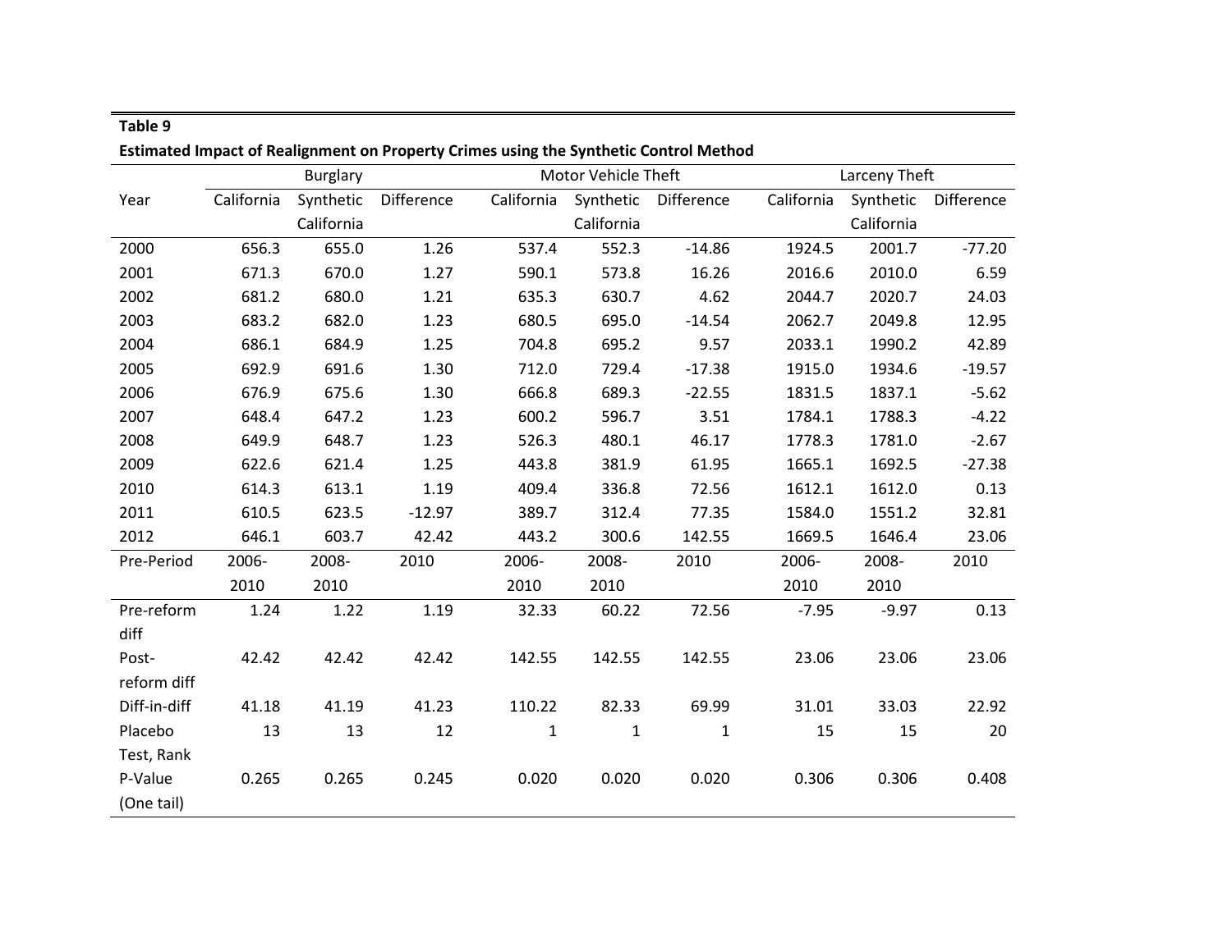**Table 9**

**Estimated Impact of Realignment on Property Crimes using the Synthetic Control Method**

| Year | Burglary | | | Motor Vehicle Theft | | | Larceny Theft | | |
|---|---|---|---|---|---|---|---|---|---|
| | California | Synthetic California | Difference | California | Synthetic California | Difference | California | Synthetic California | Difference |
| 2000 | 656.3 | 655.0 | 1.26 | 537.4 | 552.3 | -14.86 | 1924.5 | 2001.7 | -77.20 |
| 2001 | 671.3 | 670.0 | 1.27 | 590.1 | 573.8 | 16.26 | 2016.6 | 2010.0 | 6.59 |
| 2002 | 681.2 | 680.0 | 1.21 | 635.3 | 630.7 | 4.62 | 2044.7 | 2020.7 | 24.03 |
| 2003 | 683.2 | 682.0 | 1.23 | 680.5 | 695.0 | -14.54 | 2062.7 | 2049.8 | 12.95 |
| 2004 | 686.1 | 684.9 | 1.25 | 704.8 | 695.2 | 9.57 | 2033.1 | 1990.2 | 42.89 |
| 2005 | 692.9 | 691.6 | 1.30 | 712.0 | 729.4 | -17.38 | 1915.0 | 1934.6 | -19.57 |
| 2006 | 676.9 | 675.6 | 1.30 | 666.8 | 689.3 | -22.55 | 1831.5 | 1837.1 | -5.62 |
| 2007 | 648.4 | 647.2 | 1.23 | 600.2 | 596.7 | 3.51 | 1784.1 | 1788.3 | -4.22 |
| 2008 | 649.9 | 648.7 | 1.23 | 526.3 | 480.1 | 46.17 | 1778.3 | 1781.0 | -2.67 |
| 2009 | 622.6 | 621.4 | 1.25 | 443.8 | 381.9 | 61.95 | 1665.1 | 1692.5 | -27.38 |
| 2010 | 614.3 | 613.1 | 1.19 | 409.4 | 336.8 | 72.56 | 1612.1 | 1612.0 | 0.13 |
| 2011 | 610.5 | 623.5 | -12.97 | 389.7 | 312.4 | 77.35 | 1584.0 | 1551.2 | 32.81 |
| 2012 | 646.1 | 603.7 | 42.42 | 443.2 | 300.6 | 142.55 | 1669.5 | 1646.4 | 23.06 |
| Pre-Period | 2006-2010 | 2008-2010 | 2010 | 2006-2010 | 2008-2010 | 2010 | 2006-2010 | 2008-2010 | 2010 |
| Pre-reform diff | 1.24 | 1.22 | 1.19 | 32.33 | 60.22 | 72.56 | -7.95 | -9.97 | 0.13 |
| Post-reform diff | 42.42 | 42.42 | 42.42 | 142.55 | 142.55 | 142.55 | 23.06 | 23.06 | 23.06 |
| Diff-in-diff | 41.18 | 41.19 | 41.23 | 110.22 | 82.33 | 69.99 | 31.01 | 33.03 | 22.92 |
| Placebo Test, Rank | 13 | 13 | 12 | 1 | 1 | 1 | 15 | 15 | 20 |
| P-Value (One tail) | 0.265 | 0.265 | 0.245 | 0.020 | 0.020 | 0.020 | 0.306 | 0.306 | 0.408 |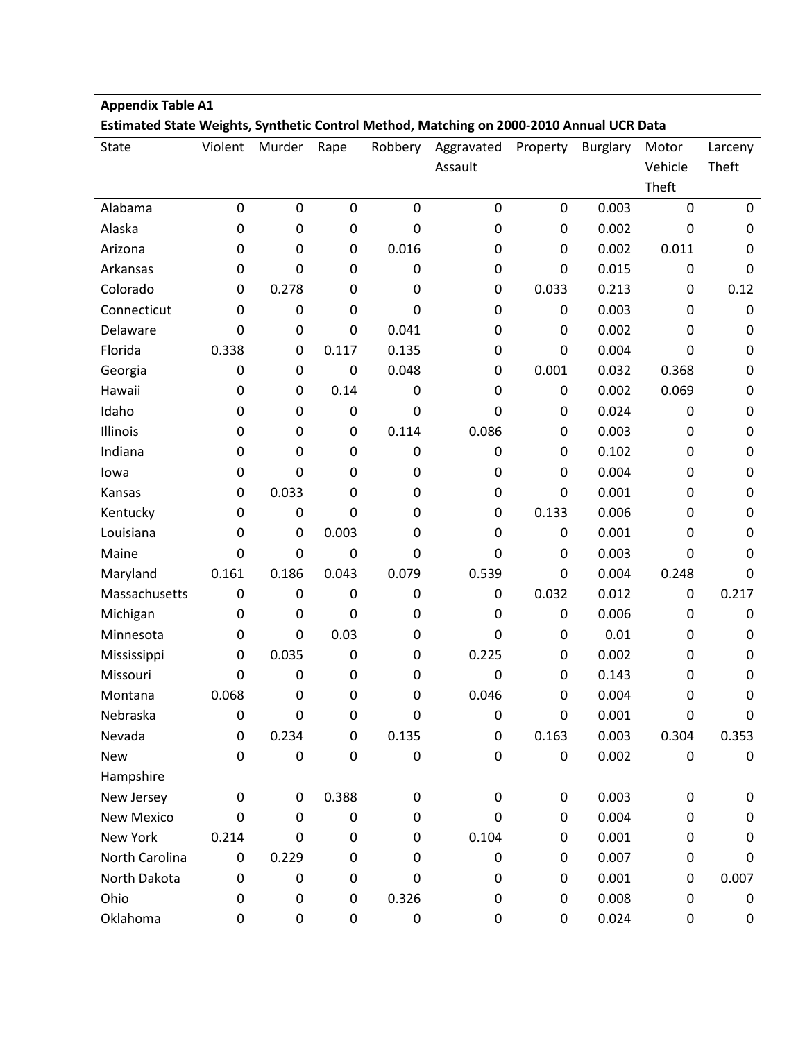**Appendix Table A1**

**Estimated State Weights, Synthetic Control Method, Matching on 2000-2010 Annual UCR Data**

| State | Violent | Murder | Rape | Robbery | Aggravated Assault | Property | Burglary | Motor Vehicle Theft | Larceny Theft |
|---|---|---|---|---|---|---|---|---|---|
| Alabama | 0 | 0 | 0 | 0 | 0 | 0 | 0.003 | 0 | 0 |
| Alaska | 0 | 0 | 0 | 0 | 0 | 0 | 0.002 | 0 | 0 |
| Arizona | 0 | 0 | 0 | 0.016 | 0 | 0 | 0.002 | 0.011 | 0 |
| Arkansas | 0 | 0 | 0 | 0 | 0 | 0 | 0.015 | 0 | 0 |
| Colorado | 0 | 0.278 | 0 | 0 | 0 | 0.033 | 0.213 | 0 | 0.12 |
| Connecticut | 0 | 0 | 0 | 0 | 0 | 0 | 0.003 | 0 | 0 |
| Delaware | 0 | 0 | 0 | 0.041 | 0 | 0 | 0.002 | 0 | 0 |
| Florida | 0.338 | 0 | 0.117 | 0.135 | 0 | 0 | 0.004 | 0 | 0 |
| Georgia | 0 | 0 | 0 | 0.048 | 0 | 0.001 | 0.032 | 0.368 | 0 |
| Hawaii | 0 | 0 | 0.14 | 0 | 0 | 0 | 0.002 | 0.069 | 0 |
| Idaho | 0 | 0 | 0 | 0 | 0 | 0 | 0.024 | 0 | 0 |
| Illinois | 0 | 0 | 0 | 0.114 | 0.086 | 0 | 0.003 | 0 | 0 |
| Indiana | 0 | 0 | 0 | 0 | 0 | 0 | 0.102 | 0 | 0 |
| Iowa | 0 | 0 | 0 | 0 | 0 | 0 | 0.004 | 0 | 0 |
| Kansas | 0 | 0.033 | 0 | 0 | 0 | 0 | 0.001 | 0 | 0 |
| Kentucky | 0 | 0 | 0 | 0 | 0 | 0.133 | 0.006 | 0 | 0 |
| Louisiana | 0 | 0 | 0.003 | 0 | 0 | 0 | 0.001 | 0 | 0 |
| Maine | 0 | 0 | 0 | 0 | 0 | 0 | 0.003 | 0 | 0 |
| Maryland | 0.161 | 0.186 | 0.043 | 0.079 | 0.539 | 0 | 0.004 | 0.248 | 0 |
| Massachusetts | 0 | 0 | 0 | 0 | 0 | 0.032 | 0.012 | 0 | 0.217 |
| Michigan | 0 | 0 | 0 | 0 | 0 | 0 | 0.006 | 0 | 0 |
| Minnesota | 0 | 0 | 0.03 | 0 | 0 | 0 | 0.01 | 0 | 0 |
| Mississippi | 0 | 0.035 | 0 | 0 | 0.225 | 0 | 0.002 | 0 | 0 |
| Missouri | 0 | 0 | 0 | 0 | 0 | 0 | 0.143 | 0 | 0 |
| Montana | 0.068 | 0 | 0 | 0 | 0.046 | 0 | 0.004 | 0 | 0 |
| Nebraska | 0 | 0 | 0 | 0 | 0 | 0 | 0.001 | 0 | 0 |
| Nevada | 0 | 0.234 | 0 | 0.135 | 0 | 0.163 | 0.003 | 0.304 | 0.353 |
| New Hampshire | 0 | 0 | 0 | 0 | 0 | 0 | 0.002 | 0 | 0 |
| New Jersey | 0 | 0 | 0.388 | 0 | 0 | 0 | 0.003 | 0 | 0 |
| New Mexico | 0 | 0 | 0 | 0 | 0 | 0 | 0.004 | 0 | 0 |
| New York | 0.214 | 0 | 0 | 0 | 0.104 | 0 | 0.001 | 0 | 0 |
| North Carolina | 0 | 0.229 | 0 | 0 | 0 | 0 | 0.007 | 0 | 0 |
| North Dakota | 0 | 0 | 0 | 0 | 0 | 0 | 0.001 | 0 | 0.007 |
| Ohio | 0 | 0 | 0 | 0.326 | 0 | 0 | 0.008 | 0 | 0 |
| Oklahoma | 0 | 0 | 0 | 0 | 0 | 0 | 0.024 | 0 | 0 |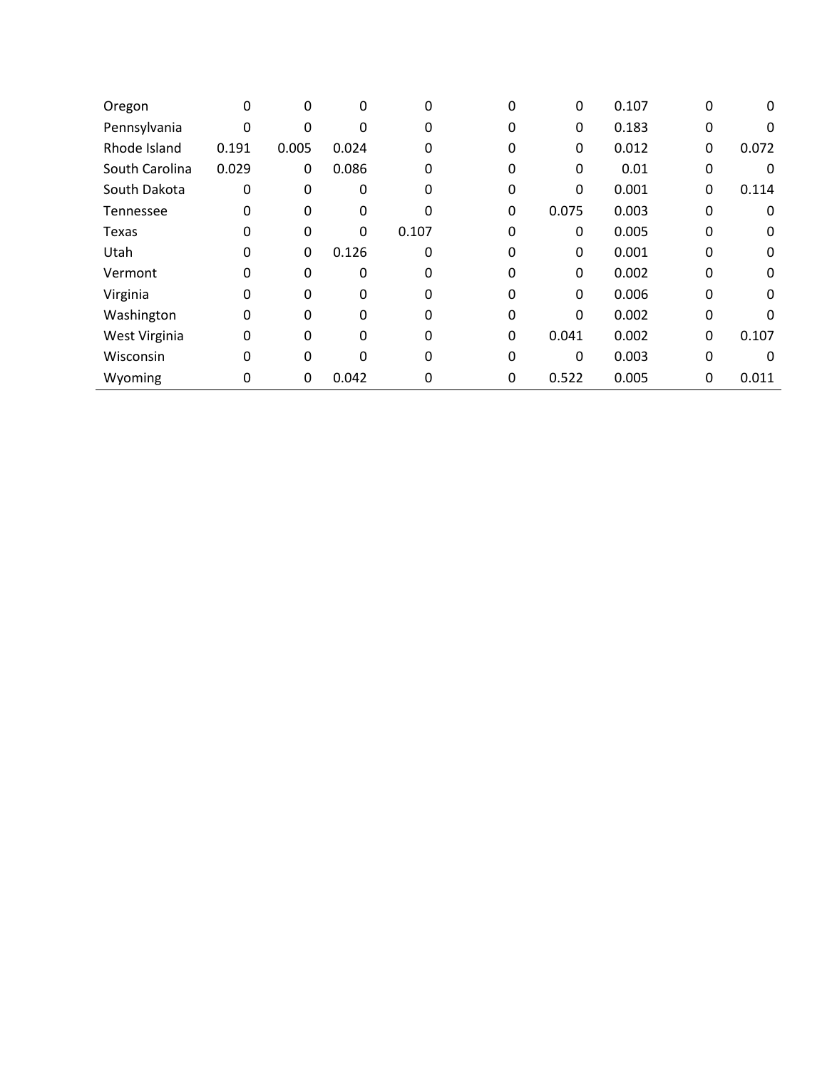| | | | | | | | | | |
|---|---|---|---|---|---|---|---|---|---|
| Oregon | 0 | 0 | 0 | 0 | 0 | 0 | 0.107 | 0 | 0 |
| Pennsylvania | 0 | 0 | 0 | 0 | 0 | 0 | 0.183 | 0 | 0 |
| Rhode Island | 0.191 | 0.005 | 0.024 | 0 | 0 | 0 | 0.012 | 0 | 0.072 |
| South Carolina | 0.029 | 0 | 0.086 | 0 | 0 | 0 | 0.01 | 0 | 0 |
| South Dakota | 0 | 0 | 0 | 0 | 0 | 0 | 0.001 | 0 | 0.114 |
| Tennessee | 0 | 0 | 0 | 0 | 0 | 0.075 | 0.003 | 0 | 0 |
| Texas | 0 | 0 | 0 | 0.107 | 0 | 0 | 0.005 | 0 | 0 |
| Utah | 0 | 0 | 0.126 | 0 | 0 | 0 | 0.001 | 0 | 0 |
| Vermont | 0 | 0 | 0 | 0 | 0 | 0 | 0.002 | 0 | 0 |
| Virginia | 0 | 0 | 0 | 0 | 0 | 0 | 0.006 | 0 | 0 |
| Washington | 0 | 0 | 0 | 0 | 0 | 0 | 0.002 | 0 | 0 |
| West Virginia | 0 | 0 | 0 | 0 | 0 | 0.041 | 0.002 | 0 | 0.107 |
| Wisconsin | 0 | 0 | 0 | 0 | 0 | 0 | 0.003 | 0 | 0 |
| Wyoming | 0 | 0 | 0.042 | 0 | 0 | 0.522 | 0.005 | 0 | 0.011 |